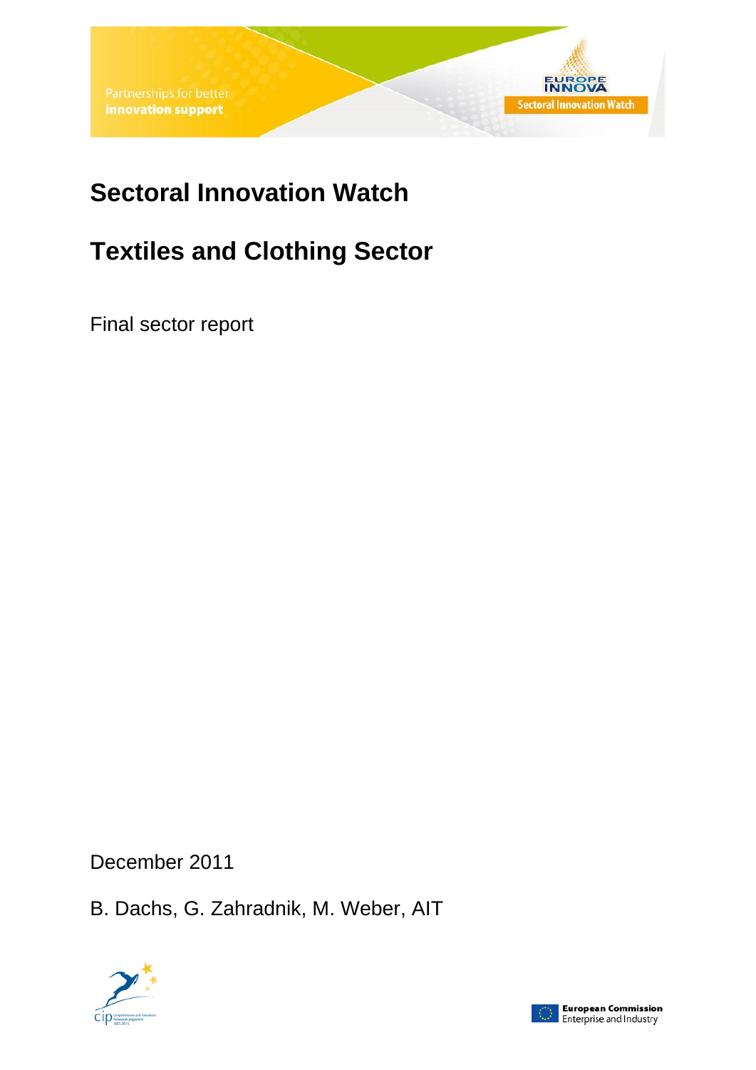Partnerships for better **innovation support**

EUROPE INNOVA

Sectoral Innovation Watch

# Sectoral Innovation Watch

# Textiles and Clothing Sector

Final sector report

December 2011

B. Dachs, G. Zahradnik, M. Weber, AIT

**European Commission**
Enterprise and Industry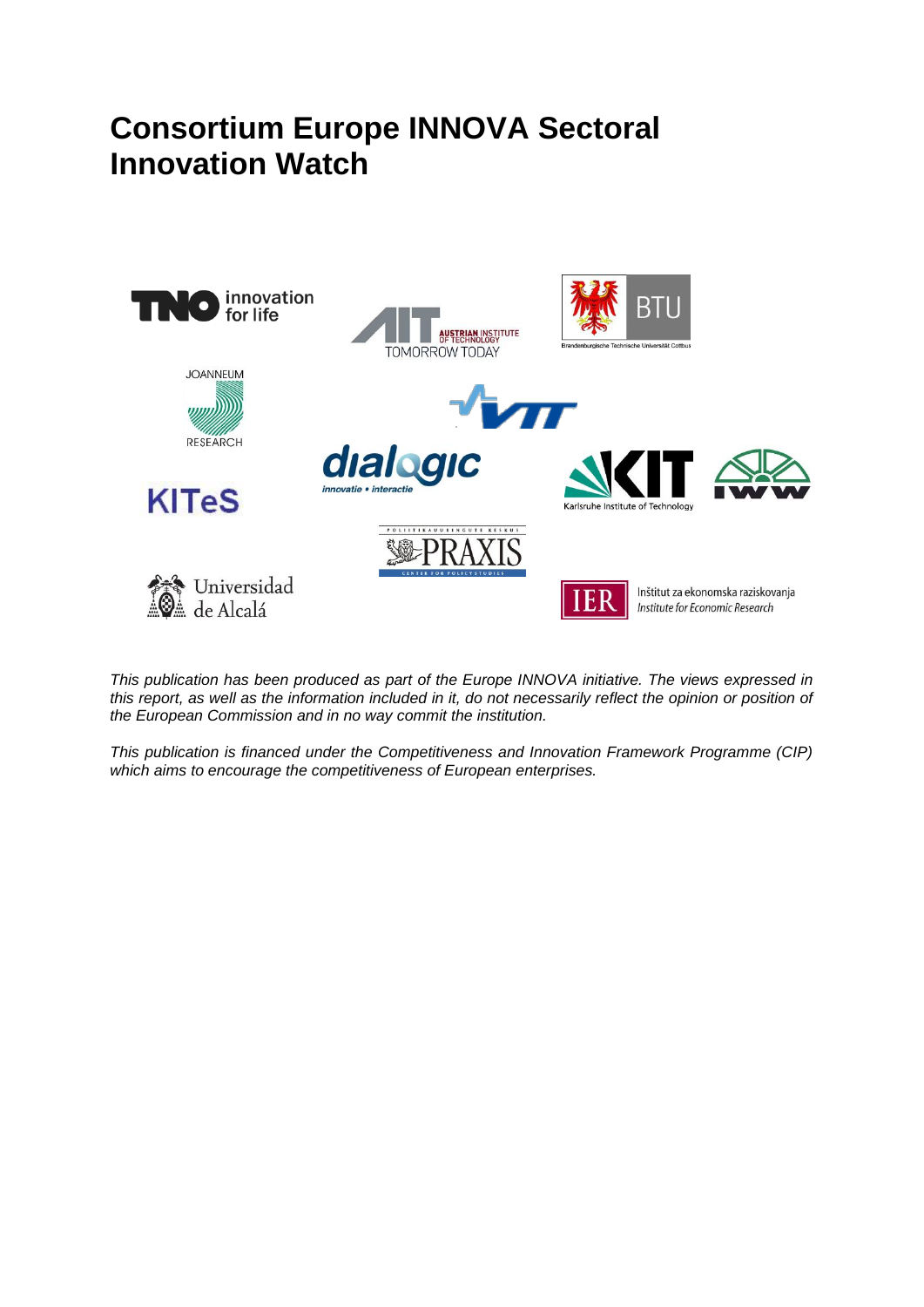# Consortium Europe INNOVA Sectoral Innovation Watch

*This publication has been produced as part of the Europe INNOVA initiative. The views expressed in this report, as well as the information included in it, do not necessarily reflect the opinion or position of the European Commission and in no way commit the institution.*

*This publication is financed under the Competitiveness and Innovation Framework Programme (CIP) which aims to encourage the competitiveness of European enterprises.*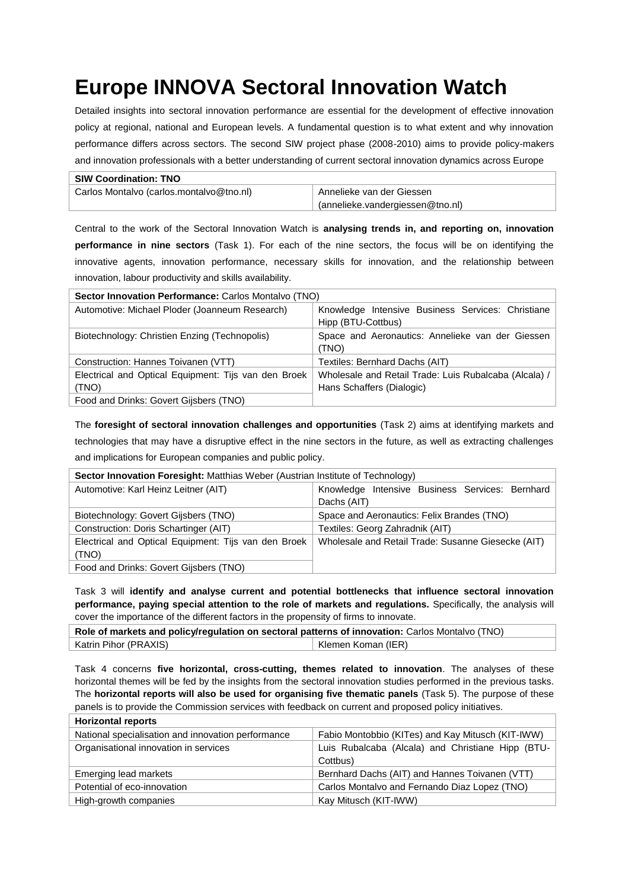# Europe INNOVA Sectoral Innovation Watch

Detailed insights into sectoral innovation performance are essential for the development of effective innovation policy at regional, national and European levels. A fundamental question is to what extent and why innovation performance differs across sectors. The second SIW project phase (2008-2010) aims to provide policy-makers and innovation professionals with a better understanding of current sectoral innovation dynamics across Europe

| **SIW Coordination: TNO** | |
|---|---|
| Carlos Montalvo (carlos.montalvo@tno.nl) | Annelieke van der Giessen (annelieke.vandergiessen@tno.nl) |

Central to the work of the Sectoral Innovation Watch is **analysing trends in, and reporting on, innovation performance in nine sectors** (Task 1). For each of the nine sectors, the focus will be on identifying the innovative agents, innovation performance, necessary skills for innovation, and the relationship between innovation, labour productivity and skills availability.

| **Sector Innovation Performance:** Carlos Montalvo (TNO) | |
|---|---|
| Automotive: Michael Ploder (Joanneum Research) | Knowledge Intensive Business Services: Christiane Hipp (BTU-Cottbus) |
| Biotechnology: Christien Enzing (Technopolis) | Space and Aeronautics: Annelieke van der Giessen (TNO) |
| Construction: Hannes Toivanen (VTT) | Textiles: Bernhard Dachs (AIT) |
| Electrical and Optical Equipment: Tijs van den Broek (TNO) | Wholesale and Retail Trade: Luis Rubalcaba (Alcala) / Hans Schaffers (Dialogic) |
| Food and Drinks: Govert Gijsbers (TNO) | |

The **foresight of sectoral innovation challenges and opportunities** (Task 2) aims at identifying markets and technologies that may have a disruptive effect in the nine sectors in the future, as well as extracting challenges and implications for European companies and public policy.

| **Sector Innovation Foresight:** Matthias Weber (Austrian Institute of Technology) | |
|---|---|
| Automotive: Karl Heinz Leitner (AIT) | Knowledge Intensive Business Services: Bernhard Dachs (AIT) |
| Biotechnology: Govert Gijsbers (TNO) | Space and Aeronautics: Felix Brandes (TNO) |
| Construction: Doris Schartinger (AIT) | Textiles: Georg Zahradnik (AIT) |
| Electrical and Optical Equipment: Tijs van den Broek (TNO) | Wholesale and Retail Trade: Susanne Giesecke (AIT) |
| Food and Drinks: Govert Gijsbers (TNO) | |

Task 3 will **identify and analyse current and potential bottlenecks that influence sectoral innovation performance, paying special attention to the role of markets and regulations.** Specifically, the analysis will cover the importance of the different factors in the propensity of firms to innovate.

| **Role of markets and policy/regulation on sectoral patterns of innovation:** Carlos Montalvo (TNO) | |
|---|---|
| Katrin Pihor (PRAXIS) | Klemen Koman (IER) |

Task 4 concerns **five horizontal, cross-cutting, themes related to innovation**. The analyses of these horizontal themes will be fed by the insights from the sectoral innovation studies performed in the previous tasks. The **horizontal reports will also be used for organising five thematic panels** (Task 5). The purpose of these panels is to provide the Commission services with feedback on current and proposed policy initiatives.

| **Horizontal reports** | |
|---|---|
| National specialisation and innovation performance | Fabio Montobbio (KITes) and Kay Mitusch (KIT-IWW) |
| Organisational innovation in services | Luis Rubalcaba (Alcala) and Christiane Hipp (BTU-Cottbus) |
| Emerging lead markets | Bernhard Dachs (AIT) and Hannes Toivanen (VTT) |
| Potential of eco-innovation | Carlos Montalvo and Fernando Diaz Lopez (TNO) |
| High-growth companies | Kay Mitusch (KIT-IWW) |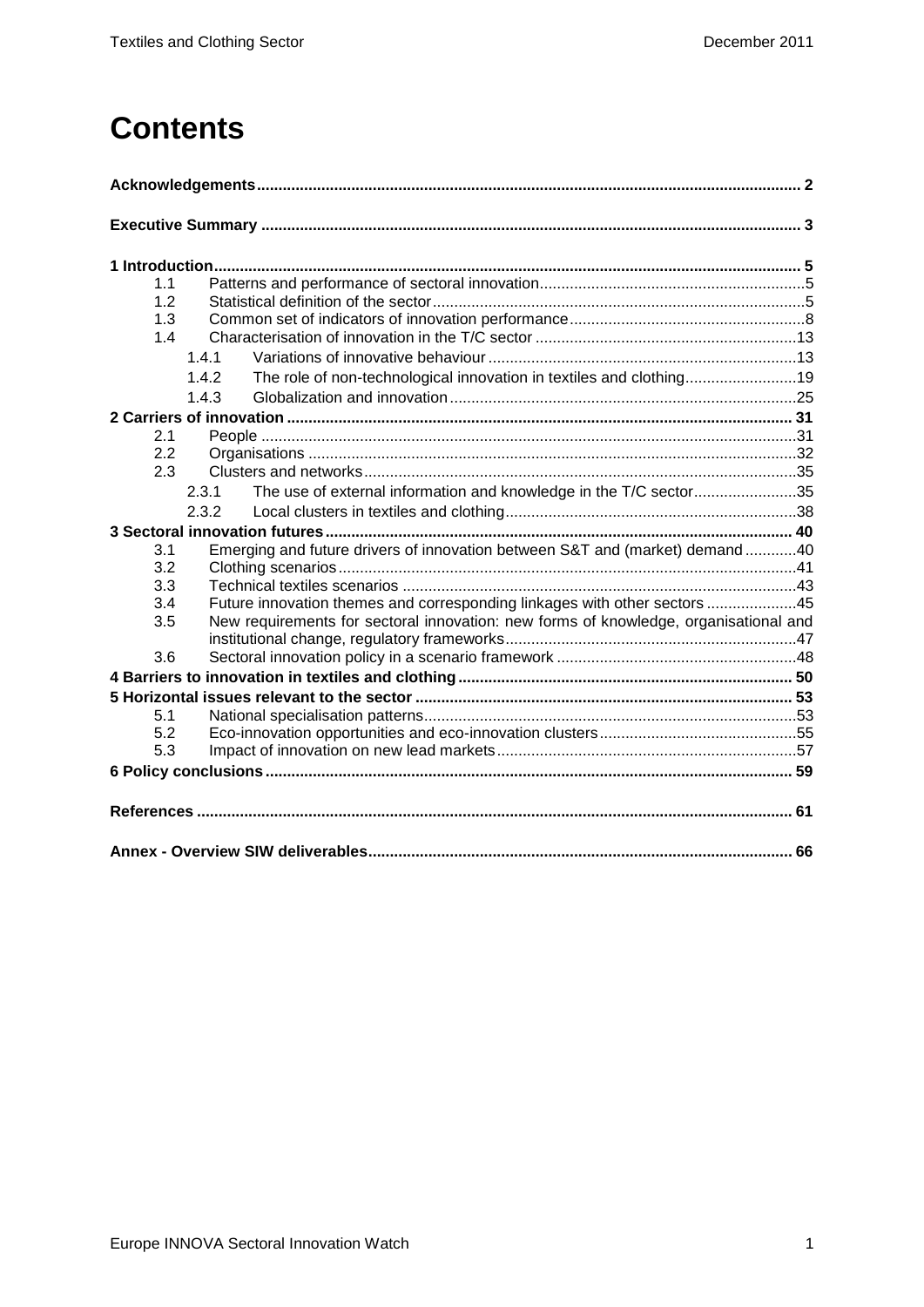# Contents

**Acknowledgements ... 2**

**Executive Summary ... 3**

**1 Introduction ... 5**

- 1.1 Patterns and performance of sectoral innovation ... 5
- 1.2 Statistical definition of the sector ... 5
- 1.3 Common set of indicators of innovation performance ... 8
- 1.4 Characterisation of innovation in the T/C sector ... 13
  - 1.4.1 Variations of innovative behaviour ... 13
  - 1.4.2 The role of non-technological innovation in textiles and clothing ... 19
  - 1.4.3 Globalization and innovation ... 25

**2 Carriers of innovation ... 31**

- 2.1 People ... 31
- 2.2 Organisations ... 32
- 2.3 Clusters and networks ... 35
  - 2.3.1 The use of external information and knowledge in the T/C sector ... 35
  - 2.3.2 Local clusters in textiles and clothing ... 38

**3 Sectoral innovation futures ... 40**

- 3.1 Emerging and future drivers of innovation between S&T and (market) demand ... 40
- 3.2 Clothing scenarios ... 41
- 3.3 Technical textiles scenarios ... 43
- 3.4 Future innovation themes and corresponding linkages with other sectors ... 45
- 3.5 New requirements for sectoral innovation: new forms of knowledge, organisational and institutional change, regulatory frameworks ... 47
- 3.6 Sectoral innovation policy in a scenario framework ... 48

**4 Barriers to innovation in textiles and clothing ... 50**

**5 Horizontal issues relevant to the sector ... 53**

- 5.1 National specialisation patterns ... 53
- 5.2 Eco-innovation opportunities and eco-innovation clusters ... 55
- 5.3 Impact of innovation on new lead markets ... 57

**6 Policy conclusions ... 59**

**References ... 61**

**Annex - Overview SIW deliverables ... 66**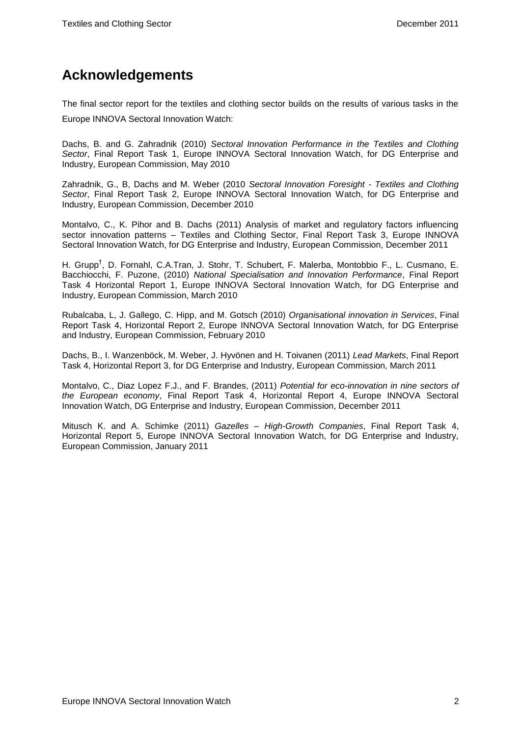## Acknowledgements

The final sector report for the textiles and clothing sector builds on the results of various tasks in the Europe INNOVA Sectoral Innovation Watch:

Dachs, B. and G. Zahradnik (2010) *Sectoral Innovation Performance in the Textiles and Clothing Sector*, Final Report Task 1, Europe INNOVA Sectoral Innovation Watch, for DG Enterprise and Industry, European Commission, May 2010

Zahradnik, G., B, Dachs and M. Weber (2010 *Sectoral Innovation Foresight - Textiles and Clothing Sector*, Final Report Task 2, Europe INNOVA Sectoral Innovation Watch, for DG Enterprise and Industry, European Commission, December 2010

Montalvo, C., K. Pihor and B. Dachs (2011) Analysis of market and regulatory factors influencing sector innovation patterns – Textiles and Clothing Sector, Final Report Task 3, Europe INNOVA Sectoral Innovation Watch, for DG Enterprise and Industry, European Commission, December 2011

H. Grupp[†], D. Fornahl, C.A.Tran, J. Stohr, T. Schubert, F. Malerba, Montobbio F., L. Cusmano, E. Bacchiocchi, F. Puzone, (2010) *National Specialisation and Innovation Performance*, Final Report Task 4 Horizontal Report 1, Europe INNOVA Sectoral Innovation Watch, for DG Enterprise and Industry, European Commission, March 2010

Rubalcaba, L, J. Gallego, C. Hipp, and M. Gotsch (2010) *Organisational innovation in Services*, Final Report Task 4, Horizontal Report 2, Europe INNOVA Sectoral Innovation Watch, for DG Enterprise and Industry, European Commission, February 2010

Dachs, B., I. Wanzenböck, M. Weber, J. Hyvönen and H. Toivanen (2011) *Lead Markets*, Final Report Task 4, Horizontal Report 3, for DG Enterprise and Industry, European Commission, March 2011

Montalvo, C., Diaz Lopez F.J., and F. Brandes, (2011) *Potential for eco-innovation in nine sectors of the European economy*, Final Report Task 4, Horizontal Report 4, Europe INNOVA Sectoral Innovation Watch, DG Enterprise and Industry, European Commission, December 2011

Mitusch K. and A. Schimke (2011) *Gazelles – High-Growth Companies*, Final Report Task 4, Horizontal Report 5, Europe INNOVA Sectoral Innovation Watch, for DG Enterprise and Industry, European Commission, January 2011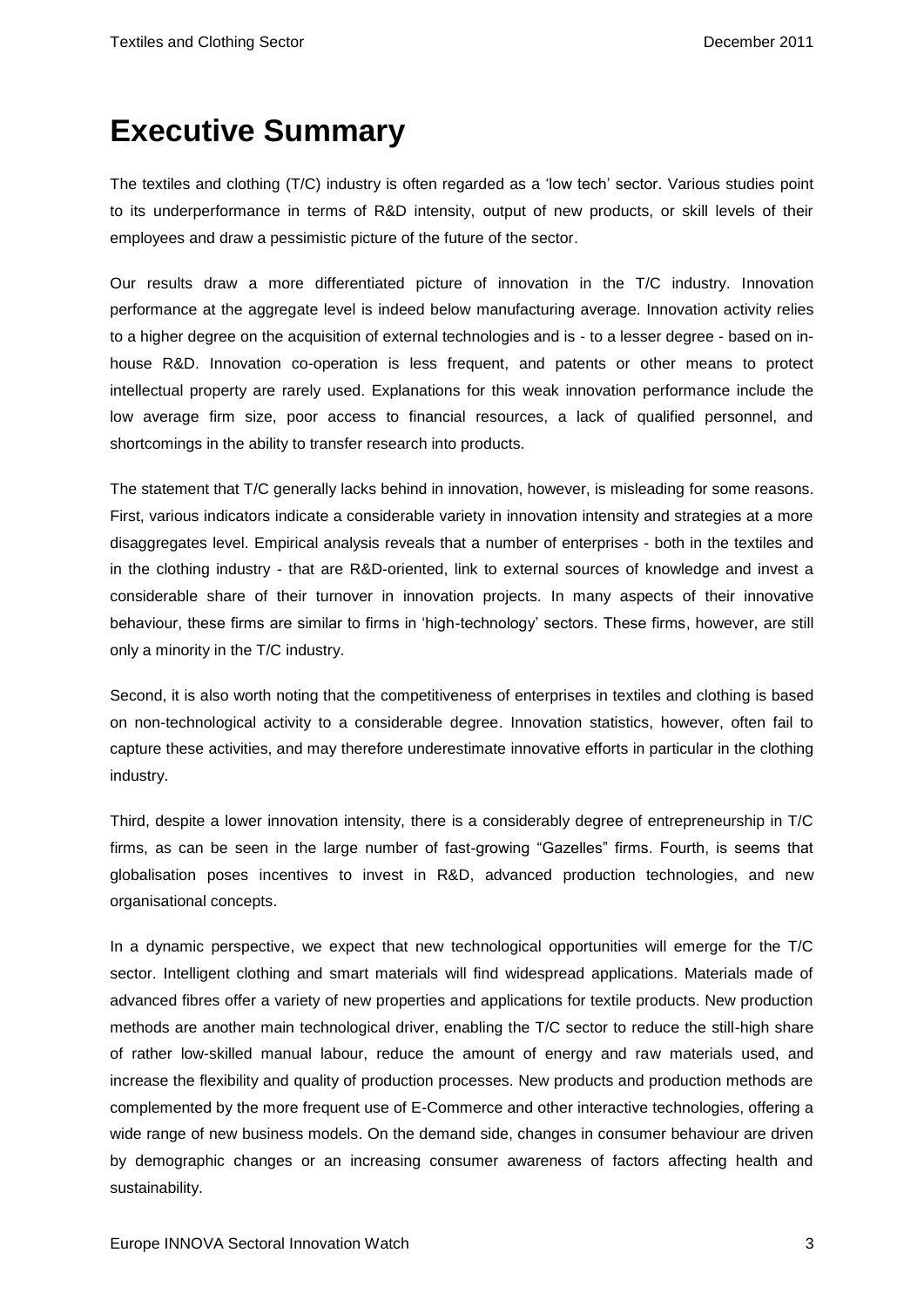# Executive Summary

The textiles and clothing (T/C) industry is often regarded as a 'low tech' sector. Various studies point to its underperformance in terms of R&D intensity, output of new products, or skill levels of their employees and draw a pessimistic picture of the future of the sector.

Our results draw a more differentiated picture of innovation in the T/C industry. Innovation performance at the aggregate level is indeed below manufacturing average. Innovation activity relies to a higher degree on the acquisition of external technologies and is - to a lesser degree - based on in-house R&D. Innovation co-operation is less frequent, and patents or other means to protect intellectual property are rarely used. Explanations for this weak innovation performance include the low average firm size, poor access to financial resources, a lack of qualified personnel, and shortcomings in the ability to transfer research into products.

The statement that T/C generally lacks behind in innovation, however, is misleading for some reasons. First, various indicators indicate a considerable variety in innovation intensity and strategies at a more disaggregates level. Empirical analysis reveals that a number of enterprises - both in the textiles and in the clothing industry - that are R&D-oriented, link to external sources of knowledge and invest a considerable share of their turnover in innovation projects. In many aspects of their innovative behaviour, these firms are similar to firms in 'high-technology' sectors. These firms, however, are still only a minority in the T/C industry.

Second, it is also worth noting that the competitiveness of enterprises in textiles and clothing is based on non-technological activity to a considerable degree. Innovation statistics, however, often fail to capture these activities, and may therefore underestimate innovative efforts in particular in the clothing industry.

Third, despite a lower innovation intensity, there is a considerably degree of entrepreneurship in T/C firms, as can be seen in the large number of fast-growing "Gazelles" firms. Fourth, is seems that globalisation poses incentives to invest in R&D, advanced production technologies, and new organisational concepts.

In a dynamic perspective, we expect that new technological opportunities will emerge for the T/C sector. Intelligent clothing and smart materials will find widespread applications. Materials made of advanced fibres offer a variety of new properties and applications for textile products. New production methods are another main technological driver, enabling the T/C sector to reduce the still-high share of rather low-skilled manual labour, reduce the amount of energy and raw materials used, and increase the flexibility and quality of production processes. New products and production methods are complemented by the more frequent use of E-Commerce and other interactive technologies, offering a wide range of new business models. On the demand side, changes in consumer behaviour are driven by demographic changes or an increasing consumer awareness of factors affecting health and sustainability.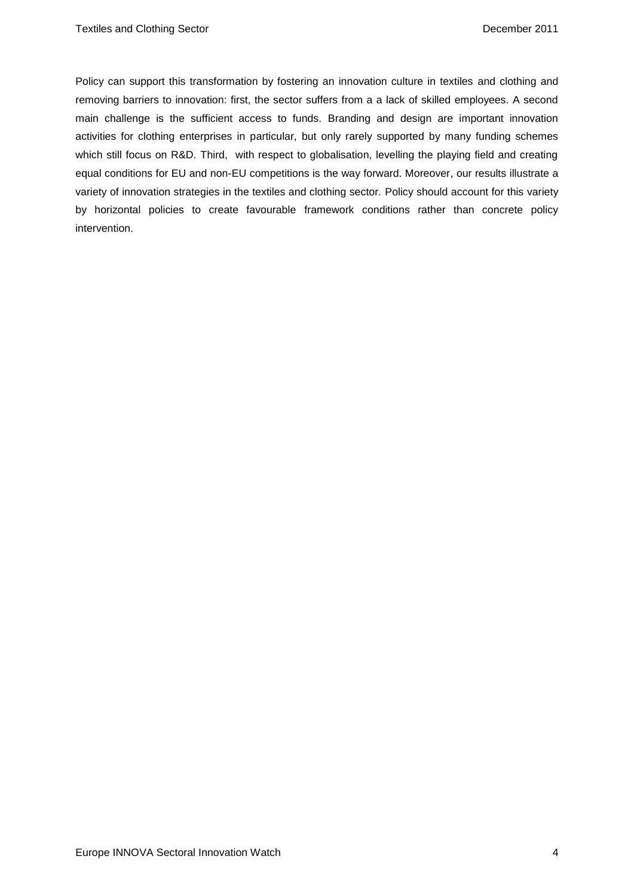Policy can support this transformation by fostering an innovation culture in textiles and clothing and removing barriers to innovation: first, the sector suffers from a a lack of skilled employees. A second main challenge is the sufficient access to funds. Branding and design are important innovation activities for clothing enterprises in particular, but only rarely supported by many funding schemes which still focus on R&D. Third, with respect to globalisation, levelling the playing field and creating equal conditions for EU and non-EU competitions is the way forward. Moreover, our results illustrate a variety of innovation strategies in the textiles and clothing sector. Policy should account for this variety by horizontal policies to create favourable framework conditions rather than concrete policy intervention.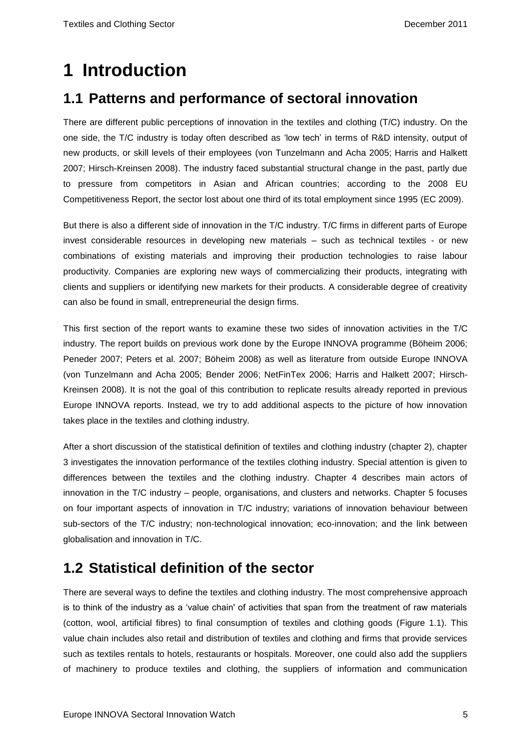# 1 Introduction

## 1.1 Patterns and performance of sectoral innovation

There are different public perceptions of innovation in the textiles and clothing (T/C) industry. On the one side, the T/C industry is today often described as 'low tech' in terms of R&D intensity, output of new products, or skill levels of their employees (von Tunzelmann and Acha 2005; Harris and Halkett 2007; Hirsch-Kreinsen 2008). The industry faced substantial structural change in the past, partly due to pressure from competitors in Asian and African countries; according to the 2008 EU Competitiveness Report, the sector lost about one third of its total employment since 1995 (EC 2009).

But there is also a different side of innovation in the T/C industry. T/C firms in different parts of Europe invest considerable resources in developing new materials – such as technical textiles - or new combinations of existing materials and improving their production technologies to raise labour productivity. Companies are exploring new ways of commercializing their products, integrating with clients and suppliers or identifying new markets for their products. A considerable degree of creativity can also be found in small, entrepreneurial the design firms.

This first section of the report wants to examine these two sides of innovation activities in the T/C industry. The report builds on previous work done by the Europe INNOVA programme (Böheim 2006; Peneder 2007; Peters et al. 2007; Böheim 2008) as well as literature from outside Europe INNOVA (von Tunzelmann and Acha 2005; Bender 2006; NetFinTex 2006; Harris and Halkett 2007; Hirsch-Kreinsen 2008). It is not the goal of this contribution to replicate results already reported in previous Europe INNOVA reports. Instead, we try to add additional aspects to the picture of how innovation takes place in the textiles and clothing industry.

After a short discussion of the statistical definition of textiles and clothing industry (chapter 2), chapter 3 investigates the innovation performance of the textiles clothing industry. Special attention is given to differences between the textiles and the clothing industry. Chapter 4 describes main actors of innovation in the T/C industry – people, organisations, and clusters and networks. Chapter 5 focuses on four important aspects of innovation in T/C industry; variations of innovation behaviour between sub-sectors of the T/C industry; non-technological innovation; eco-innovation; and the link between globalisation and innovation in T/C.

## 1.2 Statistical definition of the sector

There are several ways to define the textiles and clothing industry. The most comprehensive approach is to think of the industry as a 'value chain' of activities that span from the treatment of raw materials (cotton, wool, artificial fibres) to final consumption of textiles and clothing goods (Figure 1.1). This value chain includes also retail and distribution of textiles and clothing and firms that provide services such as textiles rentals to hotels, restaurants or hospitals. Moreover, one could also add the suppliers of machinery to produce textiles and clothing, the suppliers of information and communication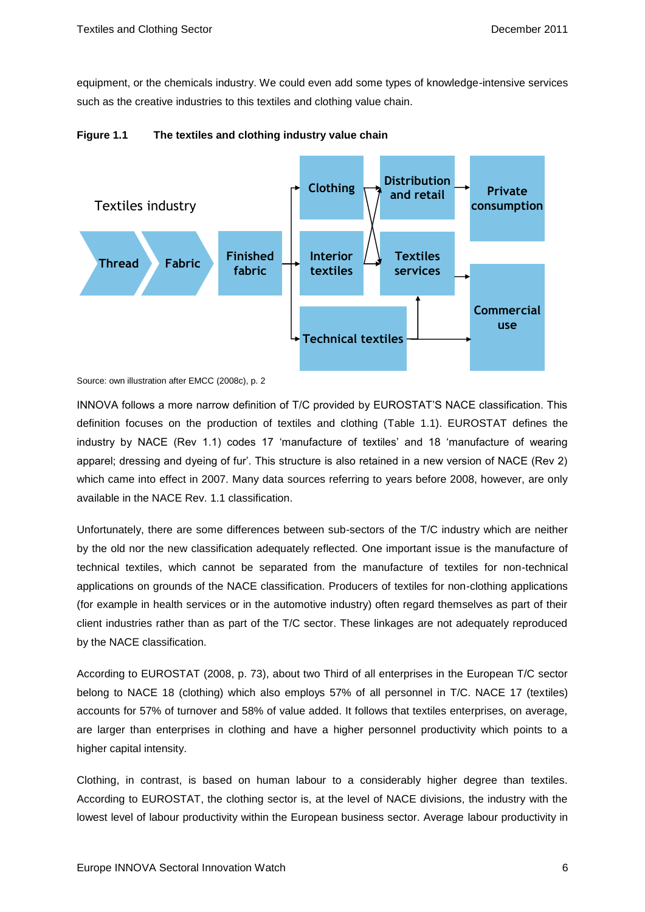equipment, or the chemicals industry. We could even add some types of knowledge-intensive services such as the creative industries to this textiles and clothing value chain.

**Figure 1.1 The textiles and clothing industry value chain**

Textiles industry

Thread → Fabric → Finished fabric → Clothing / Interior textiles / Technical textiles → Distribution and retail / Textiles services → Private consumption / Commercial use

Source: own illustration after EMCC (2008c), p. 2

INNOVA follows a more narrow definition of T/C provided by EUROSTAT'S NACE classification. This definition focuses on the production of textiles and clothing (Table 1.1). EUROSTAT defines the industry by NACE (Rev 1.1) codes 17 'manufacture of textiles' and 18 'manufacture of wearing apparel; dressing and dyeing of fur'. This structure is also retained in a new version of NACE (Rev 2) which came into effect in 2007. Many data sources referring to years before 2008, however, are only available in the NACE Rev. 1.1 classification.

Unfortunately, there are some differences between sub-sectors of the T/C industry which are neither by the old nor the new classification adequately reflected. One important issue is the manufacture of technical textiles, which cannot be separated from the manufacture of textiles for non-technical applications on grounds of the NACE classification. Producers of textiles for non-clothing applications (for example in health services or in the automotive industry) often regard themselves as part of their client industries rather than as part of the T/C sector. These linkages are not adequately reproduced by the NACE classification.

According to EUROSTAT (2008, p. 73), about two Third of all enterprises in the European T/C sector belong to NACE 18 (clothing) which also employs 57% of all personnel in T/C. NACE 17 (textiles) accounts for 57% of turnover and 58% of value added. It follows that textiles enterprises, on average, are larger than enterprises in clothing and have a higher personnel productivity which points to a higher capital intensity.

Clothing, in contrast, is based on human labour to a considerably higher degree than textiles. According to EUROSTAT, the clothing sector is, at the level of NACE divisions, the industry with the lowest level of labour productivity within the European business sector. Average labour productivity in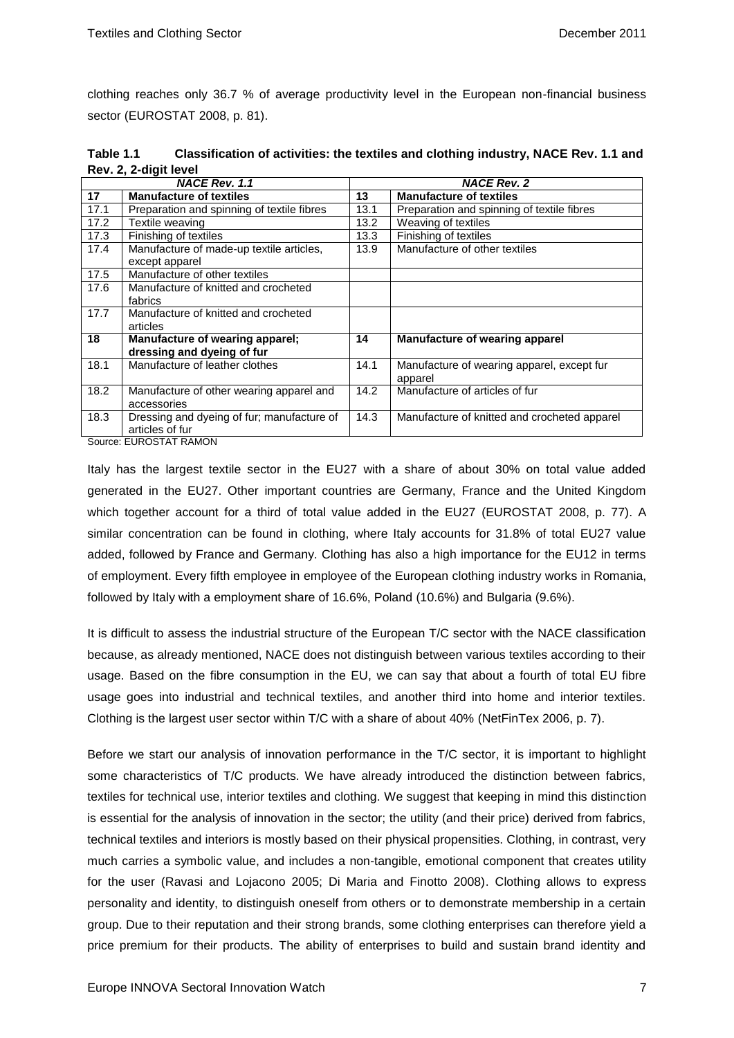clothing reaches only 36.7 % of average productivity level in the European non-financial business sector (EUROSTAT 2008, p. 81).

**Table 1.1 Classification of activities: the textiles and clothing industry, NACE Rev. 1.1 and Rev. 2, 2-digit level**

| ***NACE Rev. 1.1*** | | ***NACE Rev. 2*** | |
|---|---|---|---|
| **17** | **Manufacture of textiles** | **13** | **Manufacture of textiles** |
| 17.1 | Preparation and spinning of textile fibres | 13.1 | Preparation and spinning of textile fibres |
| 17.2 | Textile weaving | 13.2 | Weaving of textiles |
| 17.3 | Finishing of textiles | 13.3 | Finishing of textiles |
| 17.4 | Manufacture of made-up textile articles, except apparel | 13.9 | Manufacture of other textiles |
| 17.5 | Manufacture of other textiles | | |
| 17.6 | Manufacture of knitted and crocheted fabrics | | |
| 17.7 | Manufacture of knitted and crocheted articles | | |
| **18** | **Manufacture of wearing apparel; dressing and dyeing of fur** | **14** | **Manufacture of wearing apparel** |
| 18.1 | Manufacture of leather clothes | 14.1 | Manufacture of wearing apparel, except fur apparel |
| 18.2 | Manufacture of other wearing apparel and accessories | 14.2 | Manufacture of articles of fur |
| 18.3 | Dressing and dyeing of fur; manufacture of articles of fur | 14.3 | Manufacture of knitted and crocheted apparel |

Source: EUROSTAT RAMON

Italy has the largest textile sector in the EU27 with a share of about 30% on total value added generated in the EU27. Other important countries are Germany, France and the United Kingdom which together account for a third of total value added in the EU27 (EUROSTAT 2008, p. 77). A similar concentration can be found in clothing, where Italy accounts for 31.8% of total EU27 value added, followed by France and Germany. Clothing has also a high importance for the EU12 in terms of employment. Every fifth employee in employee of the European clothing industry works in Romania, followed by Italy with a employment share of 16.6%, Poland (10.6%) and Bulgaria (9.6%).

It is difficult to assess the industrial structure of the European T/C sector with the NACE classification because, as already mentioned, NACE does not distinguish between various textiles according to their usage. Based on the fibre consumption in the EU, we can say that about a fourth of total EU fibre usage goes into industrial and technical textiles, and another third into home and interior textiles. Clothing is the largest user sector within T/C with a share of about 40% (NetFinTex 2006, p. 7).

Before we start our analysis of innovation performance in the T/C sector, it is important to highlight some characteristics of T/C products. We have already introduced the distinction between fabrics, textiles for technical use, interior textiles and clothing. We suggest that keeping in mind this distinction is essential for the analysis of innovation in the sector; the utility (and their price) derived from fabrics, technical textiles and interiors is mostly based on their physical propensities. Clothing, in contrast, very much carries a symbolic value, and includes a non-tangible, emotional component that creates utility for the user (Ravasi and Lojacono 2005; Di Maria and Finotto 2008). Clothing allows to express personality and identity, to distinguish oneself from others or to demonstrate membership in a certain group. Due to their reputation and their strong brands, some clothing enterprises can therefore yield a price premium for their products. The ability of enterprises to build and sustain brand identity and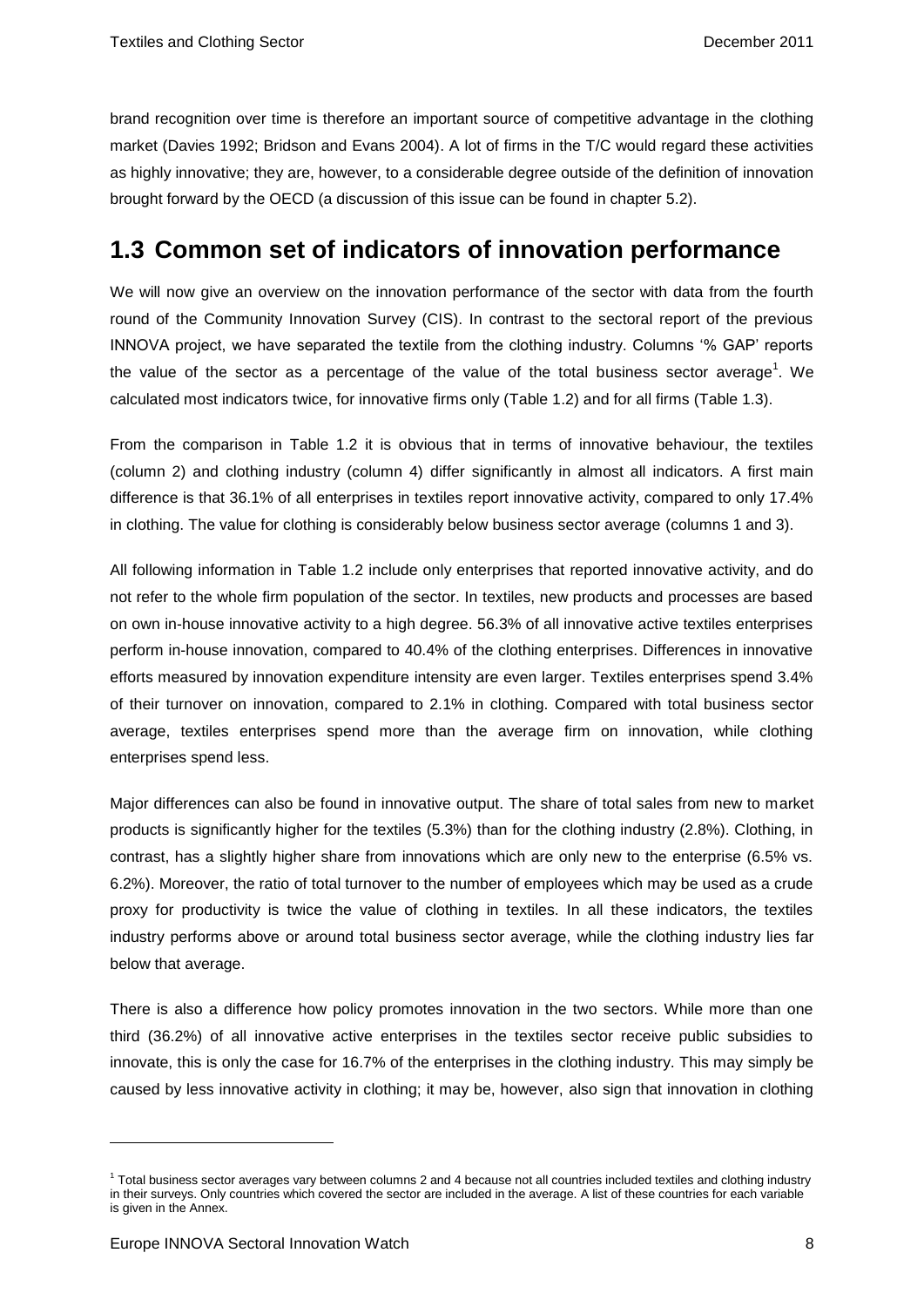brand recognition over time is therefore an important source of competitive advantage in the clothing market (Davies 1992; Bridson and Evans 2004). A lot of firms in the T/C would regard these activities as highly innovative; they are, however, to a considerable degree outside of the definition of innovation brought forward by the OECD (a discussion of this issue can be found in chapter 5.2).

## 1.3 Common set of indicators of innovation performance

We will now give an overview on the innovation performance of the sector with data from the fourth round of the Community Innovation Survey (CIS). In contrast to the sectoral report of the previous INNOVA project, we have separated the textile from the clothing industry. Columns '% GAP' reports the value of the sector as a percentage of the value of the total business sector average[1]. We calculated most indicators twice, for innovative firms only (Table 1.2) and for all firms (Table 1.3).

From the comparison in Table 1.2 it is obvious that in terms of innovative behaviour, the textiles (column 2) and clothing industry (column 4) differ significantly in almost all indicators. A first main difference is that 36.1% of all enterprises in textiles report innovative activity, compared to only 17.4% in clothing. The value for clothing is considerably below business sector average (columns 1 and 3).

All following information in Table 1.2 include only enterprises that reported innovative activity, and do not refer to the whole firm population of the sector. In textiles, new products and processes are based on own in-house innovative activity to a high degree. 56.3% of all innovative active textiles enterprises perform in-house innovation, compared to 40.4% of the clothing enterprises. Differences in innovative efforts measured by innovation expenditure intensity are even larger. Textiles enterprises spend 3.4% of their turnover on innovation, compared to 2.1% in clothing. Compared with total business sector average, textiles enterprises spend more than the average firm on innovation, while clothing enterprises spend less.

Major differences can also be found in innovative output. The share of total sales from new to market products is significantly higher for the textiles (5.3%) than for the clothing industry (2.8%). Clothing, in contrast, has a slightly higher share from innovations which are only new to the enterprise (6.5% vs. 6.2%). Moreover, the ratio of total turnover to the number of employees which may be used as a crude proxy for productivity is twice the value of clothing in textiles. In all these indicators, the textiles industry performs above or around total business sector average, while the clothing industry lies far below that average.

There is also a difference how policy promotes innovation in the two sectors. While more than one third (36.2%) of all innovative active enterprises in the textiles sector receive public subsidies to innovate, this is only the case for 16.7% of the enterprises in the clothing industry. This may simply be caused by less innovative activity in clothing; it may be, however, also sign that innovation in clothing

[1] Total business sector averages vary between columns 2 and 4 because not all countries included textiles and clothing industry in their surveys. Only countries which covered the sector are included in the average. A list of these countries for each variable is given in the Annex.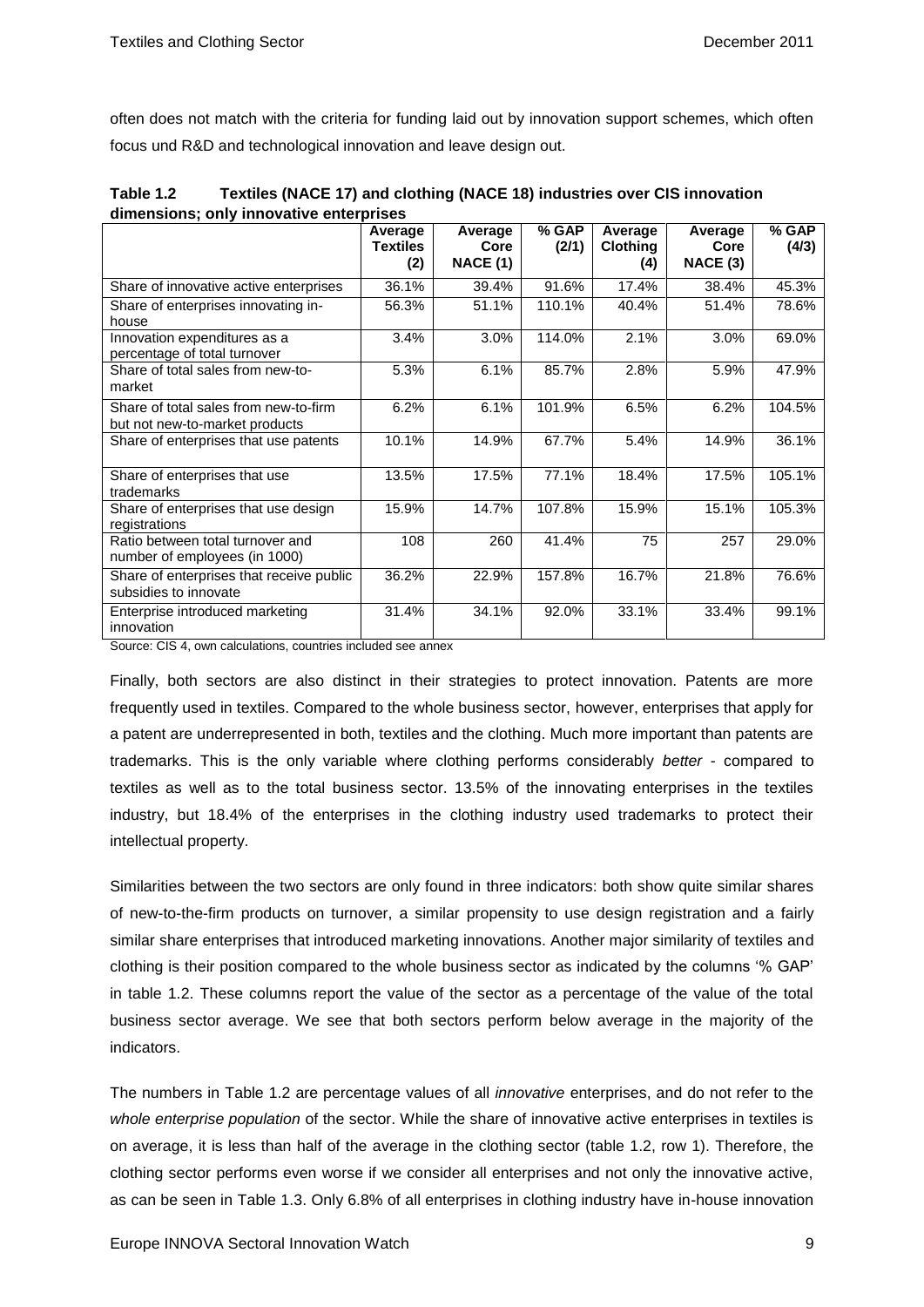often does not match with the criteria for funding laid out by innovation support schemes, which often focus und R&D and technological innovation and leave design out.

**Table 1.2 Textiles (NACE 17) and clothing (NACE 18) industries over CIS innovation dimensions; only innovative enterprises**

| | Average Textiles (2) | Average Core NACE (1) | % GAP (2/1) | Average Clothing (4) | Average Core NACE (3) | % GAP (4/3) |
|---|---|---|---|---|---|---|
| Share of innovative active enterprises | 36.1% | 39.4% | 91.6% | 17.4% | 38.4% | 45.3% |
| Share of enterprises innovating in-house | 56.3% | 51.1% | 110.1% | 40.4% | 51.4% | 78.6% |
| Innovation expenditures as a percentage of total turnover | 3.4% | 3.0% | 114.0% | 2.1% | 3.0% | 69.0% |
| Share of total sales from new-to-market | 5.3% | 6.1% | 85.7% | 2.8% | 5.9% | 47.9% |
| Share of total sales from new-to-firm but not new-to-market products | 6.2% | 6.1% | 101.9% | 6.5% | 6.2% | 104.5% |
| Share of enterprises that use patents | 10.1% | 14.9% | 67.7% | 5.4% | 14.9% | 36.1% |
| Share of enterprises that use trademarks | 13.5% | 17.5% | 77.1% | 18.4% | 17.5% | 105.1% |
| Share of enterprises that use design registrations | 15.9% | 14.7% | 107.8% | 15.9% | 15.1% | 105.3% |
| Ratio between total turnover and number of employees (in 1000) | 108 | 260 | 41.4% | 75 | 257 | 29.0% |
| Share of enterprises that receive public subsidies to innovate | 36.2% | 22.9% | 157.8% | 16.7% | 21.8% | 76.6% |
| Enterprise introduced marketing innovation | 31.4% | 34.1% | 92.0% | 33.1% | 33.4% | 99.1% |

Source: CIS 4, own calculations, countries included see annex

Finally, both sectors are also distinct in their strategies to protect innovation. Patents are more frequently used in textiles. Compared to the whole business sector, however, enterprises that apply for a patent are underrepresented in both, textiles and the clothing. Much more important than patents are trademarks. This is the only variable where clothing performs considerably *better* - compared to textiles as well as to the total business sector. 13.5% of the innovating enterprises in the textiles industry, but 18.4% of the enterprises in the clothing industry used trademarks to protect their intellectual property.

Similarities between the two sectors are only found in three indicators: both show quite similar shares of new-to-the-firm products on turnover, a similar propensity to use design registration and a fairly similar share enterprises that introduced marketing innovations. Another major similarity of textiles and clothing is their position compared to the whole business sector as indicated by the columns '% GAP' in table 1.2. These columns report the value of the sector as a percentage of the value of the total business sector average. We see that both sectors perform below average in the majority of the indicators.

The numbers in Table 1.2 are percentage values of all *innovative* enterprises, and do not refer to the *whole enterprise population* of the sector. While the share of innovative active enterprises in textiles is on average, it is less than half of the average in the clothing sector (table 1.2, row 1). Therefore, the clothing sector performs even worse if we consider all enterprises and not only the innovative active, as can be seen in Table 1.3. Only 6.8% of all enterprises in clothing industry have in-house innovation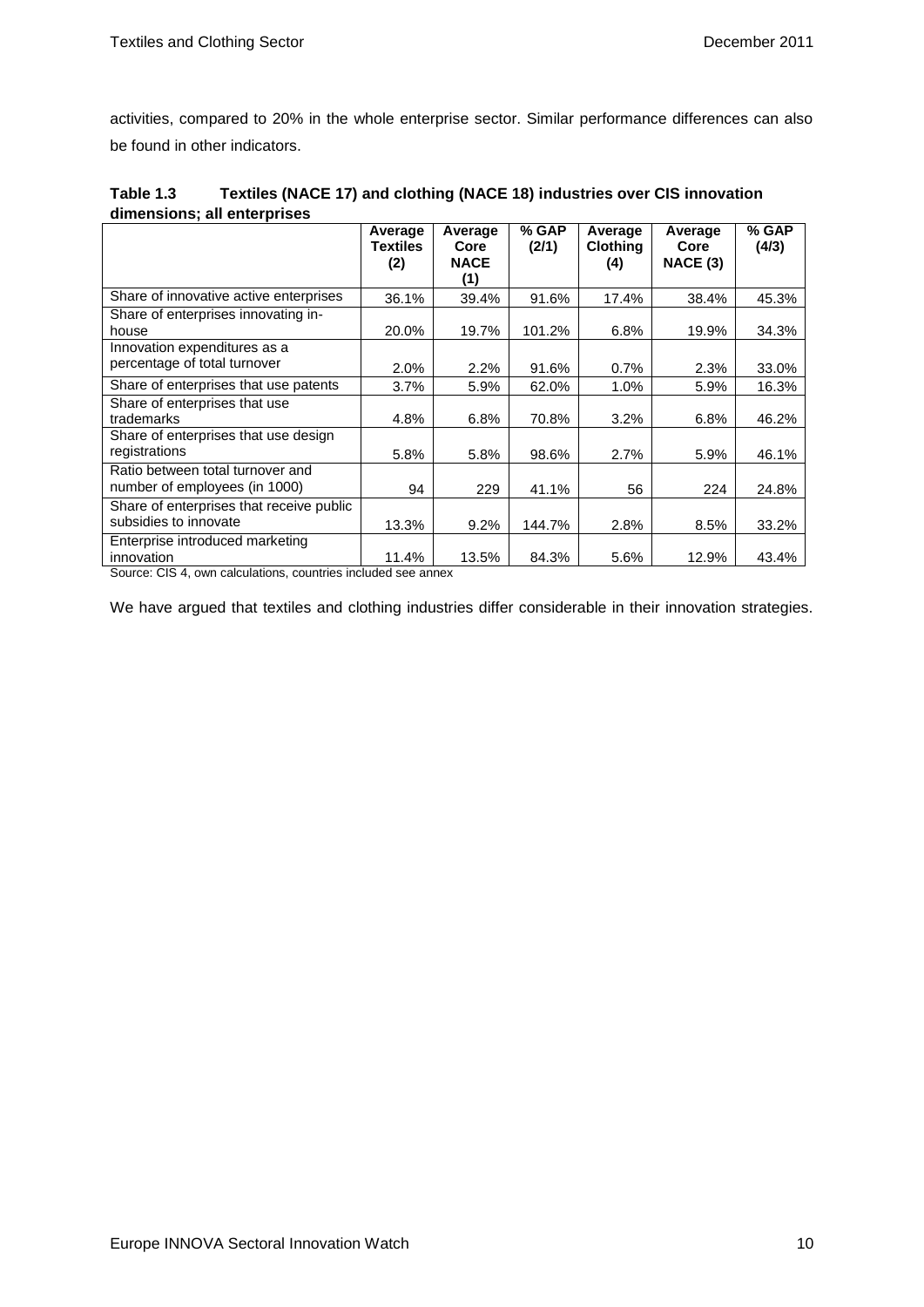activities, compared to 20% in the whole enterprise sector. Similar performance differences can also be found in other indicators.

**Table 1.3 Textiles (NACE 17) and clothing (NACE 18) industries over CIS innovation dimensions; all enterprises**

| | Average Textiles (2) | Average Core NACE (1) | % GAP (2/1) | Average Clothing (4) | Average Core NACE (3) | % GAP (4/3) |
|---|---|---|---|---|---|---|
| Share of innovative active enterprises | 36.1% | 39.4% | 91.6% | 17.4% | 38.4% | 45.3% |
| Share of enterprises innovating in-house | 20.0% | 19.7% | 101.2% | 6.8% | 19.9% | 34.3% |
| Innovation expenditures as a percentage of total turnover | 2.0% | 2.2% | 91.6% | 0.7% | 2.3% | 33.0% |
| Share of enterprises that use patents | 3.7% | 5.9% | 62.0% | 1.0% | 5.9% | 16.3% |
| Share of enterprises that use trademarks | 4.8% | 6.8% | 70.8% | 3.2% | 6.8% | 46.2% |
| Share of enterprises that use design registrations | 5.8% | 5.8% | 98.6% | 2.7% | 5.9% | 46.1% |
| Ratio between total turnover and number of employees (in 1000) | 94 | 229 | 41.1% | 56 | 224 | 24.8% |
| Share of enterprises that receive public subsidies to innovate | 13.3% | 9.2% | 144.7% | 2.8% | 8.5% | 33.2% |
| Enterprise introduced marketing innovation | 11.4% | 13.5% | 84.3% | 5.6% | 12.9% | 43.4% |

Source: CIS 4, own calculations, countries included see annex

We have argued that textiles and clothing industries differ considerable in their innovation strategies.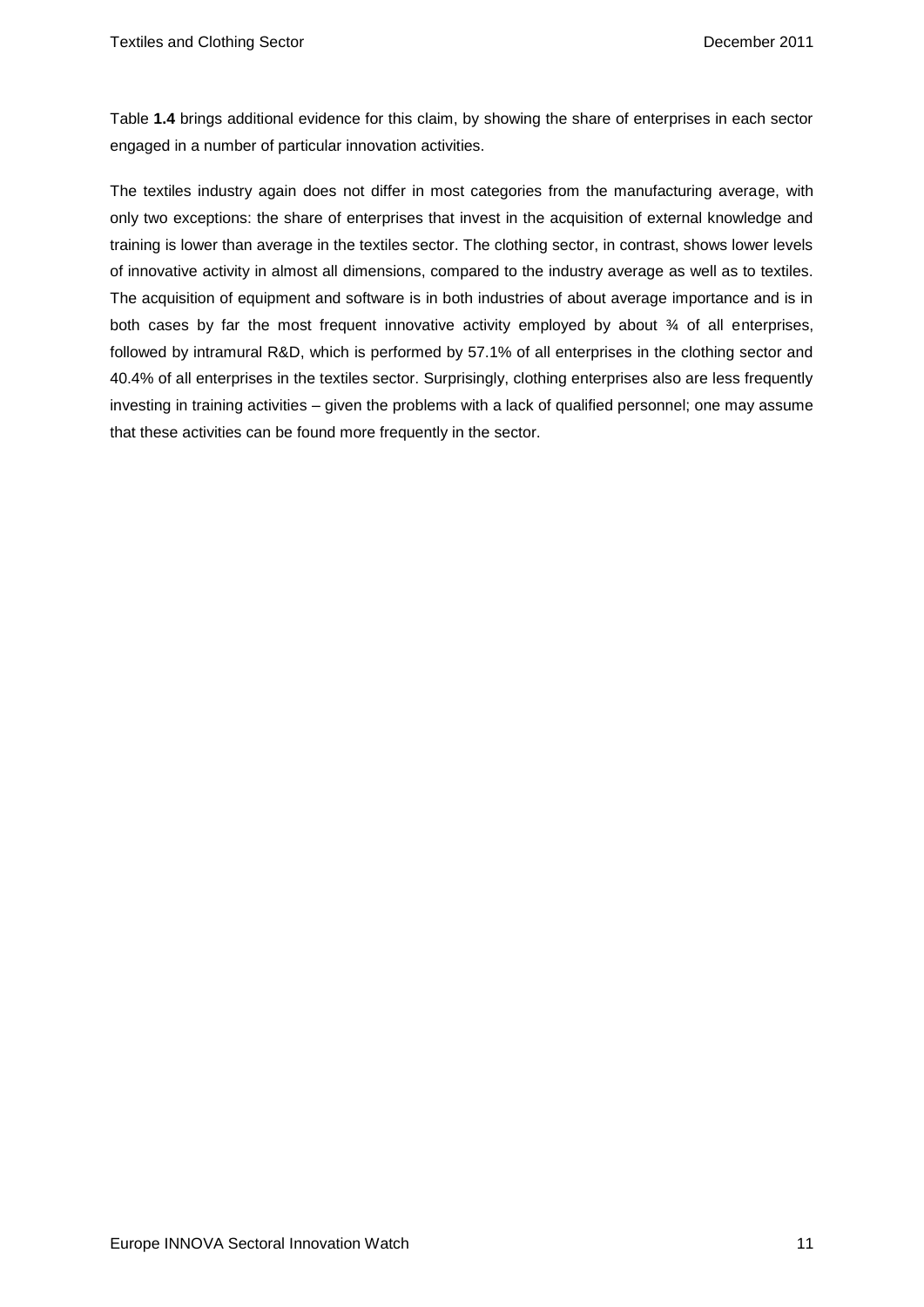Table **1.4** brings additional evidence for this claim, by showing the share of enterprises in each sector engaged in a number of particular innovation activities.

The textiles industry again does not differ in most categories from the manufacturing average, with only two exceptions: the share of enterprises that invest in the acquisition of external knowledge and training is lower than average in the textiles sector. The clothing sector, in contrast, shows lower levels of innovative activity in almost all dimensions, compared to the industry average as well as to textiles. The acquisition of equipment and software is in both industries of about average importance and is in both cases by far the most frequent innovative activity employed by about ¾ of all enterprises, followed by intramural R&D, which is performed by 57.1% of all enterprises in the clothing sector and 40.4% of all enterprises in the textiles sector. Surprisingly, clothing enterprises also are less frequently investing in training activities – given the problems with a lack of qualified personnel; one may assume that these activities can be found more frequently in the sector.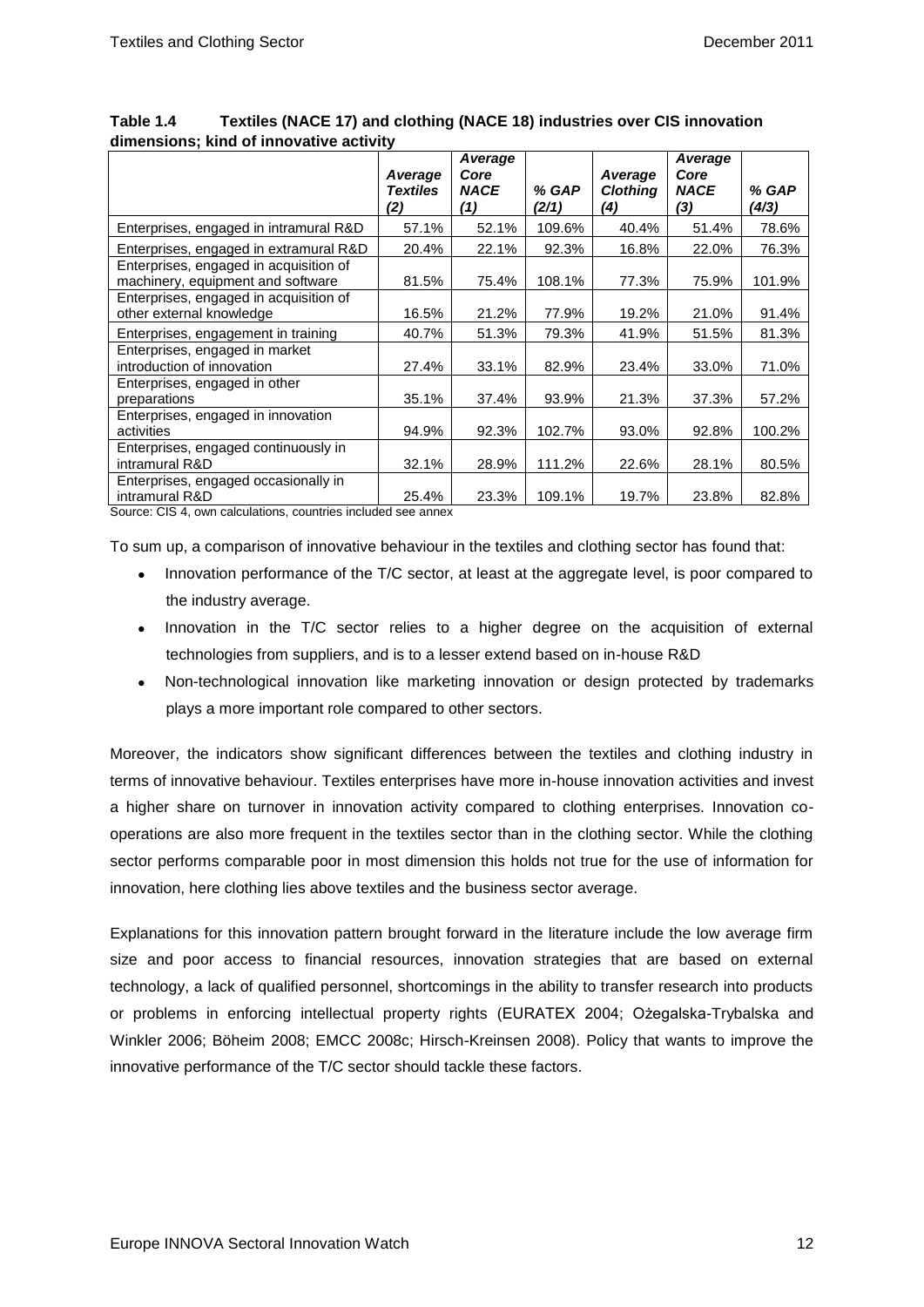**Table 1.4 Textiles (NACE 17) and clothing (NACE 18) industries over CIS innovation dimensions; kind of innovative activity**

| | *Average Textiles (2)* | *Average Core NACE (1)* | *% GAP (2/1)* | *Average Clothing (4)* | *Average Core NACE (3)* | *% GAP (4/3)* |
|---|---|---|---|---|---|---|
| Enterprises, engaged in intramural R&D | 57.1% | 52.1% | 109.6% | 40.4% | 51.4% | 78.6% |
| Enterprises, engaged in extramural R&D | 20.4% | 22.1% | 92.3% | 16.8% | 22.0% | 76.3% |
| Enterprises, engaged in acquisition of machinery, equipment and software | 81.5% | 75.4% | 108.1% | 77.3% | 75.9% | 101.9% |
| Enterprises, engaged in acquisition of other external knowledge | 16.5% | 21.2% | 77.9% | 19.2% | 21.0% | 91.4% |
| Enterprises, engagement in training | 40.7% | 51.3% | 79.3% | 41.9% | 51.5% | 81.3% |
| Enterprises, engaged in market introduction of innovation | 27.4% | 33.1% | 82.9% | 23.4% | 33.0% | 71.0% |
| Enterprises, engaged in other preparations | 35.1% | 37.4% | 93.9% | 21.3% | 37.3% | 57.2% |
| Enterprises, engaged in innovation activities | 94.9% | 92.3% | 102.7% | 93.0% | 92.8% | 100.2% |
| Enterprises, engaged continuously in intramural R&D | 32.1% | 28.9% | 111.2% | 22.6% | 28.1% | 80.5% |
| Enterprises, engaged occasionally in intramural R&D | 25.4% | 23.3% | 109.1% | 19.7% | 23.8% | 82.8% |

Source: CIS 4, own calculations, countries included see annex

To sum up, a comparison of innovative behaviour in the textiles and clothing sector has found that:

- Innovation performance of the T/C sector, at least at the aggregate level, is poor compared to the industry average.
- Innovation in the T/C sector relies to a higher degree on the acquisition of external technologies from suppliers, and is to a lesser extend based on in-house R&D
- Non-technological innovation like marketing innovation or design protected by trademarks plays a more important role compared to other sectors.

Moreover, the indicators show significant differences between the textiles and clothing industry in terms of innovative behaviour. Textiles enterprises have more in-house innovation activities and invest a higher share on turnover in innovation activity compared to clothing enterprises. Innovation co-operations are also more frequent in the textiles sector than in the clothing sector. While the clothing sector performs comparable poor in most dimension this holds not true for the use of information for innovation, here clothing lies above textiles and the business sector average.

Explanations for this innovation pattern brought forward in the literature include the low average firm size and poor access to financial resources, innovation strategies that are based on external technology, a lack of qualified personnel, shortcomings in the ability to transfer research into products or problems in enforcing intellectual property rights (EURATEX 2004; Ożegalska-Trybalska and Winkler 2006; Böheim 2008; EMCC 2008c; Hirsch-Kreinsen 2008). Policy that wants to improve the innovative performance of the T/C sector should tackle these factors.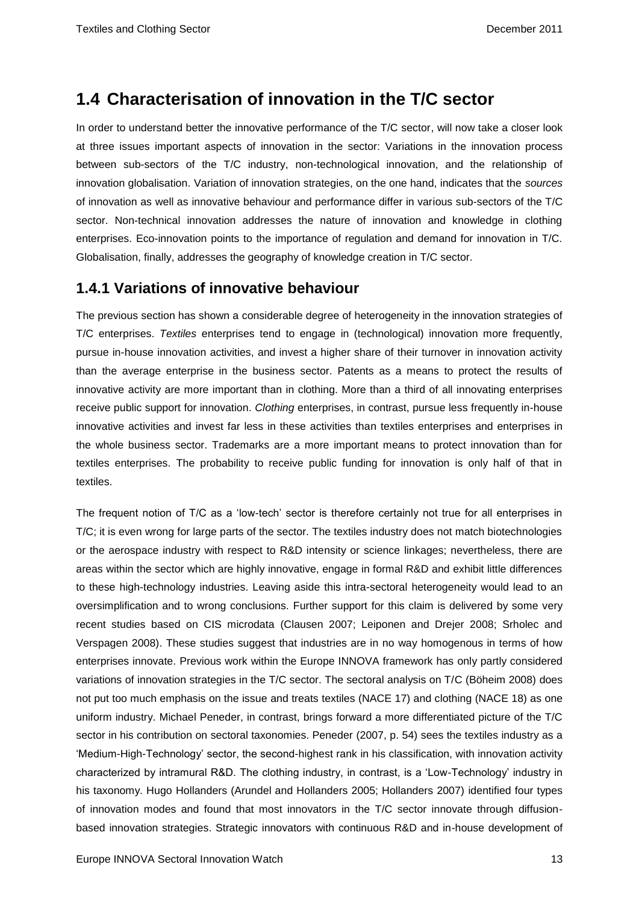## 1.4 Characterisation of innovation in the T/C sector

In order to understand better the innovative performance of the T/C sector, will now take a closer look at three issues important aspects of innovation in the sector: Variations in the innovation process between sub-sectors of the T/C industry, non-technological innovation, and the relationship of innovation globalisation. Variation of innovation strategies, on the one hand, indicates that the *sources* of innovation as well as innovative behaviour and performance differ in various sub-sectors of the T/C sector. Non-technical innovation addresses the nature of innovation and knowledge in clothing enterprises. Eco-innovation points to the importance of regulation and demand for innovation in T/C. Globalisation, finally, addresses the geography of knowledge creation in T/C sector.

### 1.4.1 Variations of innovative behaviour

The previous section has shown a considerable degree of heterogeneity in the innovation strategies of T/C enterprises. *Textiles* enterprises tend to engage in (technological) innovation more frequently, pursue in-house innovation activities, and invest a higher share of their turnover in innovation activity than the average enterprise in the business sector. Patents as a means to protect the results of innovative activity are more important than in clothing. More than a third of all innovating enterprises receive public support for innovation. *Clothing* enterprises, in contrast, pursue less frequently in-house innovative activities and invest far less in these activities than textiles enterprises and enterprises in the whole business sector. Trademarks are a more important means to protect innovation than for textiles enterprises. The probability to receive public funding for innovation is only half of that in textiles.

The frequent notion of T/C as a 'low-tech' sector is therefore certainly not true for all enterprises in T/C; it is even wrong for large parts of the sector. The textiles industry does not match biotechnologies or the aerospace industry with respect to R&D intensity or science linkages; nevertheless, there are areas within the sector which are highly innovative, engage in formal R&D and exhibit little differences to these high-technology industries. Leaving aside this intra-sectoral heterogeneity would lead to an oversimplification and to wrong conclusions. Further support for this claim is delivered by some very recent studies based on CIS microdata (Clausen 2007; Leiponen and Drejer 2008; Srholec and Verspagen 2008). These studies suggest that industries are in no way homogenous in terms of how enterprises innovate. Previous work within the Europe INNOVA framework has only partly considered variations of innovation strategies in the T/C sector. The sectoral analysis on T/C (Böheim 2008) does not put too much emphasis on the issue and treats textiles (NACE 17) and clothing (NACE 18) as one uniform industry. Michael Peneder, in contrast, brings forward a more differentiated picture of the T/C sector in his contribution on sectoral taxonomies. Peneder (2007, p. 54) sees the textiles industry as a 'Medium-High-Technology' sector, the second-highest rank in his classification, with innovation activity characterized by intramural R&D. The clothing industry, in contrast, is a 'Low-Technology' industry in his taxonomy. Hugo Hollanders (Arundel and Hollanders 2005; Hollanders 2007) identified four types of innovation modes and found that most innovators in the T/C sector innovate through diffusion-based innovation strategies. Strategic innovators with continuous R&D and in-house development of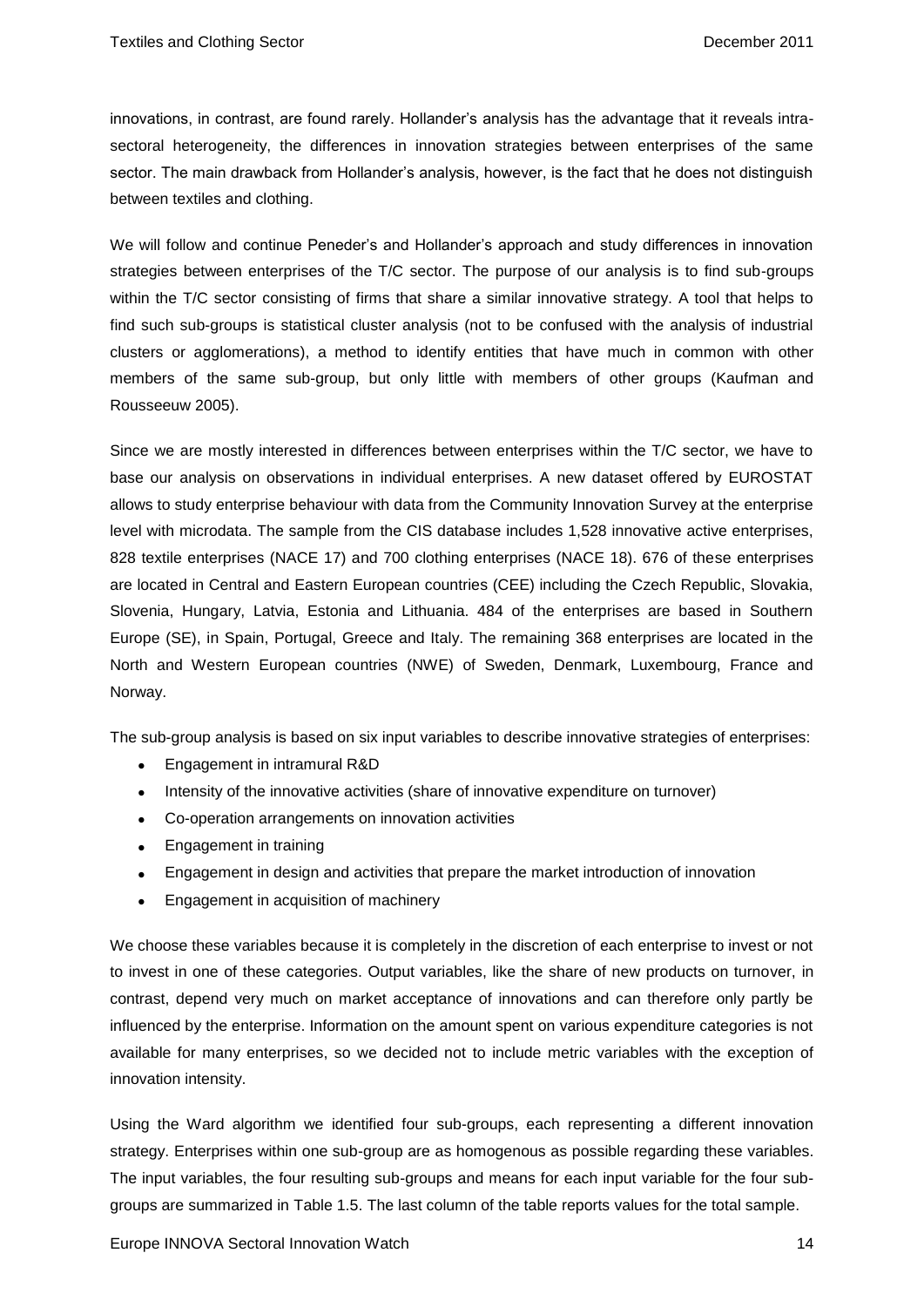innovations, in contrast, are found rarely. Hollander's analysis has the advantage that it reveals intra-sectoral heterogeneity, the differences in innovation strategies between enterprises of the same sector. The main drawback from Hollander's analysis, however, is the fact that he does not distinguish between textiles and clothing.

We will follow and continue Peneder's and Hollander's approach and study differences in innovation strategies between enterprises of the T/C sector. The purpose of our analysis is to find sub-groups within the T/C sector consisting of firms that share a similar innovative strategy. A tool that helps to find such sub-groups is statistical cluster analysis (not to be confused with the analysis of industrial clusters or agglomerations), a method to identify entities that have much in common with other members of the same sub-group, but only little with members of other groups (Kaufman and Rousseeuw 2005).

Since we are mostly interested in differences between enterprises within the T/C sector, we have to base our analysis on observations in individual enterprises. A new dataset offered by EUROSTAT allows to study enterprise behaviour with data from the Community Innovation Survey at the enterprise level with microdata. The sample from the CIS database includes 1,528 innovative active enterprises, 828 textile enterprises (NACE 17) and 700 clothing enterprises (NACE 18). 676 of these enterprises are located in Central and Eastern European countries (CEE) including the Czech Republic, Slovakia, Slovenia, Hungary, Latvia, Estonia and Lithuania. 484 of the enterprises are based in Southern Europe (SE), in Spain, Portugal, Greece and Italy. The remaining 368 enterprises are located in the North and Western European countries (NWE) of Sweden, Denmark, Luxembourg, France and Norway.

The sub-group analysis is based on six input variables to describe innovative strategies of enterprises:

- Engagement in intramural R&D
- Intensity of the innovative activities (share of innovative expenditure on turnover)
- Co-operation arrangements on innovation activities
- Engagement in training
- Engagement in design and activities that prepare the market introduction of innovation
- Engagement in acquisition of machinery

We choose these variables because it is completely in the discretion of each enterprise to invest or not to invest in one of these categories. Output variables, like the share of new products on turnover, in contrast, depend very much on market acceptance of innovations and can therefore only partly be influenced by the enterprise. Information on the amount spent on various expenditure categories is not available for many enterprises, so we decided not to include metric variables with the exception of innovation intensity.

Using the Ward algorithm we identified four sub-groups, each representing a different innovation strategy. Enterprises within one sub-group are as homogenous as possible regarding these variables. The input variables, the four resulting sub-groups and means for each input variable for the four sub-groups are summarized in Table 1.5. The last column of the table reports values for the total sample.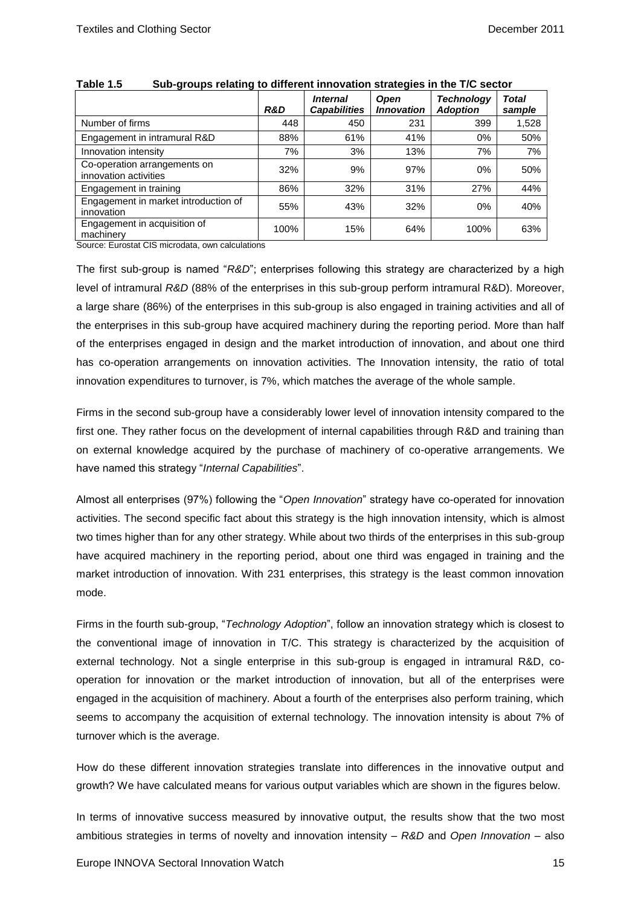**Table 1.5 Sub-groups relating to different innovation strategies in the T/C sector**

| | ***R&D*** | ***Internal Capabilities*** | ***Open Innovation*** | ***Technology Adoption*** | ***Total sample*** |
|---|---|---|---|---|---|
| Number of firms | 448 | 450 | 231 | 399 | 1,528 |
| Engagement in intramural R&D | 88% | 61% | 41% | 0% | 50% |
| Innovation intensity | 7% | 3% | 13% | 7% | 7% |
| Co-operation arrangements on innovation activities | 32% | 9% | 97% | 0% | 50% |
| Engagement in training | 86% | 32% | 31% | 27% | 44% |
| Engagement in market introduction of innovation | 55% | 43% | 32% | 0% | 40% |
| Engagement in acquisition of machinery | 100% | 15% | 64% | 100% | 63% |

Source: Eurostat CIS microdata, own calculations

The first sub-group is named "*R&D*"; enterprises following this strategy are characterized by a high level of intramural *R&D* (88% of the enterprises in this sub-group perform intramural R&D). Moreover, a large share (86%) of the enterprises in this sub-group is also engaged in training activities and all of the enterprises in this sub-group have acquired machinery during the reporting period. More than half of the enterprises engaged in design and the market introduction of innovation, and about one third has co-operation arrangements on innovation activities. The Innovation intensity, the ratio of total innovation expenditures to turnover, is 7%, which matches the average of the whole sample.

Firms in the second sub-group have a considerably lower level of innovation intensity compared to the first one. They rather focus on the development of internal capabilities through R&D and training than on external knowledge acquired by the purchase of machinery of co-operative arrangements. We have named this strategy "*Internal Capabilities*".

Almost all enterprises (97%) following the "*Open Innovation*" strategy have co-operated for innovation activities. The second specific fact about this strategy is the high innovation intensity, which is almost two times higher than for any other strategy. While about two thirds of the enterprises in this sub-group have acquired machinery in the reporting period, about one third was engaged in training and the market introduction of innovation. With 231 enterprises, this strategy is the least common innovation mode.

Firms in the fourth sub-group, "*Technology Adoption*", follow an innovation strategy which is closest to the conventional image of innovation in T/C. This strategy is characterized by the acquisition of external technology. Not a single enterprise in this sub-group is engaged in intramural R&D, co-operation for innovation or the market introduction of innovation, but all of the enterprises were engaged in the acquisition of machinery. About a fourth of the enterprises also perform training, which seems to accompany the acquisition of external technology. The innovation intensity is about 7% of turnover which is the average.

How do these different innovation strategies translate into differences in the innovative output and growth? We have calculated means for various output variables which are shown in the figures below.

In terms of innovative success measured by innovative output, the results show that the two most ambitious strategies in terms of novelty and innovation intensity – *R&D* and *Open Innovation* – also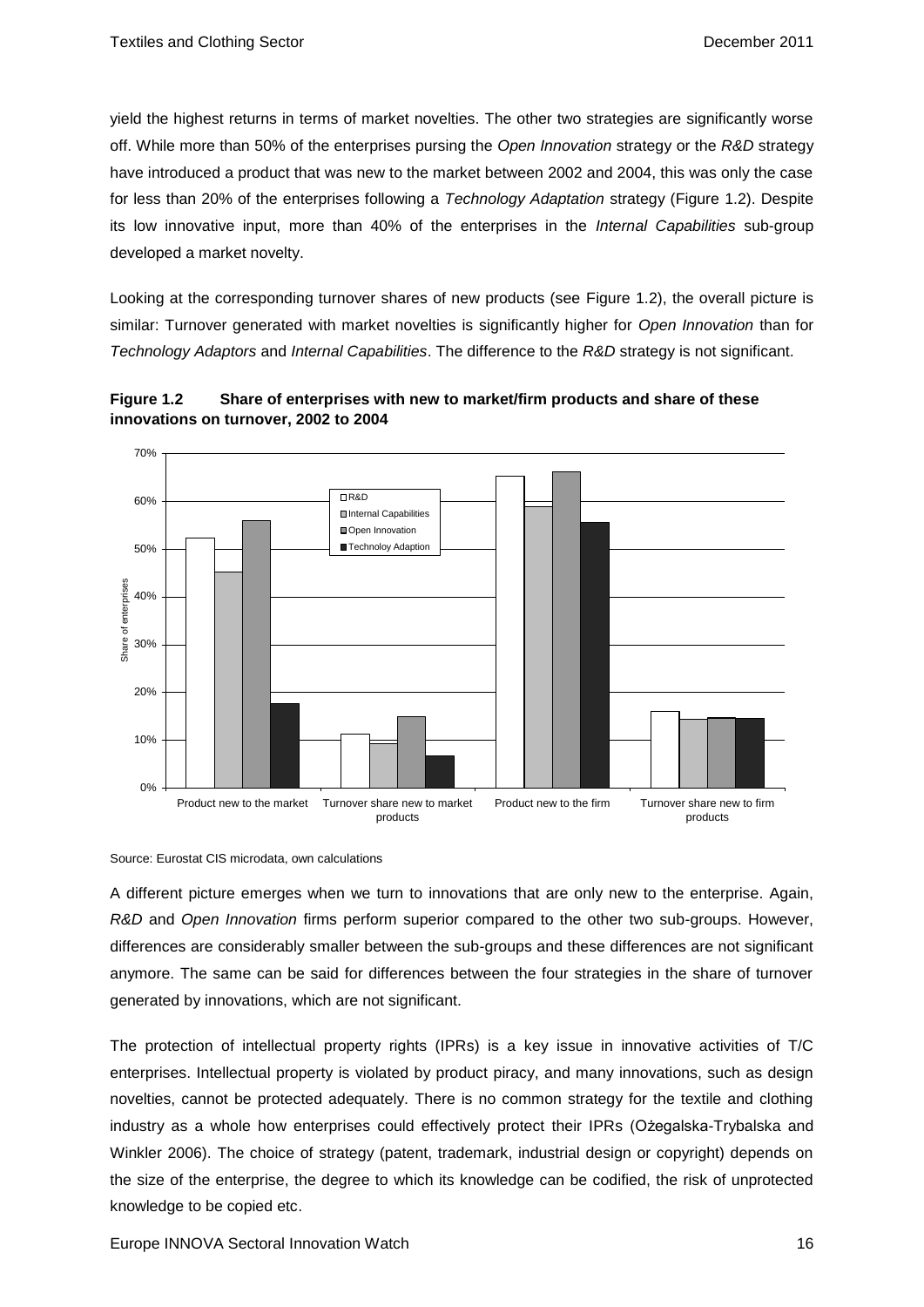yield the highest returns in terms of market novelties. The other two strategies are significantly worse off. While more than 50% of the enterprises pursing the *Open Innovation* strategy or the *R&D* strategy have introduced a product that was new to the market between 2002 and 2004, this was only the case for less than 20% of the enterprises following a *Technology Adaptation* strategy (Figure 1.2). Despite its low innovative input, more than 40% of the enterprises in the *Internal Capabilities* sub-group developed a market novelty.

Looking at the corresponding turnover shares of new products (see Figure 1.2), the overall picture is similar: Turnover generated with market novelties is significantly higher for *Open Innovation* than for *Technology Adaptors* and *Internal Capabilities*. The difference to the *R&D* strategy is not significant.

**Figure 1.2 Share of enterprises with new to market/firm products and share of these innovations on turnover, 2002 to 2004**

Source: Eurostat CIS microdata, own calculations

A different picture emerges when we turn to innovations that are only new to the enterprise. Again, *R&D* and *Open Innovation* firms perform superior compared to the other two sub-groups. However, differences are considerably smaller between the sub-groups and these differences are not significant anymore. The same can be said for differences between the four strategies in the share of turnover generated by innovations, which are not significant.

The protection of intellectual property rights (IPRs) is a key issue in innovative activities of T/C enterprises. Intellectual property is violated by product piracy, and many innovations, such as design novelties, cannot be protected adequately. There is no common strategy for the textile and clothing industry as a whole how enterprises could effectively protect their IPRs (Ożegalska-Trybalska and Winkler 2006). The choice of strategy (patent, trademark, industrial design or copyright) depends on the size of the enterprise, the degree to which its knowledge can be codified, the risk of unprotected knowledge to be copied etc.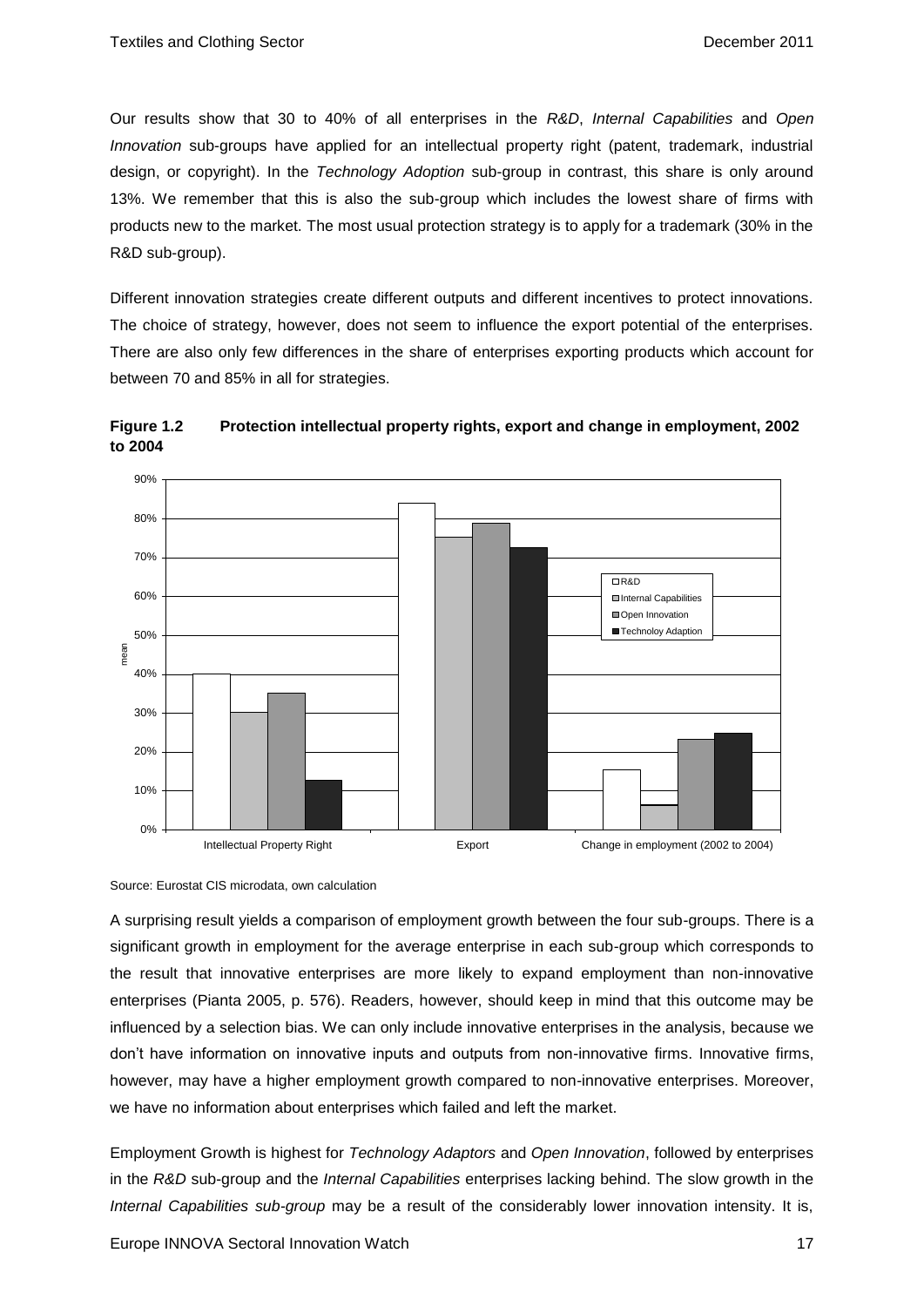Our results show that 30 to 40% of all enterprises in the *R&D*, *Internal Capabilities* and *Open Innovation* sub-groups have applied for an intellectual property right (patent, trademark, industrial design, or copyright). In the *Technology Adoption* sub-group in contrast, this share is only around 13%. We remember that this is also the sub-group which includes the lowest share of firms with products new to the market. The most usual protection strategy is to apply for a trademark (30% in the R&D sub-group).

Different innovation strategies create different outputs and different incentives to protect innovations. The choice of strategy, however, does not seem to influence the export potential of the enterprises. There are also only few differences in the share of enterprises exporting products which account for between 70 and 85% in all for strategies.

**Figure 1.2 Protection intellectual property rights, export and change in employment, 2002 to 2004**

Source: Eurostat CIS microdata, own calculation

A surprising result yields a comparison of employment growth between the four sub-groups. There is a significant growth in employment for the average enterprise in each sub-group which corresponds to the result that innovative enterprises are more likely to expand employment than non-innovative enterprises (Pianta 2005, p. 576). Readers, however, should keep in mind that this outcome may be influenced by a selection bias. We can only include innovative enterprises in the analysis, because we don't have information on innovative inputs and outputs from non-innovative firms. Innovative firms, however, may have a higher employment growth compared to non-innovative enterprises. Moreover, we have no information about enterprises which failed and left the market.

Employment Growth is highest for *Technology Adaptors* and *Open Innovation*, followed by enterprises in the *R&D* sub-group and the *Internal Capabilities* enterprises lacking behind. The slow growth in the *Internal Capabilities sub-group* may be a result of the considerably lower innovation intensity. It is,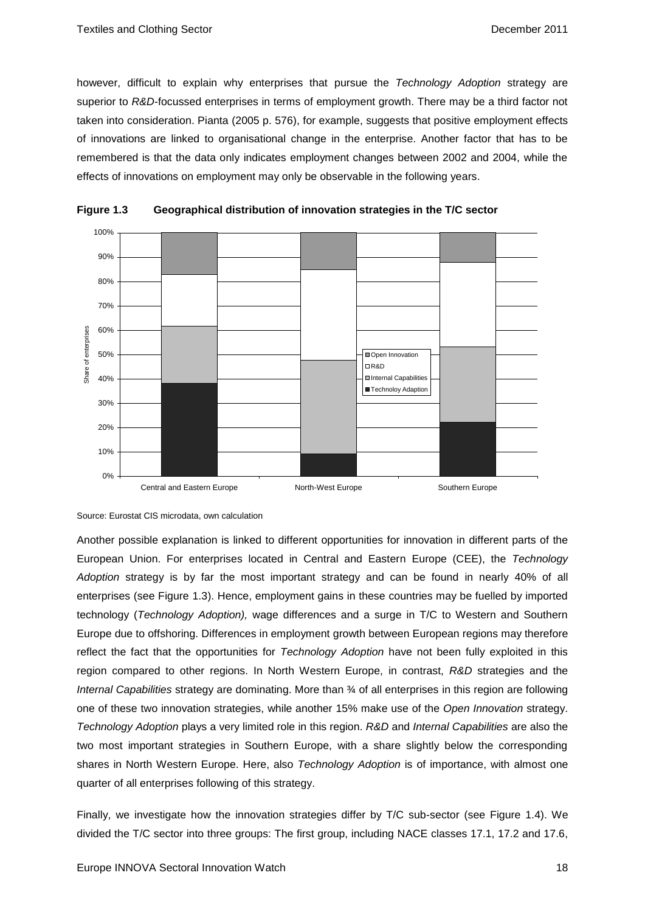however, difficult to explain why enterprises that pursue the *Technology Adoption* strategy are superior to *R&D*-focussed enterprises in terms of employment growth. There may be a third factor not taken into consideration. Pianta (2005 p. 576), for example, suggests that positive employment effects of innovations are linked to organisational change in the enterprise. Another factor that has to be remembered is that the data only indicates employment changes between 2002 and 2004, while the effects of innovations on employment may only be observable in the following years.

**Figure 1.3 Geographical distribution of innovation strategies in the T/C sector**

Source: Eurostat CIS microdata, own calculation

Another possible explanation is linked to different opportunities for innovation in different parts of the European Union. For enterprises located in Central and Eastern Europe (CEE), the *Technology Adoption* strategy is by far the most important strategy and can be found in nearly 40% of all enterprises (see Figure 1.3). Hence, employment gains in these countries may be fuelled by imported technology (*Technology Adoption),* wage differences and a surge in T/C to Western and Southern Europe due to offshoring. Differences in employment growth between European regions may therefore reflect the fact that the opportunities for *Technology Adoption* have not been fully exploited in this region compared to other regions. In North Western Europe, in contrast, *R&D* strategies and the *Internal Capabilities* strategy are dominating. More than ¾ of all enterprises in this region are following one of these two innovation strategies, while another 15% make use of the *Open Innovation* strategy. *Technology Adoption* plays a very limited role in this region. *R&D* and *Internal Capabilities* are also the two most important strategies in Southern Europe, with a share slightly below the corresponding shares in North Western Europe. Here, also *Technology Adoption* is of importance, with almost one quarter of all enterprises following of this strategy.

Finally, we investigate how the innovation strategies differ by T/C sub-sector (see Figure 1.4). We divided the T/C sector into three groups: The first group, including NACE classes 17.1, 17.2 and 17.6,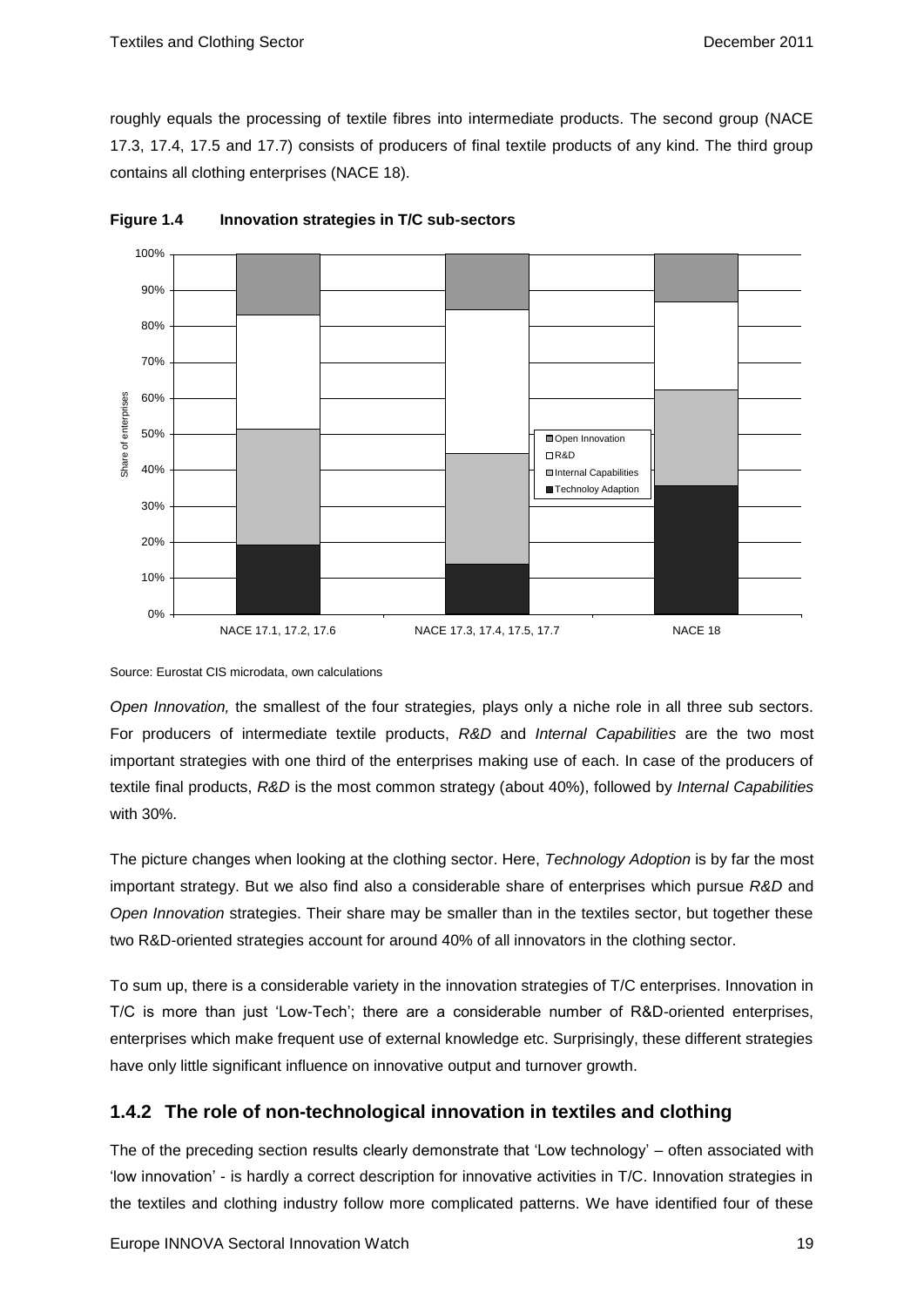roughly equals the processing of textile fibres into intermediate products. The second group (NACE 17.3, 17.4, 17.5 and 17.7) consists of producers of final textile products of any kind. The third group contains all clothing enterprises (NACE 18).

**Figure 1.4 Innovation strategies in T/C sub-sectors**

Source: Eurostat CIS microdata, own calculations

*Open Innovation,* the smallest of the four strategies, plays only a niche role in all three sub sectors. For producers of intermediate textile products, *R&D* and *Internal Capabilities* are the two most important strategies with one third of the enterprises making use of each. In case of the producers of textile final products, *R&D* is the most common strategy (about 40%), followed by *Internal Capabilities* with 30%.

The picture changes when looking at the clothing sector. Here, *Technology Adoption* is by far the most important strategy. But we also find also a considerable share of enterprises which pursue *R&D* and *Open Innovation* strategies. Their share may be smaller than in the textiles sector, but together these two R&D-oriented strategies account for around 40% of all innovators in the clothing sector.

To sum up, there is a considerable variety in the innovation strategies of T/C enterprises. Innovation in T/C is more than just 'Low-Tech'; there are a considerable number of R&D-oriented enterprises, enterprises which make frequent use of external knowledge etc. Surprisingly, these different strategies have only little significant influence on innovative output and turnover growth.

### 1.4.2 The role of non-technological innovation in textiles and clothing

The of the preceding section results clearly demonstrate that 'Low technology' – often associated with 'low innovation' - is hardly a correct description for innovative activities in T/C. Innovation strategies in the textiles and clothing industry follow more complicated patterns. We have identified four of these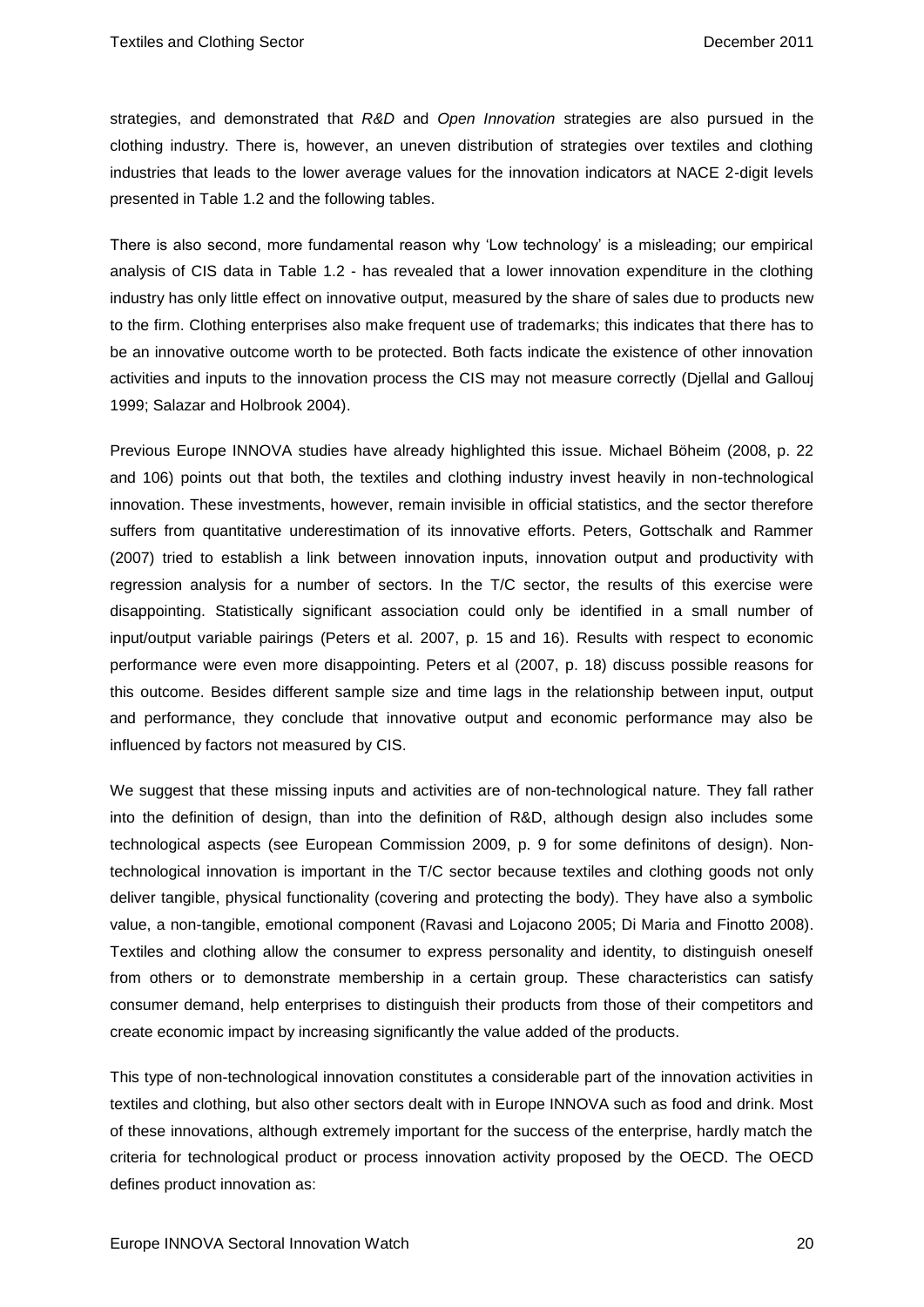strategies, and demonstrated that *R&D* and *Open Innovation* strategies are also pursued in the clothing industry. There is, however, an uneven distribution of strategies over textiles and clothing industries that leads to the lower average values for the innovation indicators at NACE 2-digit levels presented in Table 1.2 and the following tables.

There is also second, more fundamental reason why 'Low technology' is a misleading; our empirical analysis of CIS data in Table 1.2 - has revealed that a lower innovation expenditure in the clothing industry has only little effect on innovative output, measured by the share of sales due to products new to the firm. Clothing enterprises also make frequent use of trademarks; this indicates that there has to be an innovative outcome worth to be protected. Both facts indicate the existence of other innovation activities and inputs to the innovation process the CIS may not measure correctly (Djellal and Gallouj 1999; Salazar and Holbrook 2004).

Previous Europe INNOVA studies have already highlighted this issue. Michael Böheim (2008, p. 22 and 106) points out that both, the textiles and clothing industry invest heavily in non-technological innovation. These investments, however, remain invisible in official statistics, and the sector therefore suffers from quantitative underestimation of its innovative efforts. Peters, Gottschalk and Rammer (2007) tried to establish a link between innovation inputs, innovation output and productivity with regression analysis for a number of sectors. In the T/C sector, the results of this exercise were disappointing. Statistically significant association could only be identified in a small number of input/output variable pairings (Peters et al. 2007, p. 15 and 16). Results with respect to economic performance were even more disappointing. Peters et al (2007, p. 18) discuss possible reasons for this outcome. Besides different sample size and time lags in the relationship between input, output and performance, they conclude that innovative output and economic performance may also be influenced by factors not measured by CIS.

We suggest that these missing inputs and activities are of non-technological nature. They fall rather into the definition of design, than into the definition of R&D, although design also includes some technological aspects (see European Commission 2009, p. 9 for some definitons of design). Non-technological innovation is important in the T/C sector because textiles and clothing goods not only deliver tangible, physical functionality (covering and protecting the body). They have also a symbolic value, a non-tangible, emotional component (Ravasi and Lojacono 2005; Di Maria and Finotto 2008). Textiles and clothing allow the consumer to express personality and identity, to distinguish oneself from others or to demonstrate membership in a certain group. These characteristics can satisfy consumer demand, help enterprises to distinguish their products from those of their competitors and create economic impact by increasing significantly the value added of the products.

This type of non-technological innovation constitutes a considerable part of the innovation activities in textiles and clothing, but also other sectors dealt with in Europe INNOVA such as food and drink. Most of these innovations, although extremely important for the success of the enterprise, hardly match the criteria for technological product or process innovation activity proposed by the OECD. The OECD defines product innovation as: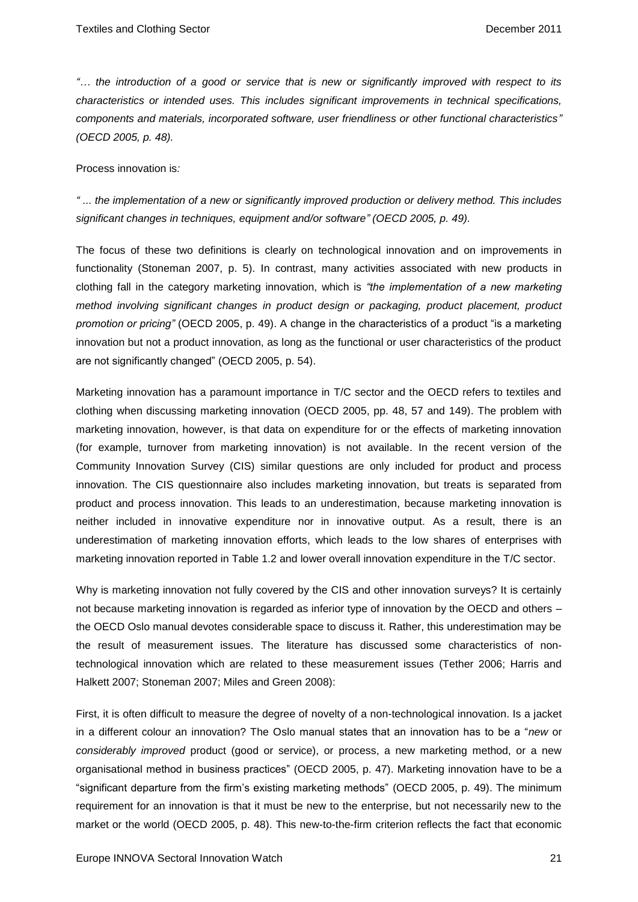*"… the introduction of a good or service that is new or significantly improved with respect to its characteristics or intended uses. This includes significant improvements in technical specifications, components and materials, incorporated software, user friendliness or other functional characteristics" (OECD 2005, p. 48).*

Process innovation is*:*

*" ... the implementation of a new or significantly improved production or delivery method. This includes significant changes in techniques, equipment and/or software" (OECD 2005, p. 49).*

The focus of these two definitions is clearly on technological innovation and on improvements in functionality (Stoneman 2007, p. 5). In contrast, many activities associated with new products in clothing fall in the category marketing innovation, which is *"the implementation of a new marketing method involving significant changes in product design or packaging, product placement, product promotion or pricing"* (OECD 2005, p. 49). A change in the characteristics of a product "is a marketing innovation but not a product innovation, as long as the functional or user characteristics of the product are not significantly changed" (OECD 2005, p. 54).

Marketing innovation has a paramount importance in T/C sector and the OECD refers to textiles and clothing when discussing marketing innovation (OECD 2005, pp. 48, 57 and 149). The problem with marketing innovation, however, is that data on expenditure for or the effects of marketing innovation (for example, turnover from marketing innovation) is not available. In the recent version of the Community Innovation Survey (CIS) similar questions are only included for product and process innovation. The CIS questionnaire also includes marketing innovation, but treats is separated from product and process innovation. This leads to an underestimation, because marketing innovation is neither included in innovative expenditure nor in innovative output. As a result, there is an underestimation of marketing innovation efforts, which leads to the low shares of enterprises with marketing innovation reported in Table 1.2 and lower overall innovation expenditure in the T/C sector.

Why is marketing innovation not fully covered by the CIS and other innovation surveys? It is certainly not because marketing innovation is regarded as inferior type of innovation by the OECD and others – the OECD Oslo manual devotes considerable space to discuss it. Rather, this underestimation may be the result of measurement issues. The literature has discussed some characteristics of non-technological innovation which are related to these measurement issues (Tether 2006; Harris and Halkett 2007; Stoneman 2007; Miles and Green 2008):

First, it is often difficult to measure the degree of novelty of a non-technological innovation. Is a jacket in a different colour an innovation? The Oslo manual states that an innovation has to be a "*new* or *considerably improved* product (good or service), or process, a new marketing method, or a new organisational method in business practices" (OECD 2005, p. 47). Marketing innovation have to be a "significant departure from the firm's existing marketing methods" (OECD 2005, p. 49). The minimum requirement for an innovation is that it must be new to the enterprise, but not necessarily new to the market or the world (OECD 2005, p. 48). This new-to-the-firm criterion reflects the fact that economic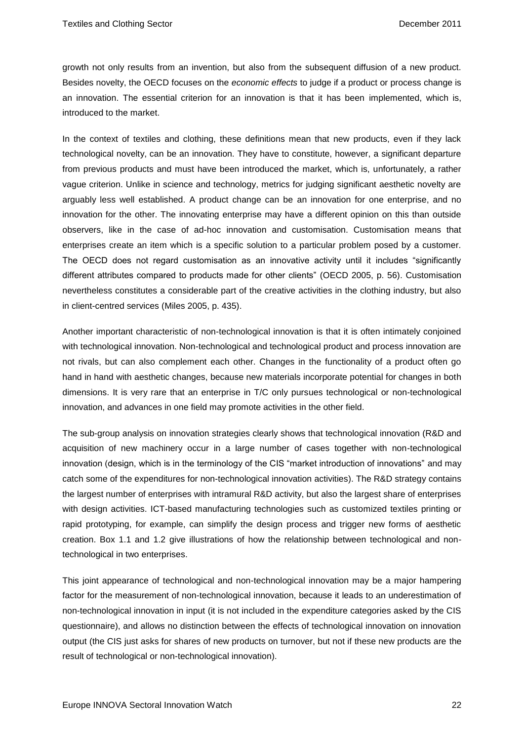growth not only results from an invention, but also from the subsequent diffusion of a new product. Besides novelty, the OECD focuses on the *economic effects* to judge if a product or process change is an innovation. The essential criterion for an innovation is that it has been implemented, which is, introduced to the market.

In the context of textiles and clothing, these definitions mean that new products, even if they lack technological novelty, can be an innovation. They have to constitute, however, a significant departure from previous products and must have been introduced the market, which is, unfortunately, a rather vague criterion. Unlike in science and technology, metrics for judging significant aesthetic novelty are arguably less well established. A product change can be an innovation for one enterprise, and no innovation for the other. The innovating enterprise may have a different opinion on this than outside observers, like in the case of ad-hoc innovation and customisation. Customisation means that enterprises create an item which is a specific solution to a particular problem posed by a customer. The OECD does not regard customisation as an innovative activity until it includes "significantly different attributes compared to products made for other clients" (OECD 2005, p. 56). Customisation nevertheless constitutes a considerable part of the creative activities in the clothing industry, but also in client-centred services (Miles 2005, p. 435).

Another important characteristic of non-technological innovation is that it is often intimately conjoined with technological innovation. Non-technological and technological product and process innovation are not rivals, but can also complement each other. Changes in the functionality of a product often go hand in hand with aesthetic changes, because new materials incorporate potential for changes in both dimensions. It is very rare that an enterprise in T/C only pursues technological or non-technological innovation, and advances in one field may promote activities in the other field.

The sub-group analysis on innovation strategies clearly shows that technological innovation (R&D and acquisition of new machinery occur in a large number of cases together with non-technological innovation (design, which is in the terminology of the CIS "market introduction of innovations" and may catch some of the expenditures for non-technological innovation activities). The R&D strategy contains the largest number of enterprises with intramural R&D activity, but also the largest share of enterprises with design activities. ICT-based manufacturing technologies such as customized textiles printing or rapid prototyping, for example, can simplify the design process and trigger new forms of aesthetic creation. Box 1.1 and 1.2 give illustrations of how the relationship between technological and non-technological in two enterprises.

This joint appearance of technological and non-technological innovation may be a major hampering factor for the measurement of non-technological innovation, because it leads to an underestimation of non-technological innovation in input (it is not included in the expenditure categories asked by the CIS questionnaire), and allows no distinction between the effects of technological innovation on innovation output (the CIS just asks for shares of new products on turnover, but not if these new products are the result of technological or non-technological innovation).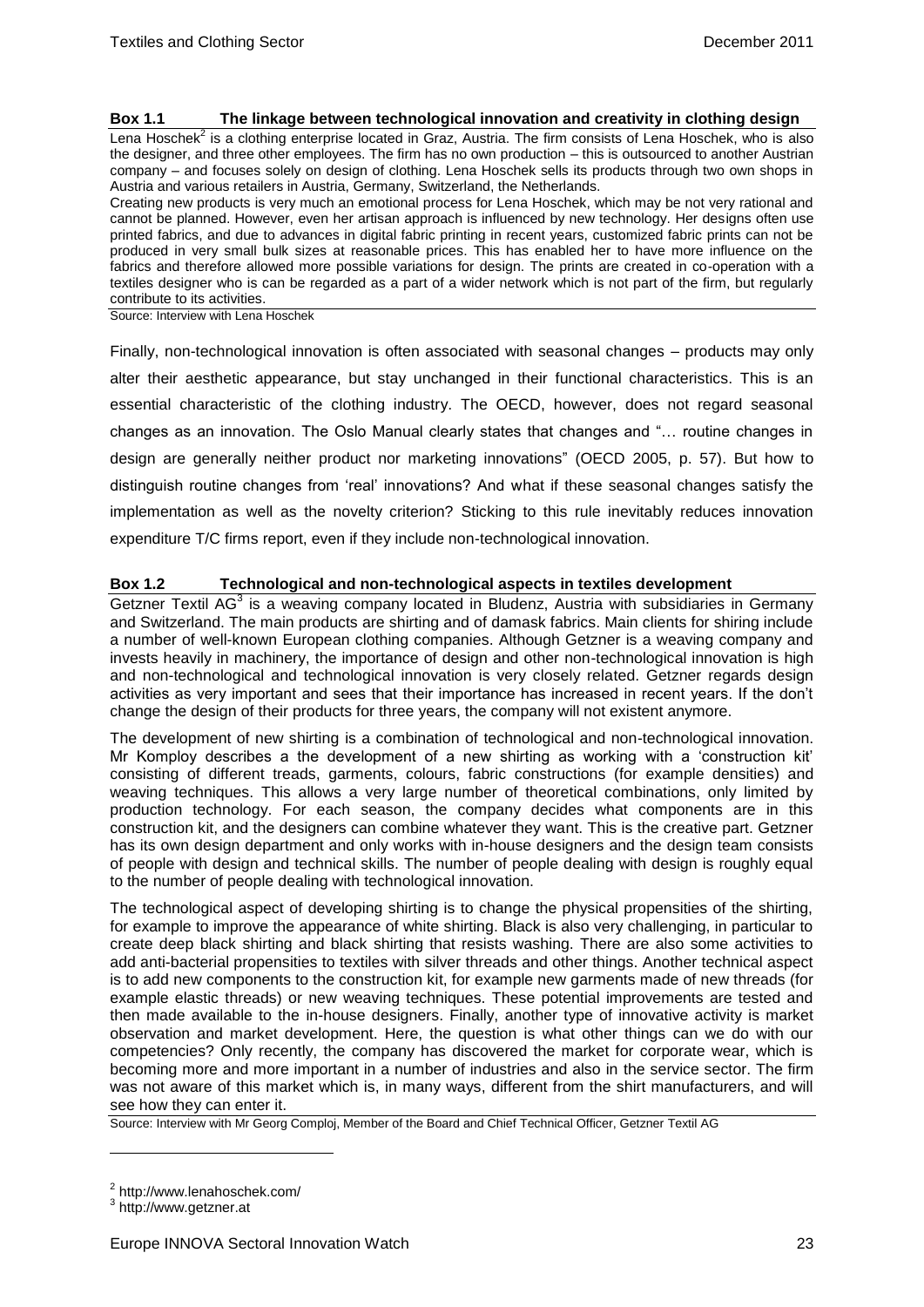**Box 1.1 The linkage between technological innovation and creativity in clothing design**

Lena Hoschek[2] is a clothing enterprise located in Graz, Austria. The firm consists of Lena Hoschek, who is also the designer, and three other employees. The firm has no own production – this is outsourced to another Austrian company – and focuses solely on design of clothing. Lena Hoschek sells its products through two own shops in Austria and various retailers in Austria, Germany, Switzerland, the Netherlands.

Creating new products is very much an emotional process for Lena Hoschek, which may be not very rational and cannot be planned. However, even her artisan approach is influenced by new technology. Her designs often use printed fabrics, and due to advances in digital fabric printing in recent years, customized fabric prints can not be produced in very small bulk sizes at reasonable prices. This has enabled her to have more influence on the fabrics and therefore allowed more possible variations for design. The prints are created in co-operation with a textiles designer who is can be regarded as a part of a wider network which is not part of the firm, but regularly contribute to its activities.

Source: Interview with Lena Hoschek

Finally, non-technological innovation is often associated with seasonal changes – products may only alter their aesthetic appearance, but stay unchanged in their functional characteristics. This is an essential characteristic of the clothing industry. The OECD, however, does not regard seasonal changes as an innovation. The Oslo Manual clearly states that changes and "… routine changes in design are generally neither product nor marketing innovations" (OECD 2005, p. 57). But how to distinguish routine changes from 'real' innovations? And what if these seasonal changes satisfy the implementation as well as the novelty criterion? Sticking to this rule inevitably reduces innovation expenditure T/C firms report, even if they include non-technological innovation.

**Box 1.2 Technological and non-technological aspects in textiles development**

Getzner Textil AG[3] is a weaving company located in Bludenz, Austria with subsidiaries in Germany and Switzerland. The main products are shirting and of damask fabrics. Main clients for shiring include a number of well-known European clothing companies. Although Getzner is a weaving company and invests heavily in machinery, the importance of design and other non-technological innovation is high and non-technological and technological innovation is very closely related. Getzner regards design activities as very important and sees that their importance has increased in recent years. If the don't change the design of their products for three years, the company will not existent anymore.

The development of new shirting is a combination of technological and non-technological innovation. Mr Komploy describes a the development of a new shirting as working with a 'construction kit' consisting of different treads, garments, colours, fabric constructions (for example densities) and weaving techniques. This allows a very large number of theoretical combinations, only limited by production technology. For each season, the company decides what components are in this construction kit, and the designers can combine whatever they want. This is the creative part. Getzner has its own design department and only works with in-house designers and the design team consists of people with design and technical skills. The number of people dealing with design is roughly equal to the number of people dealing with technological innovation.

The technological aspect of developing shirting is to change the physical propensities of the shirting, for example to improve the appearance of white shirting. Black is also very challenging, in particular to create deep black shirting and black shirting that resists washing. There are also some activities to add anti-bacterial propensities to textiles with silver threads and other things. Another technical aspect is to add new components to the construction kit, for example new garments made of new threads (for example elastic threads) or new weaving techniques. These potential improvements are tested and then made available to the in-house designers. Finally, another type of innovative activity is market observation and market development. Here, the question is what other things can we do with our competencies? Only recently, the company has discovered the market for corporate wear, which is becoming more and more important in a number of industries and also in the service sector. The firm was not aware of this market which is, in many ways, different from the shirt manufacturers, and will see how they can enter it.

Source: Interview with Mr Georg Comploj, Member of the Board and Chief Technical Officer, Getzner Textil AG

[2] http://www.lenahoschek.com/

[3] http://www.getzner.at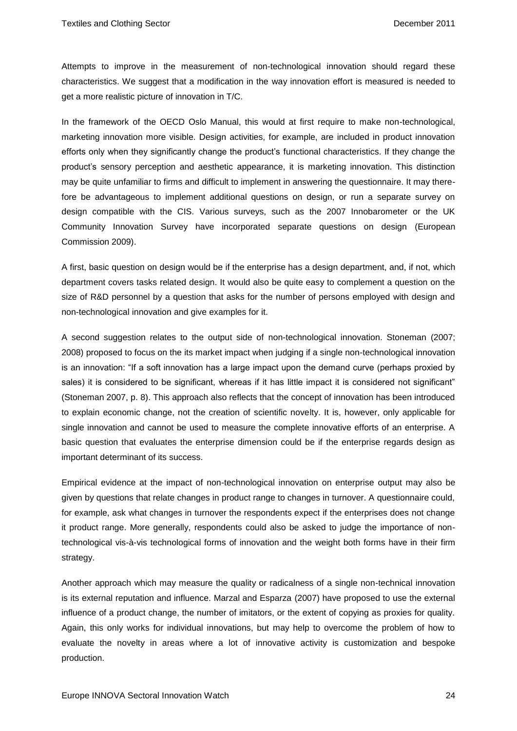Attempts to improve in the measurement of non-technological innovation should regard these characteristics. We suggest that a modification in the way innovation effort is measured is needed to get a more realistic picture of innovation in T/C.

In the framework of the OECD Oslo Manual, this would at first require to make non-technological, marketing innovation more visible. Design activities, for example, are included in product innovation efforts only when they significantly change the product's functional characteristics. If they change the product's sensory perception and aesthetic appearance, it is marketing innovation. This distinction may be quite unfamiliar to firms and difficult to implement in answering the questionnaire. It may therefore be advantageous to implement additional questions on design, or run a separate survey on design compatible with the CIS. Various surveys, such as the 2007 Innobarometer or the UK Community Innovation Survey have incorporated separate questions on design (European Commission 2009).

A first, basic question on design would be if the enterprise has a design department, and, if not, which department covers tasks related design. It would also be quite easy to complement a question on the size of R&D personnel by a question that asks for the number of persons employed with design and non-technological innovation and give examples for it.

A second suggestion relates to the output side of non-technological innovation. Stoneman (2007; 2008) proposed to focus on the its market impact when judging if a single non-technological innovation is an innovation: "If a soft innovation has a large impact upon the demand curve (perhaps proxied by sales) it is considered to be significant, whereas if it has little impact it is considered not significant" (Stoneman 2007, p. 8). This approach also reflects that the concept of innovation has been introduced to explain economic change, not the creation of scientific novelty. It is, however, only applicable for single innovation and cannot be used to measure the complete innovative efforts of an enterprise. A basic question that evaluates the enterprise dimension could be if the enterprise regards design as important determinant of its success.

Empirical evidence at the impact of non-technological innovation on enterprise output may also be given by questions that relate changes in product range to changes in turnover. A questionnaire could, for example, ask what changes in turnover the respondents expect if the enterprises does not change it product range. More generally, respondents could also be asked to judge the importance of non-technological vis-à-vis technological forms of innovation and the weight both forms have in their firm strategy.

Another approach which may measure the quality or radicalness of a single non-technical innovation is its external reputation and influence. Marzal and Esparza (2007) have proposed to use the external influence of a product change, the number of imitators, or the extent of copying as proxies for quality. Again, this only works for individual innovations, but may help to overcome the problem of how to evaluate the novelty in areas where a lot of innovative activity is customization and bespoke production.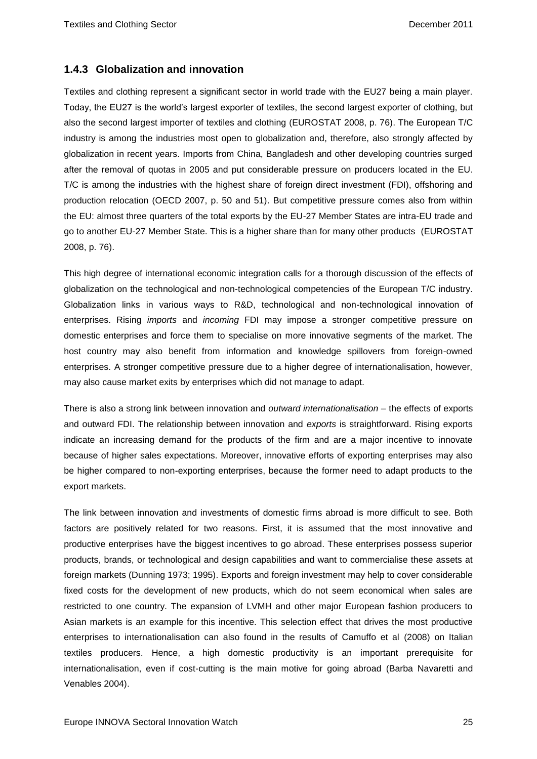### 1.4.3 Globalization and innovation

Textiles and clothing represent a significant sector in world trade with the EU27 being a main player. Today, the EU27 is the world's largest exporter of textiles, the second largest exporter of clothing, but also the second largest importer of textiles and clothing (EUROSTAT 2008, p. 76). The European T/C industry is among the industries most open to globalization and, therefore, also strongly affected by globalization in recent years. Imports from China, Bangladesh and other developing countries surged after the removal of quotas in 2005 and put considerable pressure on producers located in the EU. T/C is among the industries with the highest share of foreign direct investment (FDI), offshoring and production relocation (OECD 2007, p. 50 and 51). But competitive pressure comes also from within the EU: almost three quarters of the total exports by the EU-27 Member States are intra-EU trade and go to another EU-27 Member State. This is a higher share than for many other products (EUROSTAT 2008, p. 76).

This high degree of international economic integration calls for a thorough discussion of the effects of globalization on the technological and non-technological competencies of the European T/C industry. Globalization links in various ways to R&D, technological and non-technological innovation of enterprises. Rising *imports* and *incoming* FDI may impose a stronger competitive pressure on domestic enterprises and force them to specialise on more innovative segments of the market. The host country may also benefit from information and knowledge spillovers from foreign-owned enterprises. A stronger competitive pressure due to a higher degree of internationalisation, however, may also cause market exits by enterprises which did not manage to adapt.

There is also a strong link between innovation and *outward internationalisation* – the effects of exports and outward FDI. The relationship between innovation and *exports* is straightforward. Rising exports indicate an increasing demand for the products of the firm and are a major incentive to innovate because of higher sales expectations. Moreover, innovative efforts of exporting enterprises may also be higher compared to non-exporting enterprises, because the former need to adapt products to the export markets.

The link between innovation and investments of domestic firms abroad is more difficult to see. Both factors are positively related for two reasons. First, it is assumed that the most innovative and productive enterprises have the biggest incentives to go abroad. These enterprises possess superior products, brands, or technological and design capabilities and want to commercialise these assets at foreign markets (Dunning 1973; 1995). Exports and foreign investment may help to cover considerable fixed costs for the development of new products, which do not seem economical when sales are restricted to one country. The expansion of LVMH and other major European fashion producers to Asian markets is an example for this incentive. This selection effect that drives the most productive enterprises to internationalisation can also found in the results of Camuffo et al (2008) on Italian textiles producers. Hence, a high domestic productivity is an important prerequisite for internationalisation, even if cost-cutting is the main motive for going abroad (Barba Navaretti and Venables 2004).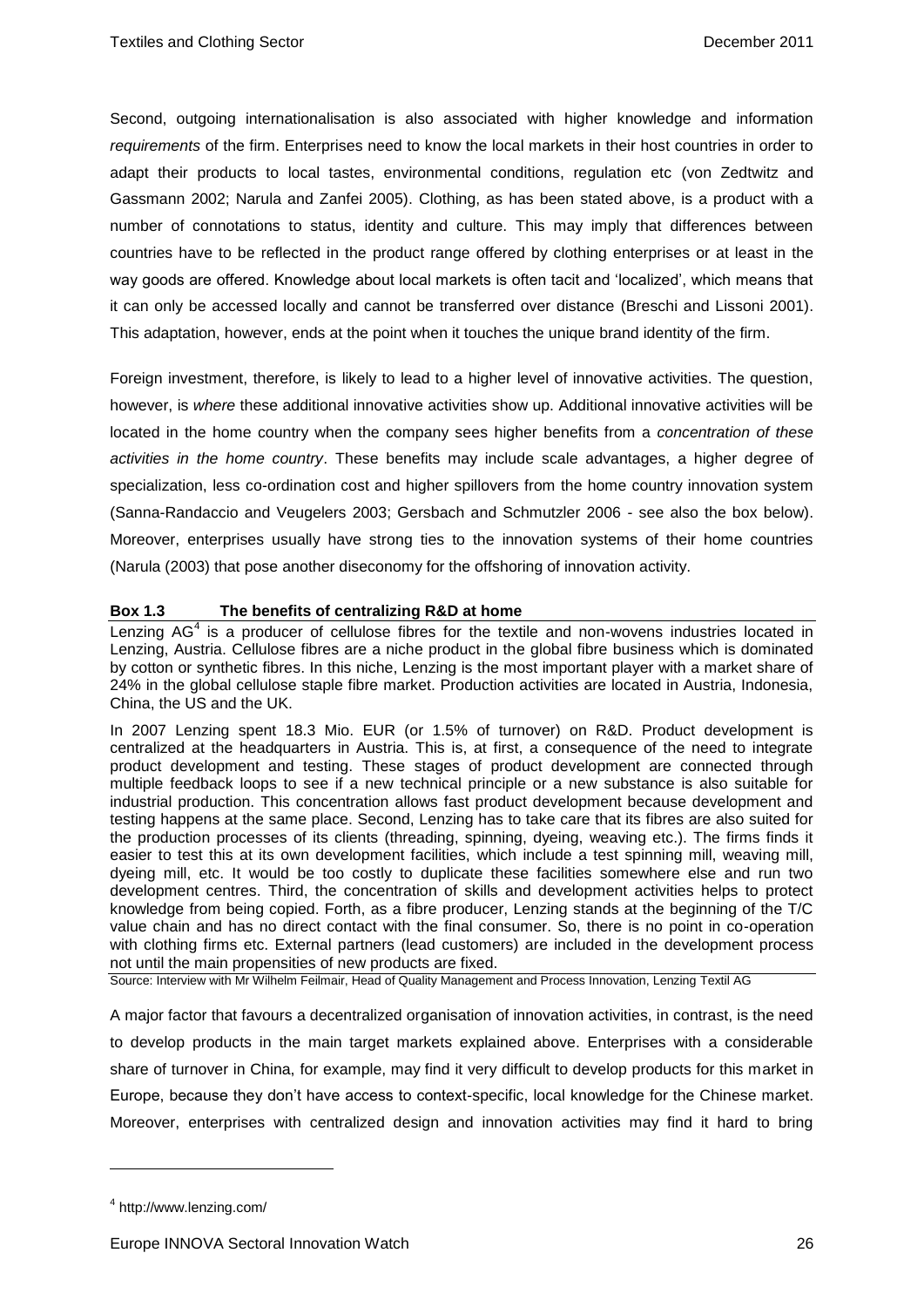Second, outgoing internationalisation is also associated with higher knowledge and information *requirements* of the firm. Enterprises need to know the local markets in their host countries in order to adapt their products to local tastes, environmental conditions, regulation etc (von Zedtwitz and Gassmann 2002; Narula and Zanfei 2005). Clothing, as has been stated above, is a product with a number of connotations to status, identity and culture. This may imply that differences between countries have to be reflected in the product range offered by clothing enterprises or at least in the way goods are offered. Knowledge about local markets is often tacit and 'localized', which means that it can only be accessed locally and cannot be transferred over distance (Breschi and Lissoni 2001). This adaptation, however, ends at the point when it touches the unique brand identity of the firm.

Foreign investment, therefore, is likely to lead to a higher level of innovative activities. The question, however, is *where* these additional innovative activities show up. Additional innovative activities will be located in the home country when the company sees higher benefits from a *concentration of these activities in the home country*. These benefits may include scale advantages, a higher degree of specialization, less co-ordination cost and higher spillovers from the home country innovation system (Sanna-Randaccio and Veugelers 2003; Gersbach and Schmutzler 2006 - see also the box below). Moreover, enterprises usually have strong ties to the innovation systems of their home countries (Narula (2003) that pose another diseconomy for the offshoring of innovation activity.

**Box 1.3 The benefits of centralizing R&D at home**

Lenzing AG[4] is a producer of cellulose fibres for the textile and non-wovens industries located in Lenzing, Austria. Cellulose fibres are a niche product in the global fibre business which is dominated by cotton or synthetic fibres. In this niche, Lenzing is the most important player with a market share of 24% in the global cellulose staple fibre market. Production activities are located in Austria, Indonesia, China, the US and the UK.

In 2007 Lenzing spent 18.3 Mio. EUR (or 1.5% of turnover) on R&D. Product development is centralized at the headquarters in Austria. This is, at first, a consequence of the need to integrate product development and testing. These stages of product development are connected through multiple feedback loops to see if a new technical principle or a new substance is also suitable for industrial production. This concentration allows fast product development because development and testing happens at the same place. Second, Lenzing has to take care that its fibres are also suited for the production processes of its clients (threading, spinning, dyeing, weaving etc.). The firms finds it easier to test this at its own development facilities, which include a test spinning mill, weaving mill, dyeing mill, etc. It would be too costly to duplicate these facilities somewhere else and run two development centres. Third, the concentration of skills and development activities helps to protect knowledge from being copied. Forth, as a fibre producer, Lenzing stands at the beginning of the T/C value chain and has no direct contact with the final consumer. So, there is no point in co-operation with clothing firms etc. External partners (lead customers) are included in the development process not until the main propensities of new products are fixed.

Source: Interview with Mr Wilhelm Feilmair, Head of Quality Management and Process Innovation, Lenzing Textil AG

A major factor that favours a decentralized organisation of innovation activities, in contrast, is the need to develop products in the main target markets explained above. Enterprises with a considerable share of turnover in China, for example, may find it very difficult to develop products for this market in Europe, because they don't have access to context-specific, local knowledge for the Chinese market. Moreover, enterprises with centralized design and innovation activities may find it hard to bring

[4] http://www.lenzing.com/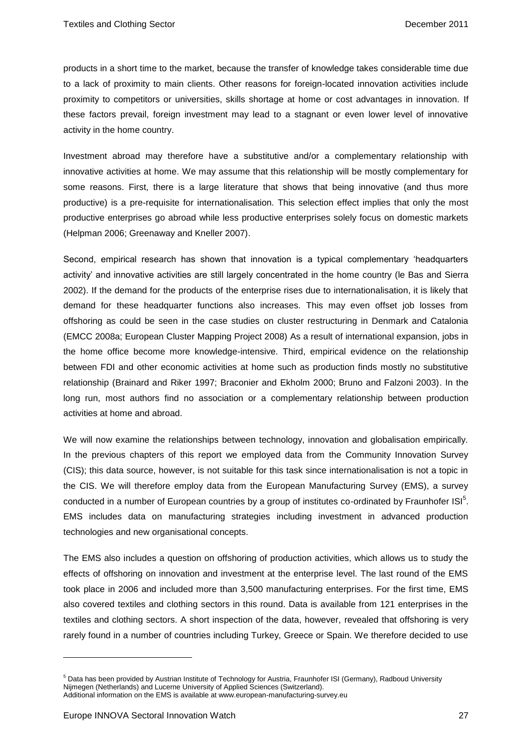products in a short time to the market, because the transfer of knowledge takes considerable time due to a lack of proximity to main clients. Other reasons for foreign-located innovation activities include proximity to competitors or universities, skills shortage at home or cost advantages in innovation. If these factors prevail, foreign investment may lead to a stagnant or even lower level of innovative activity in the home country.

Investment abroad may therefore have a substitutive and/or a complementary relationship with innovative activities at home. We may assume that this relationship will be mostly complementary for some reasons. First, there is a large literature that shows that being innovative (and thus more productive) is a pre-requisite for internationalisation. This selection effect implies that only the most productive enterprises go abroad while less productive enterprises solely focus on domestic markets (Helpman 2006; Greenaway and Kneller 2007).

Second, empirical research has shown that innovation is a typical complementary 'headquarters activity' and innovative activities are still largely concentrated in the home country (le Bas and Sierra 2002). If the demand for the products of the enterprise rises due to internationalisation, it is likely that demand for these headquarter functions also increases. This may even offset job losses from offshoring as could be seen in the case studies on cluster restructuring in Denmark and Catalonia (EMCC 2008a; European Cluster Mapping Project 2008) As a result of international expansion, jobs in the home office become more knowledge-intensive. Third, empirical evidence on the relationship between FDI and other economic activities at home such as production finds mostly no substitutive relationship (Brainard and Riker 1997; Braconier and Ekholm 2000; Bruno and Falzoni 2003). In the long run, most authors find no association or a complementary relationship between production activities at home and abroad.

We will now examine the relationships between technology, innovation and globalisation empirically. In the previous chapters of this report we employed data from the Community Innovation Survey (CIS); this data source, however, is not suitable for this task since internationalisation is not a topic in the CIS. We will therefore employ data from the European Manufacturing Survey (EMS), a survey conducted in a number of European countries by a group of institutes co-ordinated by Fraunhofer ISI[5]. EMS includes data on manufacturing strategies including investment in advanced production technologies and new organisational concepts.

The EMS also includes a question on offshoring of production activities, which allows us to study the effects of offshoring on innovation and investment at the enterprise level. The last round of the EMS took place in 2006 and included more than 3,500 manufacturing enterprises. For the first time, EMS also covered textiles and clothing sectors in this round. Data is available from 121 enterprises in the textiles and clothing sectors. A short inspection of the data, however, revealed that offshoring is very rarely found in a number of countries including Turkey, Greece or Spain. We therefore decided to use

[5] Data has been provided by Austrian Institute of Technology for Austria, Fraunhofer ISI (Germany), Radboud University Nijmegen (Netherlands) and Lucerne University of Applied Sciences (Switzerland).
Additional information on the EMS is available at www.european-manufacturing-survey.eu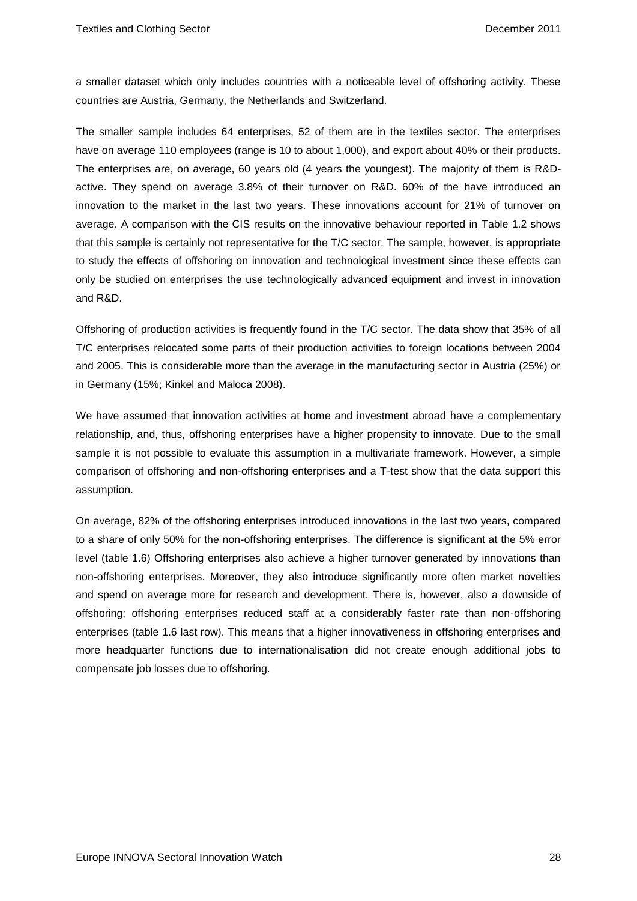a smaller dataset which only includes countries with a noticeable level of offshoring activity. These countries are Austria, Germany, the Netherlands and Switzerland.

The smaller sample includes 64 enterprises, 52 of them are in the textiles sector. The enterprises have on average 110 employees (range is 10 to about 1,000), and export about 40% or their products. The enterprises are, on average, 60 years old (4 years the youngest). The majority of them is R&D-active. They spend on average 3.8% of their turnover on R&D. 60% of the have introduced an innovation to the market in the last two years. These innovations account for 21% of turnover on average. A comparison with the CIS results on the innovative behaviour reported in Table 1.2 shows that this sample is certainly not representative for the T/C sector. The sample, however, is appropriate to study the effects of offshoring on innovation and technological investment since these effects can only be studied on enterprises the use technologically advanced equipment and invest in innovation and R&D.

Offshoring of production activities is frequently found in the T/C sector. The data show that 35% of all T/C enterprises relocated some parts of their production activities to foreign locations between 2004 and 2005. This is considerable more than the average in the manufacturing sector in Austria (25%) or in Germany (15%; Kinkel and Maloca 2008).

We have assumed that innovation activities at home and investment abroad have a complementary relationship, and, thus, offshoring enterprises have a higher propensity to innovate. Due to the small sample it is not possible to evaluate this assumption in a multivariate framework. However, a simple comparison of offshoring and non-offshoring enterprises and a T-test show that the data support this assumption.

On average, 82% of the offshoring enterprises introduced innovations in the last two years, compared to a share of only 50% for the non-offshoring enterprises. The difference is significant at the 5% error level (table 1.6) Offshoring enterprises also achieve a higher turnover generated by innovations than non-offshoring enterprises. Moreover, they also introduce significantly more often market novelties and spend on average more for research and development. There is, however, also a downside of offshoring; offshoring enterprises reduced staff at a considerably faster rate than non-offshoring enterprises (table 1.6 last row). This means that a higher innovativeness in offshoring enterprises and more headquarter functions due to internationalisation did not create enough additional jobs to compensate job losses due to offshoring.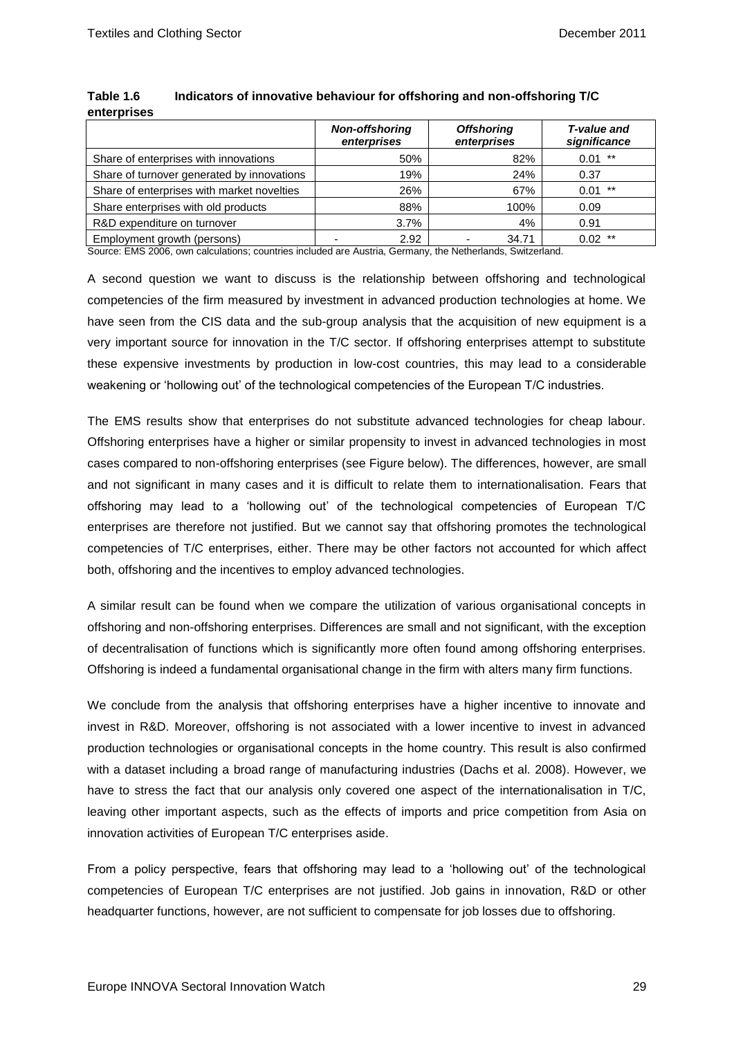**Table 1.6 Indicators of innovative behaviour for offshoring and non-offshoring T/C enterprises**

| | *Non-offshoring enterprises* | *Offshoring enterprises* | *T-value and significance* |
|---|---|---|---|
| Share of enterprises with innovations | 50% | 82% | 0.01 ** |
| Share of turnover generated by innovations | 19% | 24% | 0.37 |
| Share of enterprises with market novelties | 26% | 67% | 0.01 ** |
| Share enterprises with old products | 88% | 100% | 0.09 |
| R&D expenditure on turnover | 3.7% | 4% | 0.91 |
| Employment growth (persons) | - 2.92 | - 34.71 | 0.02 ** |

Source: EMS 2006, own calculations; countries included are Austria, Germany, the Netherlands, Switzerland.

A second question we want to discuss is the relationship between offshoring and technological competencies of the firm measured by investment in advanced production technologies at home. We have seen from the CIS data and the sub-group analysis that the acquisition of new equipment is a very important source for innovation in the T/C sector. If offshoring enterprises attempt to substitute these expensive investments by production in low-cost countries, this may lead to a considerable weakening or 'hollowing out' of the technological competencies of the European T/C industries.

The EMS results show that enterprises do not substitute advanced technologies for cheap labour. Offshoring enterprises have a higher or similar propensity to invest in advanced technologies in most cases compared to non-offshoring enterprises (see Figure below). The differences, however, are small and not significant in many cases and it is difficult to relate them to internationalisation. Fears that offshoring may lead to a 'hollowing out' of the technological competencies of European T/C enterprises are therefore not justified. But we cannot say that offshoring promotes the technological competencies of T/C enterprises, either. There may be other factors not accounted for which affect both, offshoring and the incentives to employ advanced technologies.

A similar result can be found when we compare the utilization of various organisational concepts in offshoring and non-offshoring enterprises. Differences are small and not significant, with the exception of decentralisation of functions which is significantly more often found among offshoring enterprises. Offshoring is indeed a fundamental organisational change in the firm with alters many firm functions.

We conclude from the analysis that offshoring enterprises have a higher incentive to innovate and invest in R&D. Moreover, offshoring is not associated with a lower incentive to invest in advanced production technologies or organisational concepts in the home country. This result is also confirmed with a dataset including a broad range of manufacturing industries (Dachs et al. 2008). However, we have to stress the fact that our analysis only covered one aspect of the internationalisation in T/C, leaving other important aspects, such as the effects of imports and price competition from Asia on innovation activities of European T/C enterprises aside.

From a policy perspective, fears that offshoring may lead to a 'hollowing out' of the technological competencies of European T/C enterprises are not justified. Job gains in innovation, R&D or other headquarter functions, however, are not sufficient to compensate for job losses due to offshoring.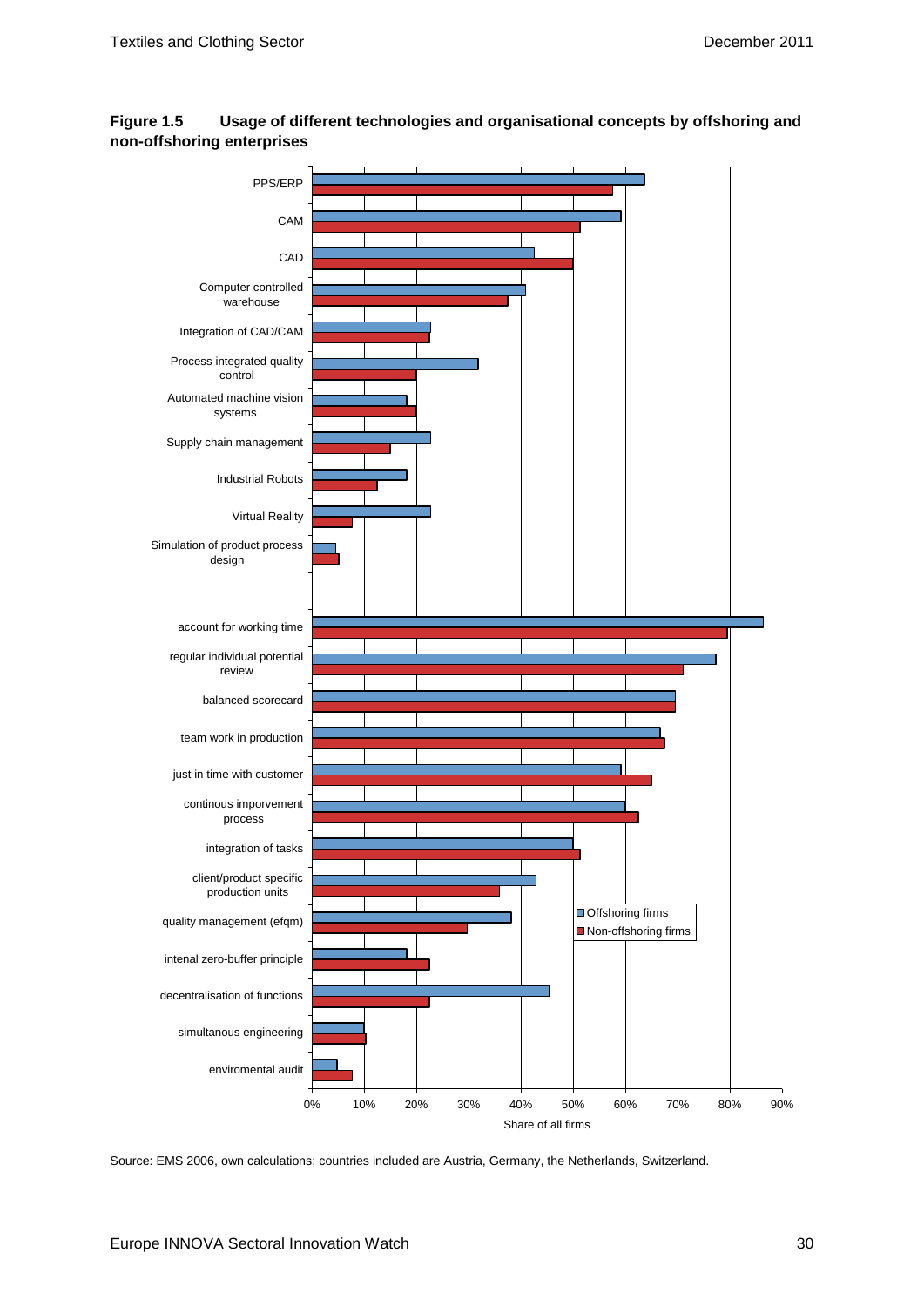**Figure 1.5 Usage of different technologies and organisational concepts by offshoring and non-offshoring enterprises**

Source: EMS 2006, own calculations; countries included are Austria, Germany, the Netherlands, Switzerland.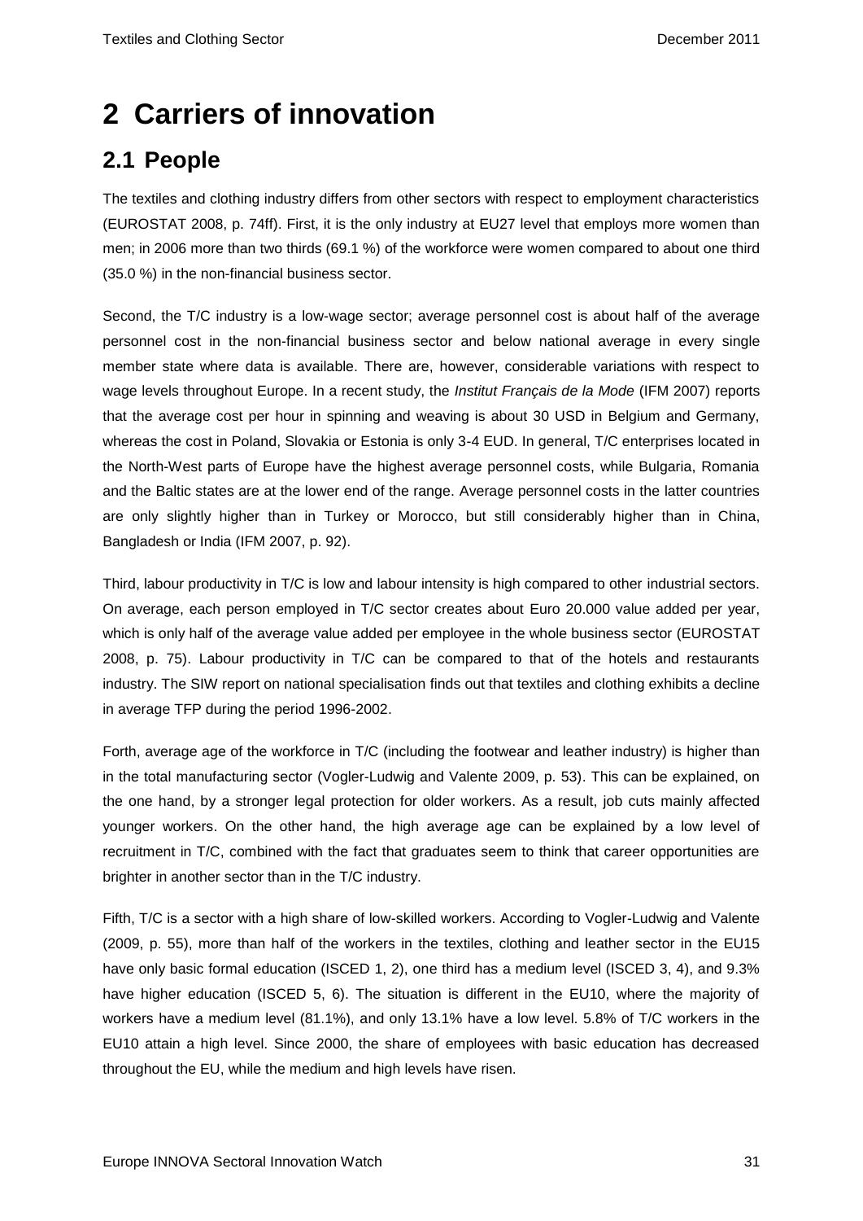# 2 Carriers of innovation

## 2.1 People

The textiles and clothing industry differs from other sectors with respect to employment characteristics (EUROSTAT 2008, p. 74ff). First, it is the only industry at EU27 level that employs more women than men; in 2006 more than two thirds (69.1 %) of the workforce were women compared to about one third (35.0 %) in the non-financial business sector.

Second, the T/C industry is a low-wage sector; average personnel cost is about half of the average personnel cost in the non-financial business sector and below national average in every single member state where data is available. There are, however, considerable variations with respect to wage levels throughout Europe. In a recent study, the *Institut Français de la Mode* (IFM 2007) reports that the average cost per hour in spinning and weaving is about 30 USD in Belgium and Germany, whereas the cost in Poland, Slovakia or Estonia is only 3-4 EUD. In general, T/C enterprises located in the North-West parts of Europe have the highest average personnel costs, while Bulgaria, Romania and the Baltic states are at the lower end of the range. Average personnel costs in the latter countries are only slightly higher than in Turkey or Morocco, but still considerably higher than in China, Bangladesh or India (IFM 2007, p. 92).

Third, labour productivity in T/C is low and labour intensity is high compared to other industrial sectors. On average, each person employed in T/C sector creates about Euro 20.000 value added per year, which is only half of the average value added per employee in the whole business sector (EUROSTAT 2008, p. 75). Labour productivity in T/C can be compared to that of the hotels and restaurants industry. The SIW report on national specialisation finds out that textiles and clothing exhibits a decline in average TFP during the period 1996-2002.

Forth, average age of the workforce in T/C (including the footwear and leather industry) is higher than in the total manufacturing sector (Vogler-Ludwig and Valente 2009, p. 53). This can be explained, on the one hand, by a stronger legal protection for older workers. As a result, job cuts mainly affected younger workers. On the other hand, the high average age can be explained by a low level of recruitment in T/C, combined with the fact that graduates seem to think that career opportunities are brighter in another sector than in the T/C industry.

Fifth, T/C is a sector with a high share of low-skilled workers. According to Vogler-Ludwig and Valente (2009, p. 55), more than half of the workers in the textiles, clothing and leather sector in the EU15 have only basic formal education (ISCED 1, 2), one third has a medium level (ISCED 3, 4), and 9.3% have higher education (ISCED 5, 6). The situation is different in the EU10, where the majority of workers have a medium level (81.1%), and only 13.1% have a low level. 5.8% of T/C workers in the EU10 attain a high level. Since 2000, the share of employees with basic education has decreased throughout the EU, while the medium and high levels have risen.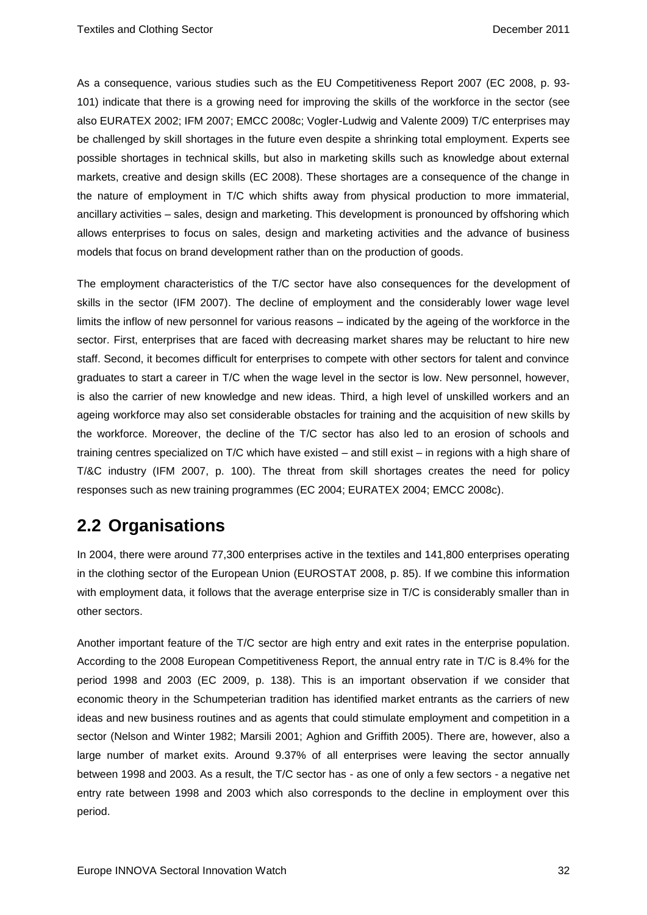As a consequence, various studies such as the EU Competitiveness Report 2007 (EC 2008, p. 93-101) indicate that there is a growing need for improving the skills of the workforce in the sector (see also EURATEX 2002; IFM 2007; EMCC 2008c; Vogler-Ludwig and Valente 2009) T/C enterprises may be challenged by skill shortages in the future even despite a shrinking total employment. Experts see possible shortages in technical skills, but also in marketing skills such as knowledge about external markets, creative and design skills (EC 2008). These shortages are a consequence of the change in the nature of employment in T/C which shifts away from physical production to more immaterial, ancillary activities – sales, design and marketing. This development is pronounced by offshoring which allows enterprises to focus on sales, design and marketing activities and the advance of business models that focus on brand development rather than on the production of goods.

The employment characteristics of the T/C sector have also consequences for the development of skills in the sector (IFM 2007). The decline of employment and the considerably lower wage level limits the inflow of new personnel for various reasons – indicated by the ageing of the workforce in the sector. First, enterprises that are faced with decreasing market shares may be reluctant to hire new staff. Second, it becomes difficult for enterprises to compete with other sectors for talent and convince graduates to start a career in T/C when the wage level in the sector is low. New personnel, however, is also the carrier of new knowledge and new ideas. Third, a high level of unskilled workers and an ageing workforce may also set considerable obstacles for training and the acquisition of new skills by the workforce. Moreover, the decline of the T/C sector has also led to an erosion of schools and training centres specialized on T/C which have existed – and still exist – in regions with a high share of T/&C industry (IFM 2007, p. 100). The threat from skill shortages creates the need for policy responses such as new training programmes (EC 2004; EURATEX 2004; EMCC 2008c).

## 2.2 Organisations

In 2004, there were around 77,300 enterprises active in the textiles and 141,800 enterprises operating in the clothing sector of the European Union (EUROSTAT 2008, p. 85). If we combine this information with employment data, it follows that the average enterprise size in T/C is considerably smaller than in other sectors.

Another important feature of the T/C sector are high entry and exit rates in the enterprise population. According to the 2008 European Competitiveness Report, the annual entry rate in T/C is 8.4% for the period 1998 and 2003 (EC 2009, p. 138). This is an important observation if we consider that economic theory in the Schumpeterian tradition has identified market entrants as the carriers of new ideas and new business routines and as agents that could stimulate employment and competition in a sector (Nelson and Winter 1982; Marsili 2001; Aghion and Griffith 2005). There are, however, also a large number of market exits. Around 9.37% of all enterprises were leaving the sector annually between 1998 and 2003. As a result, the T/C sector has - as one of only a few sectors - a negative net entry rate between 1998 and 2003 which also corresponds to the decline in employment over this period.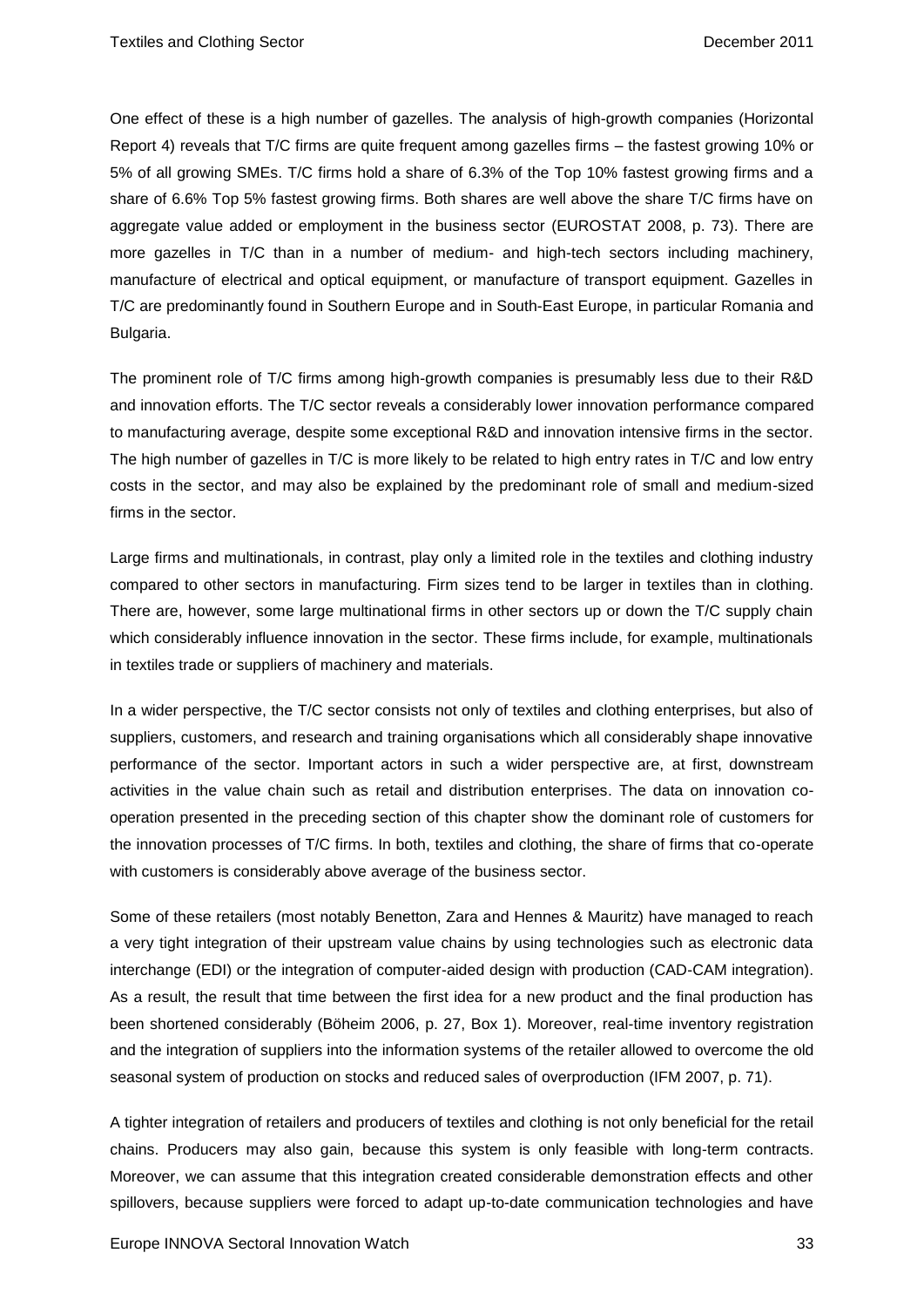One effect of these is a high number of gazelles. The analysis of high-growth companies (Horizontal Report 4) reveals that T/C firms are quite frequent among gazelles firms – the fastest growing 10% or 5% of all growing SMEs. T/C firms hold a share of 6.3% of the Top 10% fastest growing firms and a share of 6.6% Top 5% fastest growing firms. Both shares are well above the share T/C firms have on aggregate value added or employment in the business sector (EUROSTAT 2008, p. 73). There are more gazelles in T/C than in a number of medium- and high-tech sectors including machinery, manufacture of electrical and optical equipment, or manufacture of transport equipment. Gazelles in T/C are predominantly found in Southern Europe and in South-East Europe, in particular Romania and Bulgaria.

The prominent role of T/C firms among high-growth companies is presumably less due to their R&D and innovation efforts. The T/C sector reveals a considerably lower innovation performance compared to manufacturing average, despite some exceptional R&D and innovation intensive firms in the sector. The high number of gazelles in T/C is more likely to be related to high entry rates in T/C and low entry costs in the sector, and may also be explained by the predominant role of small and medium-sized firms in the sector.

Large firms and multinationals, in contrast, play only a limited role in the textiles and clothing industry compared to other sectors in manufacturing. Firm sizes tend to be larger in textiles than in clothing. There are, however, some large multinational firms in other sectors up or down the T/C supply chain which considerably influence innovation in the sector. These firms include, for example, multinationals in textiles trade or suppliers of machinery and materials.

In a wider perspective, the T/C sector consists not only of textiles and clothing enterprises, but also of suppliers, customers, and research and training organisations which all considerably shape innovative performance of the sector. Important actors in such a wider perspective are, at first, downstream activities in the value chain such as retail and distribution enterprises. The data on innovation co-operation presented in the preceding section of this chapter show the dominant role of customers for the innovation processes of T/C firms. In both, textiles and clothing, the share of firms that co-operate with customers is considerably above average of the business sector.

Some of these retailers (most notably Benetton, Zara and Hennes & Mauritz) have managed to reach a very tight integration of their upstream value chains by using technologies such as electronic data interchange (EDI) or the integration of computer-aided design with production (CAD-CAM integration). As a result, the result that time between the first idea for a new product and the final production has been shortened considerably (Böheim 2006, p. 27, Box 1). Moreover, real-time inventory registration and the integration of suppliers into the information systems of the retailer allowed to overcome the old seasonal system of production on stocks and reduced sales of overproduction (IFM 2007, p. 71).

A tighter integration of retailers and producers of textiles and clothing is not only beneficial for the retail chains. Producers may also gain, because this system is only feasible with long-term contracts. Moreover, we can assume that this integration created considerable demonstration effects and other spillovers, because suppliers were forced to adapt up-to-date communication technologies and have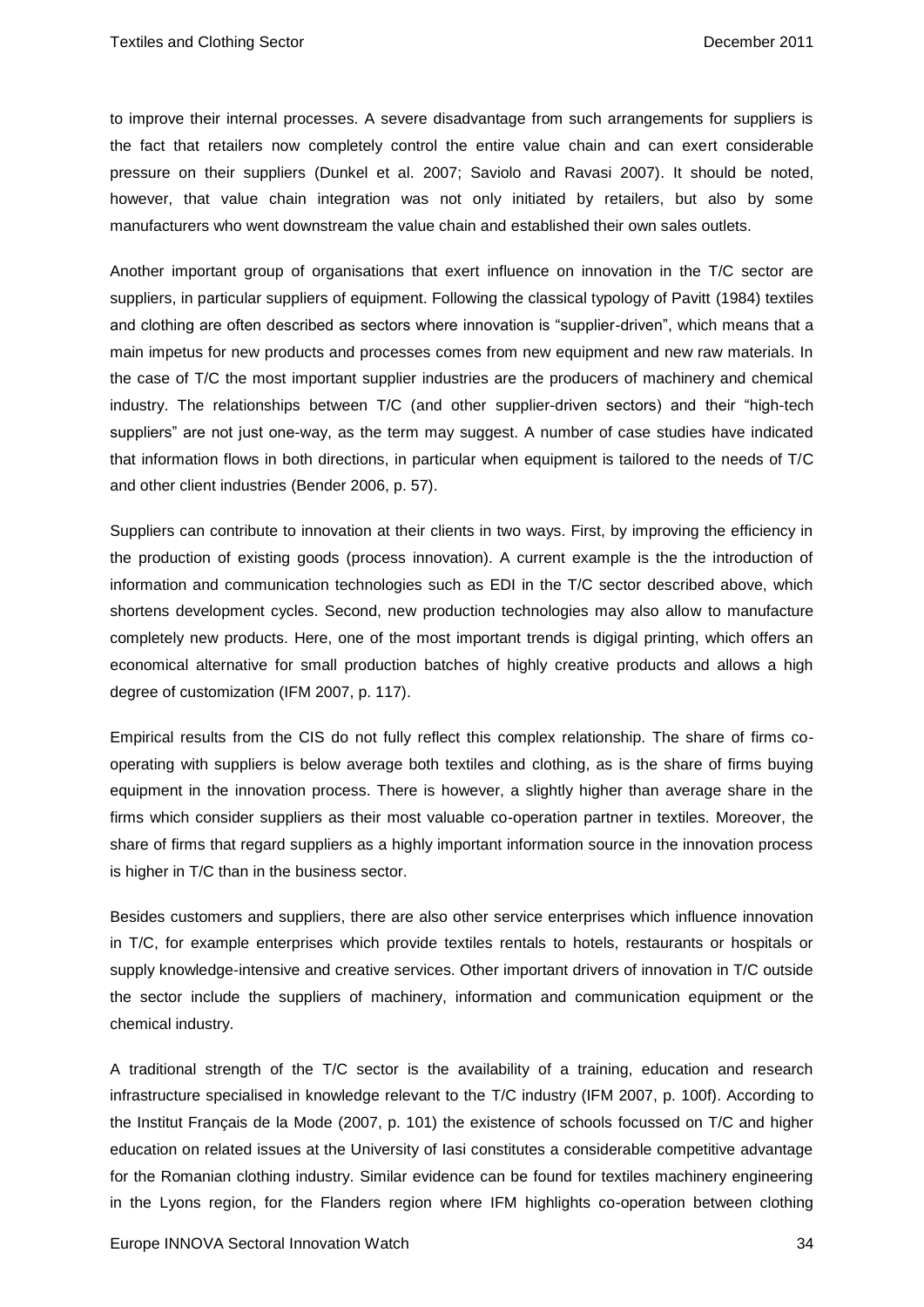to improve their internal processes. A severe disadvantage from such arrangements for suppliers is the fact that retailers now completely control the entire value chain and can exert considerable pressure on their suppliers (Dunkel et al. 2007; Saviolo and Ravasi 2007). It should be noted, however, that value chain integration was not only initiated by retailers, but also by some manufacturers who went downstream the value chain and established their own sales outlets.

Another important group of organisations that exert influence on innovation in the T/C sector are suppliers, in particular suppliers of equipment. Following the classical typology of Pavitt (1984) textiles and clothing are often described as sectors where innovation is "supplier-driven", which means that a main impetus for new products and processes comes from new equipment and new raw materials. In the case of T/C the most important supplier industries are the producers of machinery and chemical industry. The relationships between T/C (and other supplier-driven sectors) and their "high-tech suppliers" are not just one-way, as the term may suggest. A number of case studies have indicated that information flows in both directions, in particular when equipment is tailored to the needs of T/C and other client industries (Bender 2006, p. 57).

Suppliers can contribute to innovation at their clients in two ways. First, by improving the efficiency in the production of existing goods (process innovation). A current example is the the introduction of information and communication technologies such as EDI in the T/C sector described above, which shortens development cycles. Second, new production technologies may also allow to manufacture completely new products. Here, one of the most important trends is digigal printing, which offers an economical alternative for small production batches of highly creative products and allows a high degree of customization (IFM 2007, p. 117).

Empirical results from the CIS do not fully reflect this complex relationship. The share of firms co-operating with suppliers is below average both textiles and clothing, as is the share of firms buying equipment in the innovation process. There is however, a slightly higher than average share in the firms which consider suppliers as their most valuable co-operation partner in textiles. Moreover, the share of firms that regard suppliers as a highly important information source in the innovation process is higher in T/C than in the business sector.

Besides customers and suppliers, there are also other service enterprises which influence innovation in T/C, for example enterprises which provide textiles rentals to hotels, restaurants or hospitals or supply knowledge-intensive and creative services. Other important drivers of innovation in T/C outside the sector include the suppliers of machinery, information and communication equipment or the chemical industry.

A traditional strength of the T/C sector is the availability of a training, education and research infrastructure specialised in knowledge relevant to the T/C industry (IFM 2007, p. 100f). According to the Institut Français de la Mode (2007, p. 101) the existence of schools focussed on T/C and higher education on related issues at the University of Iasi constitutes a considerable competitive advantage for the Romanian clothing industry. Similar evidence can be found for textiles machinery engineering in the Lyons region, for the Flanders region where IFM highlights co-operation between clothing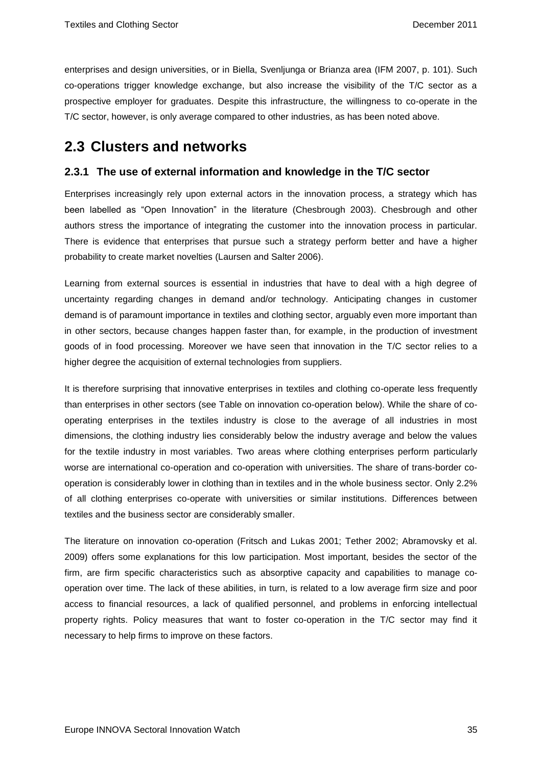enterprises and design universities, or in Biella, Svenljunga or Brianza area (IFM 2007, p. 101). Such co-operations trigger knowledge exchange, but also increase the visibility of the T/C sector as a prospective employer for graduates. Despite this infrastructure, the willingness to co-operate in the T/C sector, however, is only average compared to other industries, as has been noted above.

## 2.3 Clusters and networks

### 2.3.1 The use of external information and knowledge in the T/C sector

Enterprises increasingly rely upon external actors in the innovation process, a strategy which has been labelled as "Open Innovation" in the literature (Chesbrough 2003). Chesbrough and other authors stress the importance of integrating the customer into the innovation process in particular. There is evidence that enterprises that pursue such a strategy perform better and have a higher probability to create market novelties (Laursen and Salter 2006).

Learning from external sources is essential in industries that have to deal with a high degree of uncertainty regarding changes in demand and/or technology. Anticipating changes in customer demand is of paramount importance in textiles and clothing sector, arguably even more important than in other sectors, because changes happen faster than, for example, in the production of investment goods of in food processing. Moreover we have seen that innovation in the T/C sector relies to a higher degree the acquisition of external technologies from suppliers.

It is therefore surprising that innovative enterprises in textiles and clothing co-operate less frequently than enterprises in other sectors (see Table on innovation co-operation below). While the share of co-operating enterprises in the textiles industry is close to the average of all industries in most dimensions, the clothing industry lies considerably below the industry average and below the values for the textile industry in most variables. Two areas where clothing enterprises perform particularly worse are international co-operation and co-operation with universities. The share of trans-border co-operation is considerably lower in clothing than in textiles and in the whole business sector. Only 2.2% of all clothing enterprises co-operate with universities or similar institutions. Differences between textiles and the business sector are considerably smaller.

The literature on innovation co-operation (Fritsch and Lukas 2001; Tether 2002; Abramovsky et al. 2009) offers some explanations for this low participation. Most important, besides the sector of the firm, are firm specific characteristics such as absorptive capacity and capabilities to manage co-operation over time. The lack of these abilities, in turn, is related to a low average firm size and poor access to financial resources, a lack of qualified personnel, and problems in enforcing intellectual property rights. Policy measures that want to foster co-operation in the T/C sector may find it necessary to help firms to improve on these factors.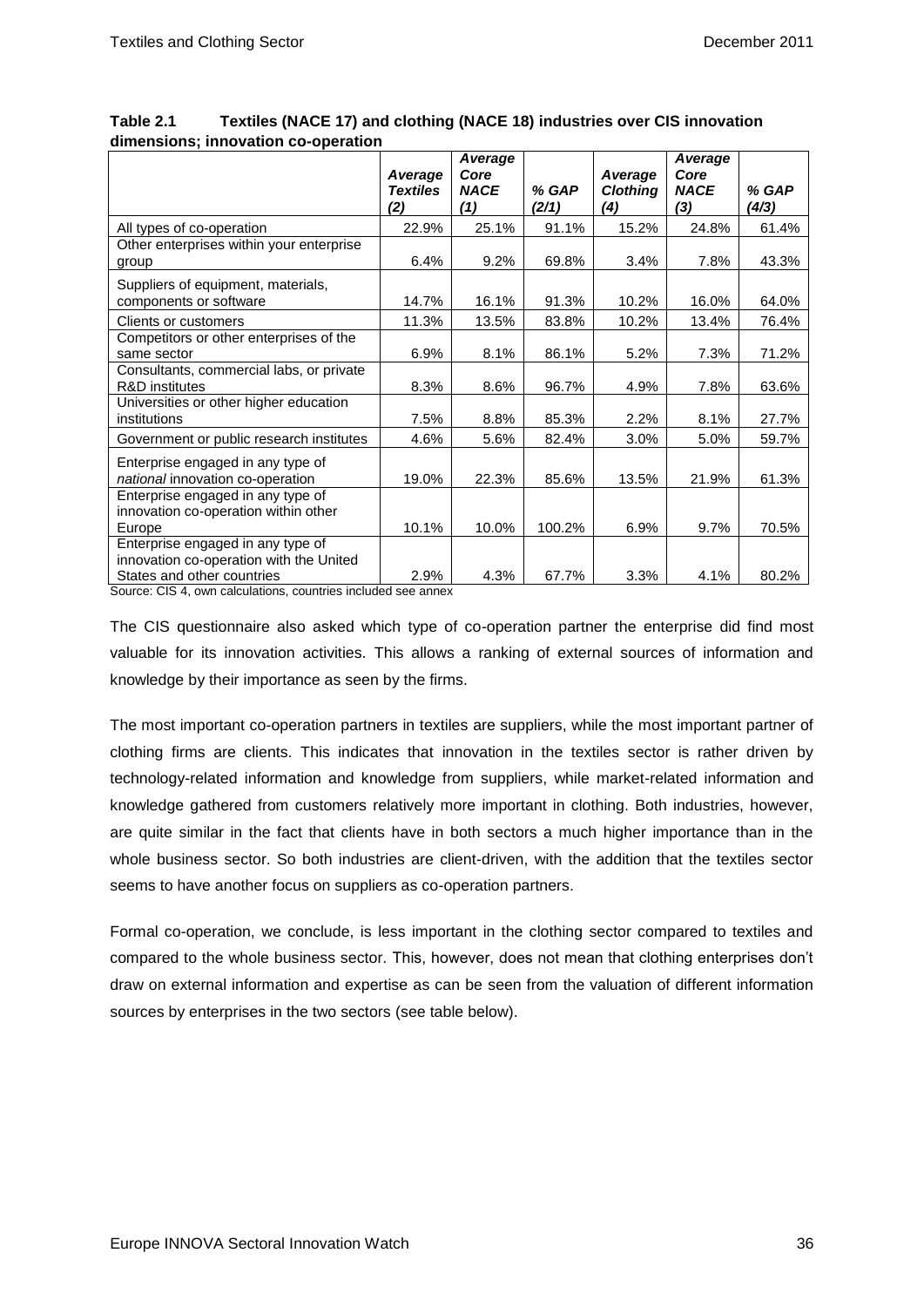**Table 2.1 Textiles (NACE 17) and clothing (NACE 18) industries over CIS innovation dimensions; innovation co-operation**

| | *Average Textiles (2)* | *Average Core NACE (1)* | *% GAP (2/1)* | *Average Clothing (4)* | *Average Core NACE (3)* | *% GAP (4/3)* |
|---|---|---|---|---|---|---|
| All types of co-operation | 22.9% | 25.1% | 91.1% | 15.2% | 24.8% | 61.4% |
| Other enterprises within your enterprise group | 6.4% | 9.2% | 69.8% | 3.4% | 7.8% | 43.3% |
| Suppliers of equipment, materials, components or software | 14.7% | 16.1% | 91.3% | 10.2% | 16.0% | 64.0% |
| Clients or customers | 11.3% | 13.5% | 83.8% | 10.2% | 13.4% | 76.4% |
| Competitors or other enterprises of the same sector | 6.9% | 8.1% | 86.1% | 5.2% | 7.3% | 71.2% |
| Consultants, commercial labs, or private R&D institutes | 8.3% | 8.6% | 96.7% | 4.9% | 7.8% | 63.6% |
| Universities or other higher education institutions | 7.5% | 8.8% | 85.3% | 2.2% | 8.1% | 27.7% |
| Government or public research institutes | 4.6% | 5.6% | 82.4% | 3.0% | 5.0% | 59.7% |
| Enterprise engaged in any type of *national* innovation co-operation | 19.0% | 22.3% | 85.6% | 13.5% | 21.9% | 61.3% |
| Enterprise engaged in any type of innovation co-operation within other Europe | 10.1% | 10.0% | 100.2% | 6.9% | 9.7% | 70.5% |
| Enterprise engaged in any type of innovation co-operation with the United States and other countries | 2.9% | 4.3% | 67.7% | 3.3% | 4.1% | 80.2% |

Source: CIS 4, own calculations, countries included see annex

The CIS questionnaire also asked which type of co-operation partner the enterprise did find most valuable for its innovation activities. This allows a ranking of external sources of information and knowledge by their importance as seen by the firms.

The most important co-operation partners in textiles are suppliers, while the most important partner of clothing firms are clients. This indicates that innovation in the textiles sector is rather driven by technology-related information and knowledge from suppliers, while market-related information and knowledge gathered from customers relatively more important in clothing. Both industries, however, are quite similar in the fact that clients have in both sectors a much higher importance than in the whole business sector. So both industries are client-driven, with the addition that the textiles sector seems to have another focus on suppliers as co-operation partners.

Formal co-operation, we conclude, is less important in the clothing sector compared to textiles and compared to the whole business sector. This, however, does not mean that clothing enterprises don't draw on external information and expertise as can be seen from the valuation of different information sources by enterprises in the two sectors (see table below).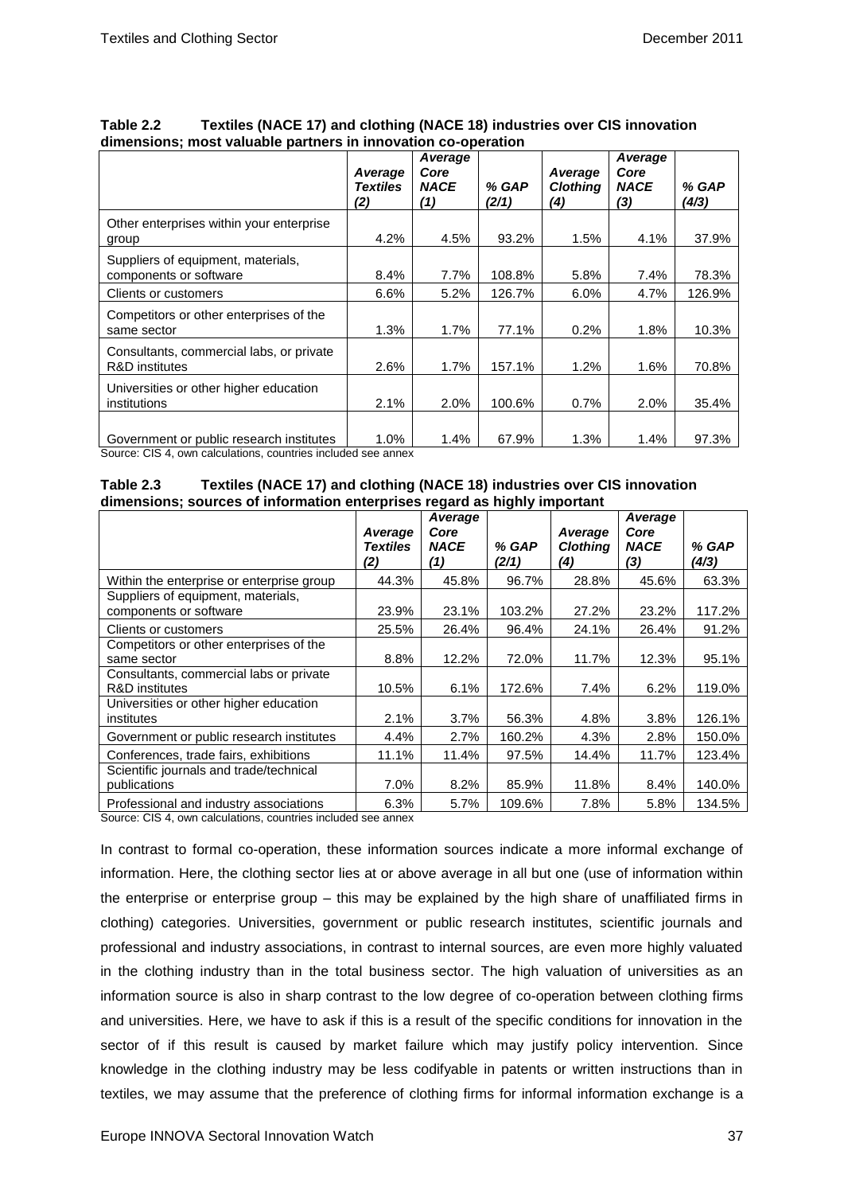**Table 2.2 Textiles (NACE 17) and clothing (NACE 18) industries over CIS innovation dimensions; most valuable partners in innovation co-operation**

| | *Average Textiles (2)* | *Average Core NACE (1)* | *% GAP (2/1)* | *Average Clothing (4)* | *Average Core NACE (3)* | *% GAP (4/3)* |
|---|---|---|---|---|---|---|
| Other enterprises within your enterprise group | 4.2% | 4.5% | 93.2% | 1.5% | 4.1% | 37.9% |
| Suppliers of equipment, materials, components or software | 8.4% | 7.7% | 108.8% | 5.8% | 7.4% | 78.3% |
| Clients or customers | 6.6% | 5.2% | 126.7% | 6.0% | 4.7% | 126.9% |
| Competitors or other enterprises of the same sector | 1.3% | 1.7% | 77.1% | 0.2% | 1.8% | 10.3% |
| Consultants, commercial labs, or private R&D institutes | 2.6% | 1.7% | 157.1% | 1.2% | 1.6% | 70.8% |
| Universities or other higher education institutions | 2.1% | 2.0% | 100.6% | 0.7% | 2.0% | 35.4% |
| Government or public research institutes | 1.0% | 1.4% | 67.9% | 1.3% | 1.4% | 97.3% |

Source: CIS 4, own calculations, countries included see annex

**Table 2.3 Textiles (NACE 17) and clothing (NACE 18) industries over CIS innovation dimensions; sources of information enterprises regard as highly important**

| | *Average Textiles (2)* | *Average Core NACE (1)* | *% GAP (2/1)* | *Average Clothing (4)* | *Average Core NACE (3)* | *% GAP (4/3)* |
|---|---|---|---|---|---|---|
| Within the enterprise or enterprise group | 44.3% | 45.8% | 96.7% | 28.8% | 45.6% | 63.3% |
| Suppliers of equipment, materials, components or software | 23.9% | 23.1% | 103.2% | 27.2% | 23.2% | 117.2% |
| Clients or customers | 25.5% | 26.4% | 96.4% | 24.1% | 26.4% | 91.2% |
| Competitors or other enterprises of the same sector | 8.8% | 12.2% | 72.0% | 11.7% | 12.3% | 95.1% |
| Consultants, commercial labs or private R&D institutes | 10.5% | 6.1% | 172.6% | 7.4% | 6.2% | 119.0% |
| Universities or other higher education institutes | 2.1% | 3.7% | 56.3% | 4.8% | 3.8% | 126.1% |
| Government or public research institutes | 4.4% | 2.7% | 160.2% | 4.3% | 2.8% | 150.0% |
| Conferences, trade fairs, exhibitions | 11.1% | 11.4% | 97.5% | 14.4% | 11.7% | 123.4% |
| Scientific journals and trade/technical publications | 7.0% | 8.2% | 85.9% | 11.8% | 8.4% | 140.0% |
| Professional and industry associations | 6.3% | 5.7% | 109.6% | 7.8% | 5.8% | 134.5% |

Source: CIS 4, own calculations, countries included see annex

In contrast to formal co-operation, these information sources indicate a more informal exchange of information. Here, the clothing sector lies at or above average in all but one (use of information within the enterprise or enterprise group – this may be explained by the high share of unaffiliated firms in clothing) categories. Universities, government or public research institutes, scientific journals and professional and industry associations, in contrast to internal sources, are even more highly valuated in the clothing industry than in the total business sector. The high valuation of universities as an information source is also in sharp contrast to the low degree of co-operation between clothing firms and universities. Here, we have to ask if this is a result of the specific conditions for innovation in the sector of if this result is caused by market failure which may justify policy intervention. Since knowledge in the clothing industry may be less codifyable in patents or written instructions than in textiles, we may assume that the preference of clothing firms for informal information exchange is a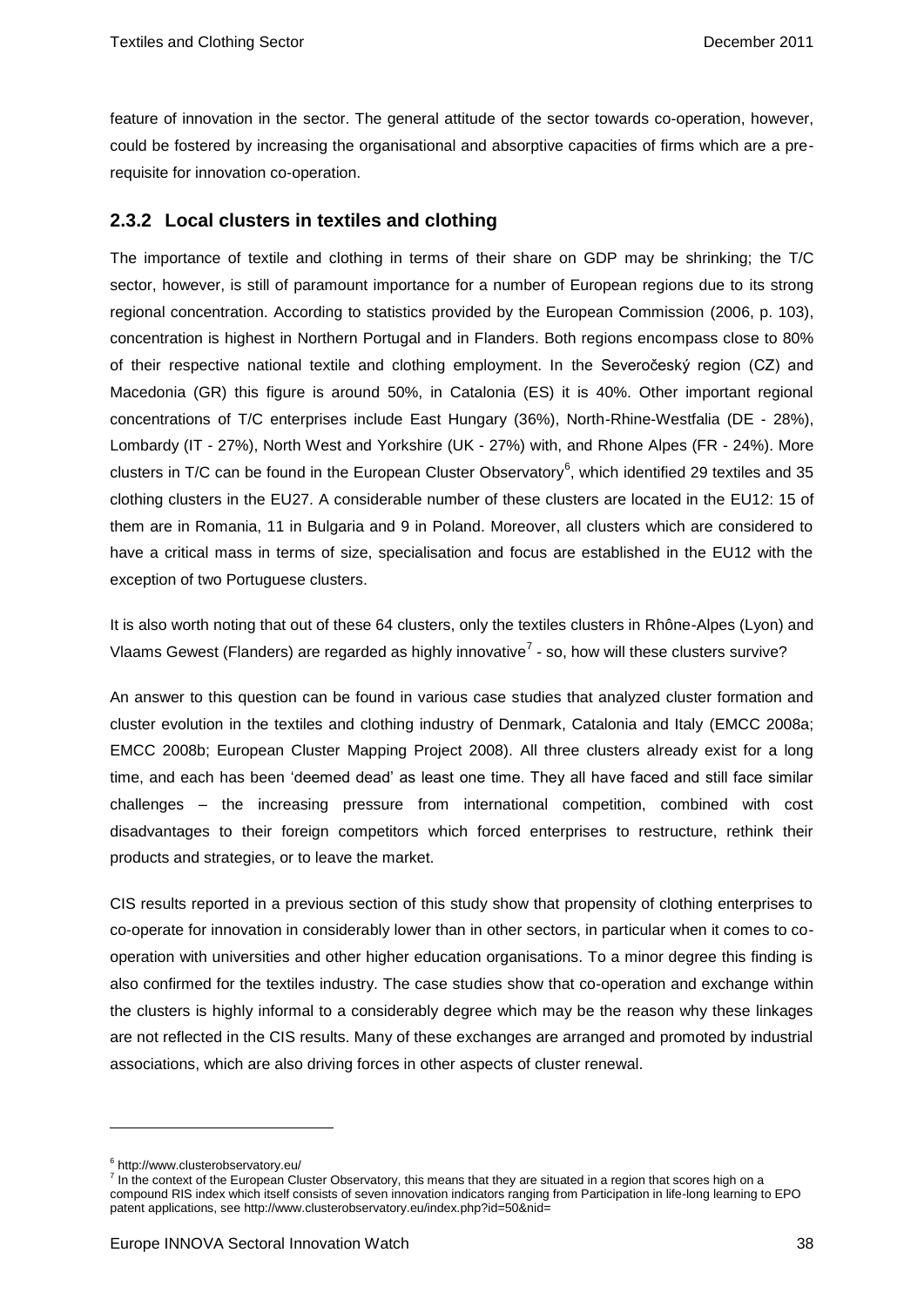feature of innovation in the sector. The general attitude of the sector towards co-operation, however, could be fostered by increasing the organisational and absorptive capacities of firms which are a prerequisite for innovation co-operation.

### 2.3.2 Local clusters in textiles and clothing

The importance of textile and clothing in terms of their share on GDP may be shrinking; the T/C sector, however, is still of paramount importance for a number of European regions due to its strong regional concentration. According to statistics provided by the European Commission (2006, p. 103), concentration is highest in Northern Portugal and in Flanders. Both regions encompass close to 80% of their respective national textile and clothing employment. In the Severočeský region (CZ) and Macedonia (GR) this figure is around 50%, in Catalonia (ES) it is 40%. Other important regional concentrations of T/C enterprises include East Hungary (36%), North-Rhine-Westfalia (DE - 28%), Lombardy (IT - 27%), North West and Yorkshire (UK - 27%) with, and Rhone Alpes (FR - 24%). More clusters in T/C can be found in the European Cluster Observatory[6], which identified 29 textiles and 35 clothing clusters in the EU27. A considerable number of these clusters are located in the EU12: 15 of them are in Romania, 11 in Bulgaria and 9 in Poland. Moreover, all clusters which are considered to have a critical mass in terms of size, specialisation and focus are established in the EU12 with the exception of two Portuguese clusters.

It is also worth noting that out of these 64 clusters, only the textiles clusters in Rhône-Alpes (Lyon) and Vlaams Gewest (Flanders) are regarded as highly innovative[7] - so, how will these clusters survive?

An answer to this question can be found in various case studies that analyzed cluster formation and cluster evolution in the textiles and clothing industry of Denmark, Catalonia and Italy (EMCC 2008a; EMCC 2008b; European Cluster Mapping Project 2008). All three clusters already exist for a long time, and each has been 'deemed dead' as least one time. They all have faced and still face similar challenges – the increasing pressure from international competition, combined with cost disadvantages to their foreign competitors which forced enterprises to restructure, rethink their products and strategies, or to leave the market.

CIS results reported in a previous section of this study show that propensity of clothing enterprises to co-operate for innovation in considerably lower than in other sectors, in particular when it comes to co-operation with universities and other higher education organisations. To a minor degree this finding is also confirmed for the textiles industry. The case studies show that co-operation and exchange within the clusters is highly informal to a considerably degree which may be the reason why these linkages are not reflected in the CIS results. Many of these exchanges are arranged and promoted by industrial associations, which are also driving forces in other aspects of cluster renewal.

---

[6] http://www.clusterobservatory.eu/

[7] In the context of the European Cluster Observatory, this means that they are situated in a region that scores high on a compound RIS index which itself consists of seven innovation indicators ranging from Participation in life-long learning to EPO patent applications, see http://www.clusterobservatory.eu/index.php?id=50&nid=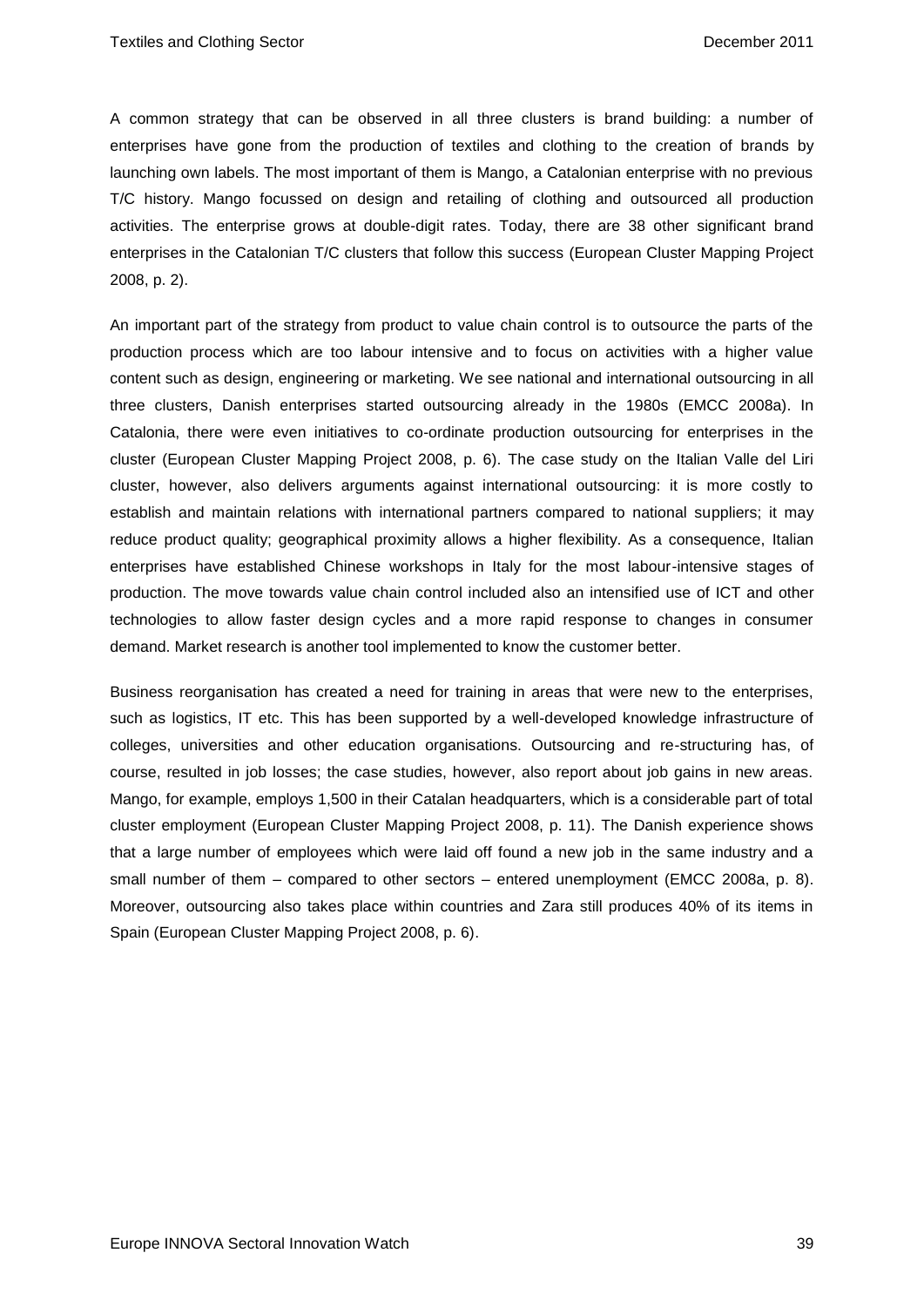A common strategy that can be observed in all three clusters is brand building: a number of enterprises have gone from the production of textiles and clothing to the creation of brands by launching own labels. The most important of them is Mango, a Catalonian enterprise with no previous T/C history. Mango focussed on design and retailing of clothing and outsourced all production activities. The enterprise grows at double-digit rates. Today, there are 38 other significant brand enterprises in the Catalonian T/C clusters that follow this success (European Cluster Mapping Project 2008, p. 2).

An important part of the strategy from product to value chain control is to outsource the parts of the production process which are too labour intensive and to focus on activities with a higher value content such as design, engineering or marketing. We see national and international outsourcing in all three clusters, Danish enterprises started outsourcing already in the 1980s (EMCC 2008a). In Catalonia, there were even initiatives to co-ordinate production outsourcing for enterprises in the cluster (European Cluster Mapping Project 2008, p. 6). The case study on the Italian Valle del Liri cluster, however, also delivers arguments against international outsourcing: it is more costly to establish and maintain relations with international partners compared to national suppliers; it may reduce product quality; geographical proximity allows a higher flexibility. As a consequence, Italian enterprises have established Chinese workshops in Italy for the most labour-intensive stages of production. The move towards value chain control included also an intensified use of ICT and other technologies to allow faster design cycles and a more rapid response to changes in consumer demand. Market research is another tool implemented to know the customer better.

Business reorganisation has created a need for training in areas that were new to the enterprises, such as logistics, IT etc. This has been supported by a well-developed knowledge infrastructure of colleges, universities and other education organisations. Outsourcing and re-structuring has, of course, resulted in job losses; the case studies, however, also report about job gains in new areas. Mango, for example, employs 1,500 in their Catalan headquarters, which is a considerable part of total cluster employment (European Cluster Mapping Project 2008, p. 11). The Danish experience shows that a large number of employees which were laid off found a new job in the same industry and a small number of them – compared to other sectors – entered unemployment (EMCC 2008a, p. 8). Moreover, outsourcing also takes place within countries and Zara still produces 40% of its items in Spain (European Cluster Mapping Project 2008, p. 6).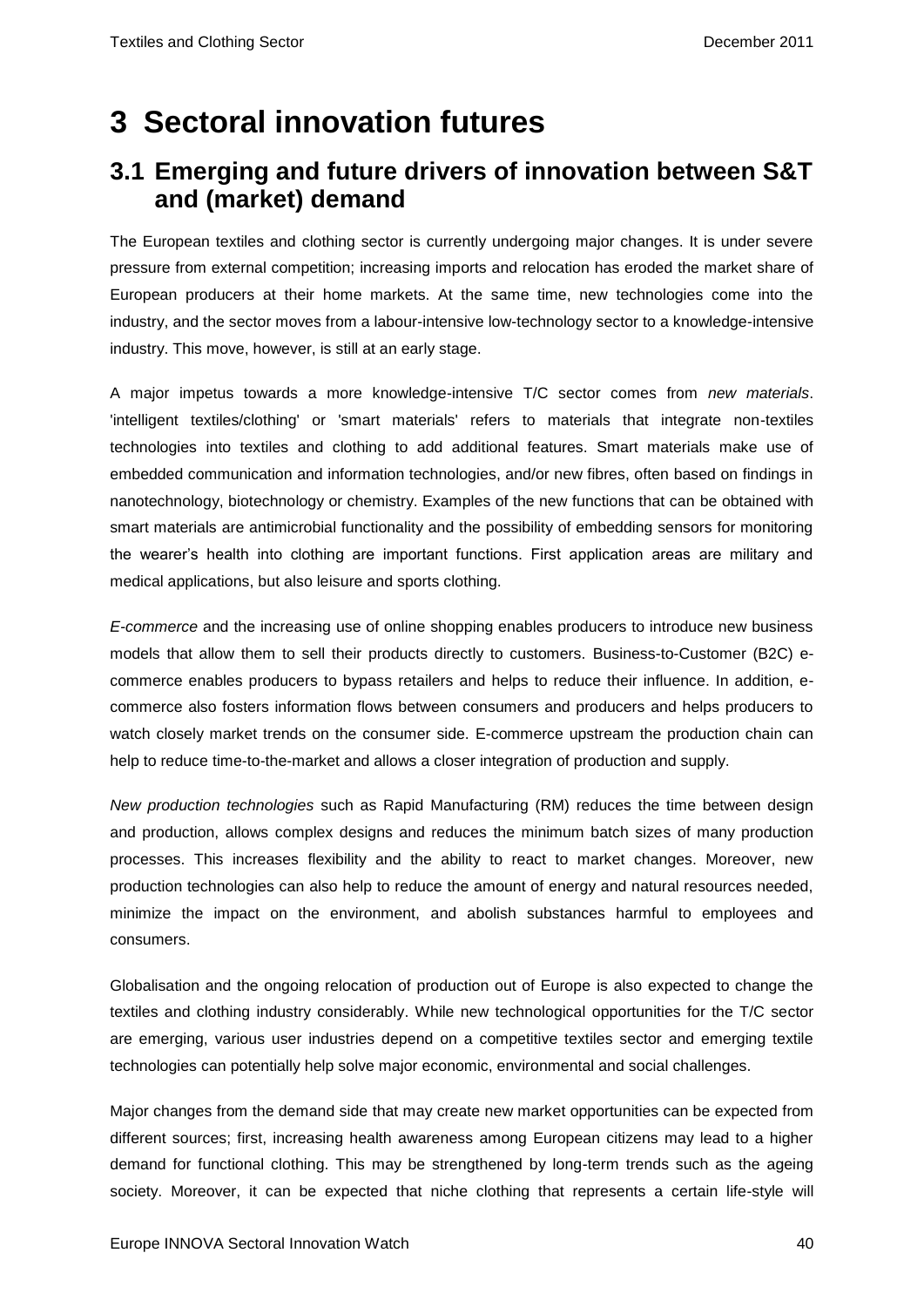# 3 Sectoral innovation futures

## 3.1 Emerging and future drivers of innovation between S&T and (market) demand

The European textiles and clothing sector is currently undergoing major changes. It is under severe pressure from external competition; increasing imports and relocation has eroded the market share of European producers at their home markets. At the same time, new technologies come into the industry, and the sector moves from a labour-intensive low-technology sector to a knowledge-intensive industry. This move, however, is still at an early stage.

A major impetus towards a more knowledge-intensive T/C sector comes from *new materials*. 'intelligent textiles/clothing' or 'smart materials' refers to materials that integrate non-textiles technologies into textiles and clothing to add additional features. Smart materials make use of embedded communication and information technologies, and/or new fibres, often based on findings in nanotechnology, biotechnology or chemistry. Examples of the new functions that can be obtained with smart materials are antimicrobial functionality and the possibility of embedding sensors for monitoring the wearer's health into clothing are important functions. First application areas are military and medical applications, but also leisure and sports clothing.

*E-commerce* and the increasing use of online shopping enables producers to introduce new business models that allow them to sell their products directly to customers. Business-to-Customer (B2C) e-commerce enables producers to bypass retailers and helps to reduce their influence. In addition, e-commerce also fosters information flows between consumers and producers and helps producers to watch closely market trends on the consumer side. E-commerce upstream the production chain can help to reduce time-to-the-market and allows a closer integration of production and supply.

*New production technologies* such as Rapid Manufacturing (RM) reduces the time between design and production, allows complex designs and reduces the minimum batch sizes of many production processes. This increases flexibility and the ability to react to market changes. Moreover, new production technologies can also help to reduce the amount of energy and natural resources needed, minimize the impact on the environment, and abolish substances harmful to employees and consumers.

Globalisation and the ongoing relocation of production out of Europe is also expected to change the textiles and clothing industry considerably. While new technological opportunities for the T/C sector are emerging, various user industries depend on a competitive textiles sector and emerging textile technologies can potentially help solve major economic, environmental and social challenges.

Major changes from the demand side that may create new market opportunities can be expected from different sources; first, increasing health awareness among European citizens may lead to a higher demand for functional clothing. This may be strengthened by long-term trends such as the ageing society. Moreover, it can be expected that niche clothing that represents a certain life-style will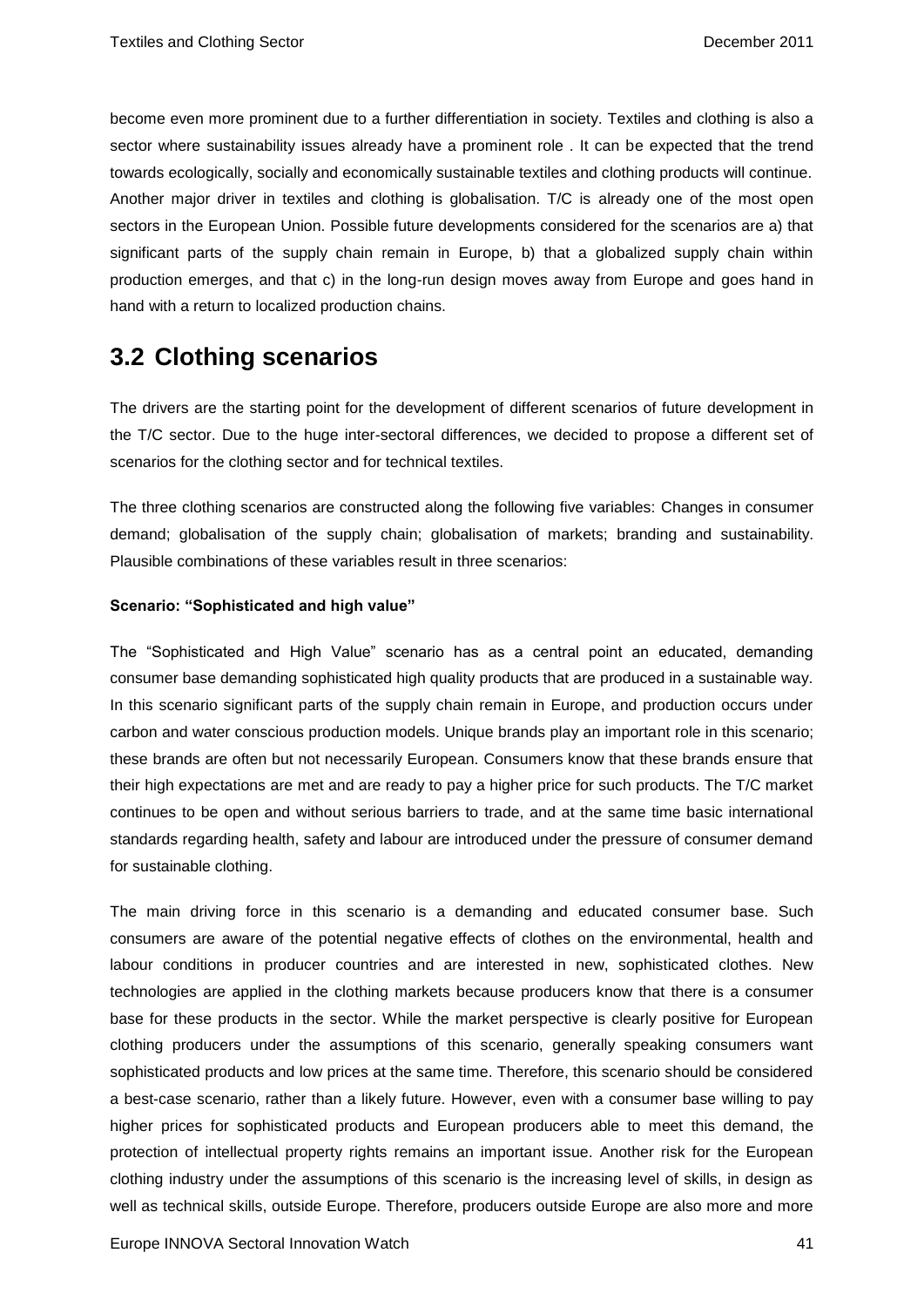become even more prominent due to a further differentiation in society. Textiles and clothing is also a sector where sustainability issues already have a prominent role . It can be expected that the trend towards ecologically, socially and economically sustainable textiles and clothing products will continue. Another major driver in textiles and clothing is globalisation. T/C is already one of the most open sectors in the European Union. Possible future developments considered for the scenarios are a) that significant parts of the supply chain remain in Europe, b) that a globalized supply chain within production emerges, and that c) in the long-run design moves away from Europe and goes hand in hand with a return to localized production chains.

## 3.2 Clothing scenarios

The drivers are the starting point for the development of different scenarios of future development in the T/C sector. Due to the huge inter-sectoral differences, we decided to propose a different set of scenarios for the clothing sector and for technical textiles.

The three clothing scenarios are constructed along the following five variables: Changes in consumer demand; globalisation of the supply chain; globalisation of markets; branding and sustainability. Plausible combinations of these variables result in three scenarios:

**Scenario: "Sophisticated and high value"**

The "Sophisticated and High Value" scenario has as a central point an educated, demanding consumer base demanding sophisticated high quality products that are produced in a sustainable way. In this scenario significant parts of the supply chain remain in Europe, and production occurs under carbon and water conscious production models. Unique brands play an important role in this scenario; these brands are often but not necessarily European. Consumers know that these brands ensure that their high expectations are met and are ready to pay a higher price for such products. The T/C market continues to be open and without serious barriers to trade, and at the same time basic international standards regarding health, safety and labour are introduced under the pressure of consumer demand for sustainable clothing.

The main driving force in this scenario is a demanding and educated consumer base. Such consumers are aware of the potential negative effects of clothes on the environmental, health and labour conditions in producer countries and are interested in new, sophisticated clothes. New technologies are applied in the clothing markets because producers know that there is a consumer base for these products in the sector. While the market perspective is clearly positive for European clothing producers under the assumptions of this scenario, generally speaking consumers want sophisticated products and low prices at the same time. Therefore, this scenario should be considered a best-case scenario, rather than a likely future. However, even with a consumer base willing to pay higher prices for sophisticated products and European producers able to meet this demand, the protection of intellectual property rights remains an important issue. Another risk for the European clothing industry under the assumptions of this scenario is the increasing level of skills, in design as well as technical skills, outside Europe. Therefore, producers outside Europe are also more and more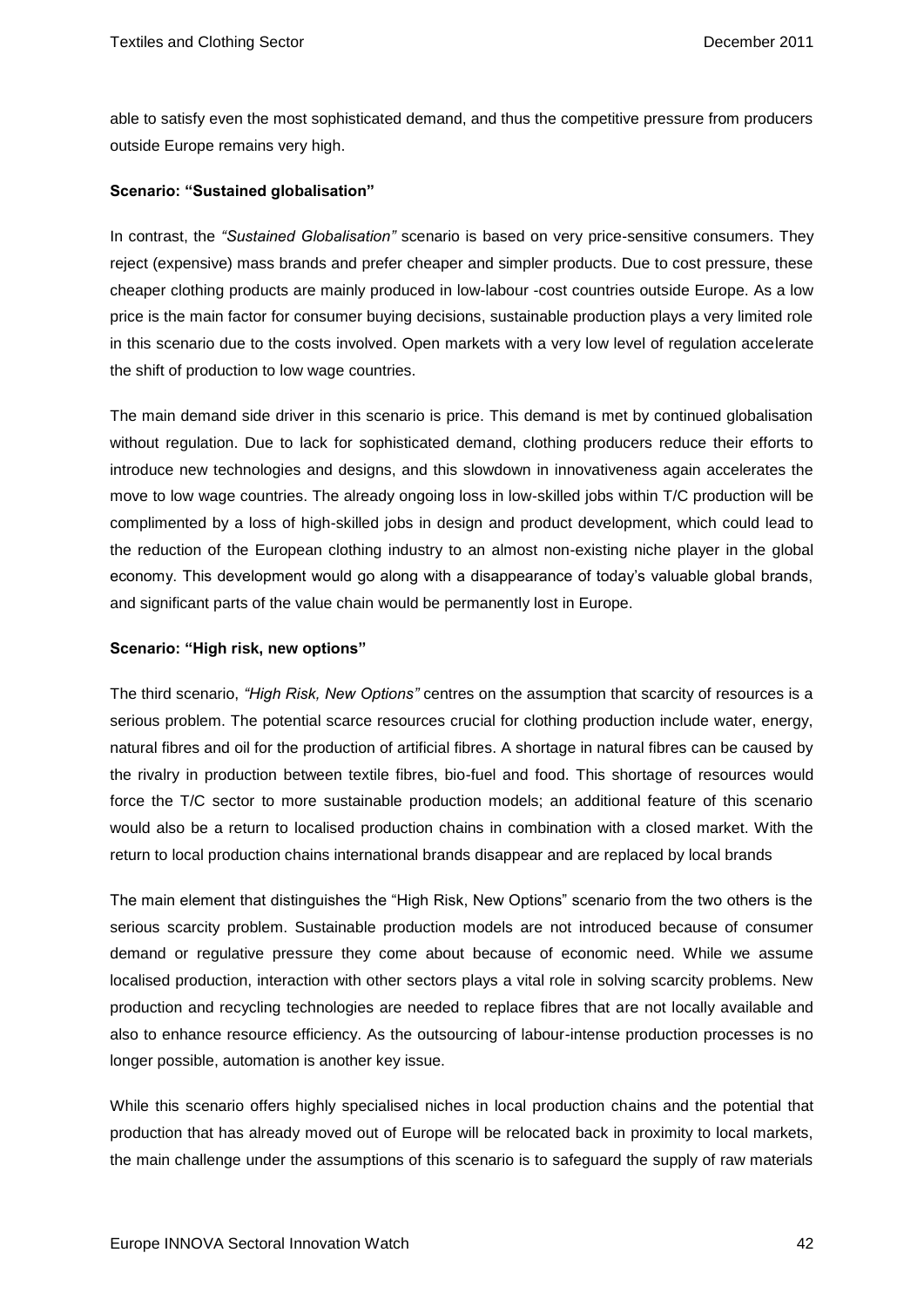able to satisfy even the most sophisticated demand, and thus the competitive pressure from producers outside Europe remains very high.

**Scenario: "Sustained globalisation"**

In contrast, the *"Sustained Globalisation"* scenario is based on very price-sensitive consumers. They reject (expensive) mass brands and prefer cheaper and simpler products. Due to cost pressure, these cheaper clothing products are mainly produced in low-labour -cost countries outside Europe. As a low price is the main factor for consumer buying decisions, sustainable production plays a very limited role in this scenario due to the costs involved. Open markets with a very low level of regulation accelerate the shift of production to low wage countries.

The main demand side driver in this scenario is price. This demand is met by continued globalisation without regulation. Due to lack for sophisticated demand, clothing producers reduce their efforts to introduce new technologies and designs, and this slowdown in innovativeness again accelerates the move to low wage countries. The already ongoing loss in low-skilled jobs within T/C production will be complimented by a loss of high-skilled jobs in design and product development, which could lead to the reduction of the European clothing industry to an almost non-existing niche player in the global economy. This development would go along with a disappearance of today's valuable global brands, and significant parts of the value chain would be permanently lost in Europe.

**Scenario: "High risk, new options"**

The third scenario, *"High Risk, New Options"* centres on the assumption that scarcity of resources is a serious problem. The potential scarce resources crucial for clothing production include water, energy, natural fibres and oil for the production of artificial fibres. A shortage in natural fibres can be caused by the rivalry in production between textile fibres, bio-fuel and food. This shortage of resources would force the T/C sector to more sustainable production models; an additional feature of this scenario would also be a return to localised production chains in combination with a closed market. With the return to local production chains international brands disappear and are replaced by local brands

The main element that distinguishes the "High Risk, New Options" scenario from the two others is the serious scarcity problem. Sustainable production models are not introduced because of consumer demand or regulative pressure they come about because of economic need. While we assume localised production, interaction with other sectors plays a vital role in solving scarcity problems. New production and recycling technologies are needed to replace fibres that are not locally available and also to enhance resource efficiency. As the outsourcing of labour-intense production processes is no longer possible, automation is another key issue.

While this scenario offers highly specialised niches in local production chains and the potential that production that has already moved out of Europe will be relocated back in proximity to local markets, the main challenge under the assumptions of this scenario is to safeguard the supply of raw materials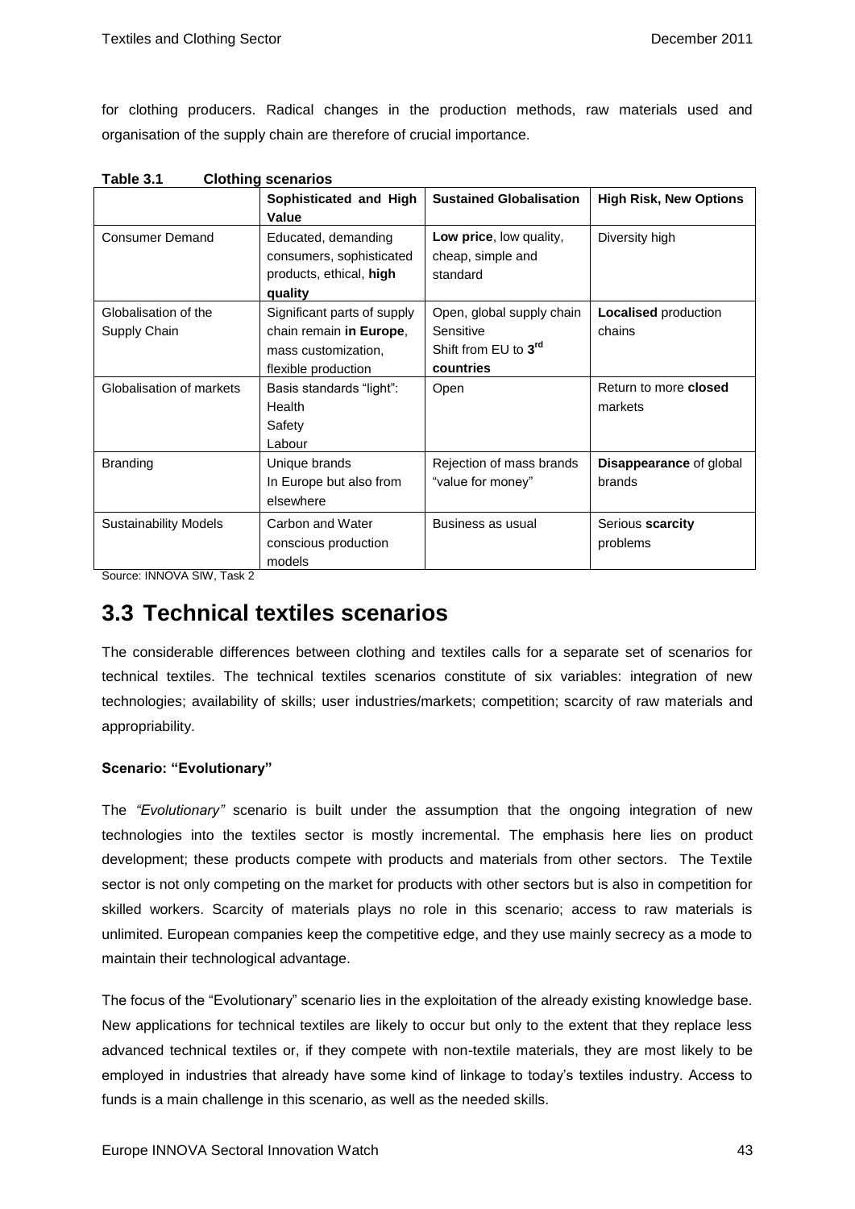for clothing producers. Radical changes in the production methods, raw materials used and organisation of the supply chain are therefore of crucial importance.

**Table 3.1 Clothing scenarios**

| | **Sophisticated and High Value** | **Sustained Globalisation** | **High Risk, New Options** |
|---|---|---|---|
| Consumer Demand | Educated, demanding consumers, sophisticated products, ethical, **high quality** | **Low price**, low quality, cheap, simple and standard | Diversity high |
| Globalisation of the Supply Chain | Significant parts of supply chain remain **in Europe**, mass customization, flexible production | Open, global supply chain Sensitive Shift from EU to **3rd countries** | **Localised** production chains |
| Globalisation of markets | Basis standards "light": Health Safety Labour | Open | Return to more **closed** markets |
| Branding | Unique brands In Europe but also from elsewhere | Rejection of mass brands "value for money" | **Disappearance** of global brands |
| Sustainability Models | Carbon and Water conscious production models | Business as usual | Serious **scarcity** problems |

Source: INNOVA SIW, Task 2

## 3.3 Technical textiles scenarios

The considerable differences between clothing and textiles calls for a separate set of scenarios for technical textiles. The technical textiles scenarios constitute of six variables: integration of new technologies; availability of skills; user industries/markets; competition; scarcity of raw materials and appropriability.

**Scenario: "Evolutionary"**

The *"Evolutionary"* scenario is built under the assumption that the ongoing integration of new technologies into the textiles sector is mostly incremental. The emphasis here lies on product development; these products compete with products and materials from other sectors. The Textile sector is not only competing on the market for products with other sectors but is also in competition for skilled workers. Scarcity of materials plays no role in this scenario; access to raw materials is unlimited. European companies keep the competitive edge, and they use mainly secrecy as a mode to maintain their technological advantage.

The focus of the "Evolutionary" scenario lies in the exploitation of the already existing knowledge base. New applications for technical textiles are likely to occur but only to the extent that they replace less advanced technical textiles or, if they compete with non-textile materials, they are most likely to be employed in industries that already have some kind of linkage to today's textiles industry. Access to funds is a main challenge in this scenario, as well as the needed skills.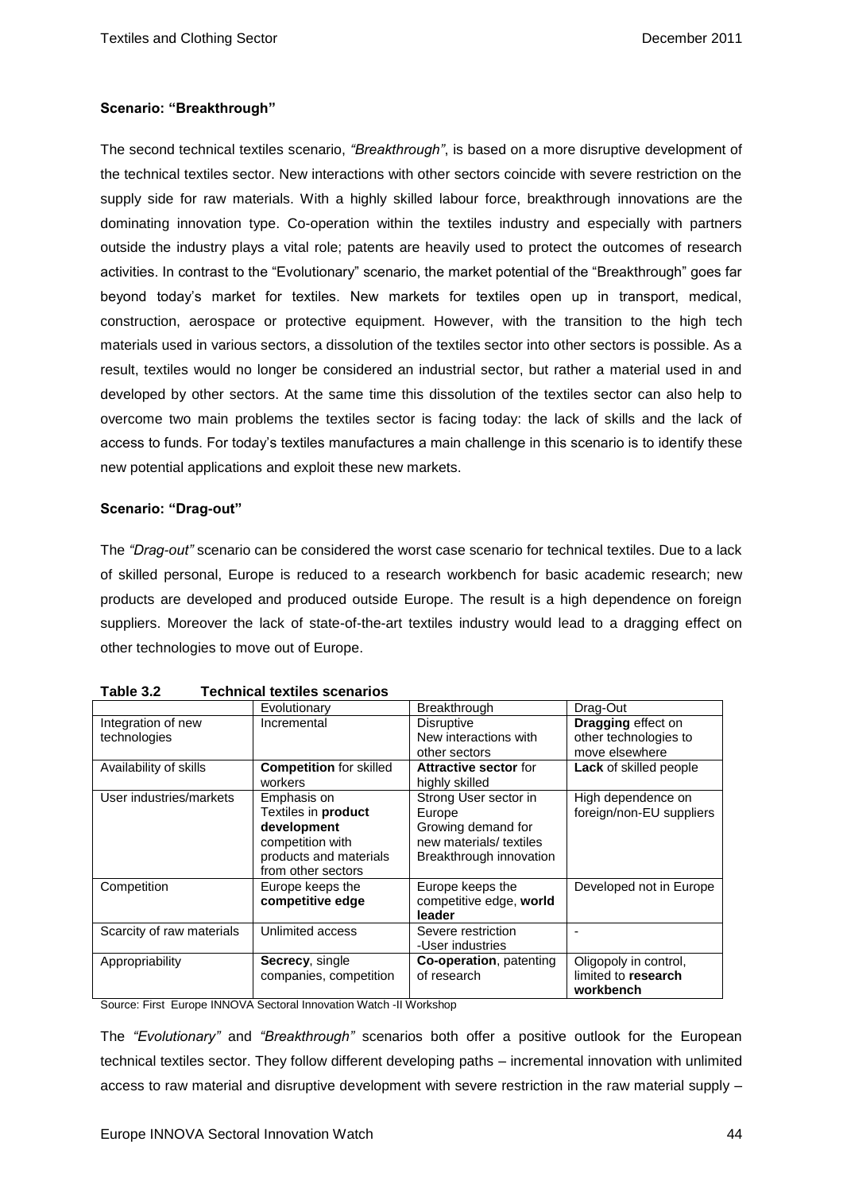**Scenario: "Breakthrough"**

The second technical textiles scenario, *"Breakthrough"*, is based on a more disruptive development of the technical textiles sector. New interactions with other sectors coincide with severe restriction on the supply side for raw materials. With a highly skilled labour force, breakthrough innovations are the dominating innovation type. Co-operation within the textiles industry and especially with partners outside the industry plays a vital role; patents are heavily used to protect the outcomes of research activities. In contrast to the "Evolutionary" scenario, the market potential of the "Breakthrough" goes far beyond today's market for textiles. New markets for textiles open up in transport, medical, construction, aerospace or protective equipment. However, with the transition to the high tech materials used in various sectors, a dissolution of the textiles sector into other sectors is possible. As a result, textiles would no longer be considered an industrial sector, but rather a material used in and developed by other sectors. At the same time this dissolution of the textiles sector can also help to overcome two main problems the textiles sector is facing today: the lack of skills and the lack of access to funds. For today's textiles manufactures a main challenge in this scenario is to identify these new potential applications and exploit these new markets.

**Scenario: "Drag-out"**

The *"Drag-out"* scenario can be considered the worst case scenario for technical textiles. Due to a lack of skilled personal, Europe is reduced to a research workbench for basic academic research; new products are developed and produced outside Europe. The result is a high dependence on foreign suppliers. Moreover the lack of state-of-the-art textiles industry would lead to a dragging effect on other technologies to move out of Europe.

**Table 3.2 Technical textiles scenarios**

| | Evolutionary | Breakthrough | Drag-Out |
|---|---|---|---|
| Integration of new technologies | Incremental | Disruptive<br>New interactions with other sectors | **Dragging** effect on other technologies to move elsewhere |
| Availability of skills | **Competition** for skilled workers | **Attractive sector** for highly skilled | **Lack** of skilled people |
| User industries/markets | Emphasis on Textiles in **product development**<br>competition with products and materials from other sectors | Strong User sector in Europe<br>Growing demand for new materials/ textiles<br>Breakthrough innovation | High dependence on foreign/non-EU suppliers |
| Competition | Europe keeps the **competitive edge** | Europe keeps the competitive edge, **world leader** | Developed not in Europe |
| Scarcity of raw materials | Unlimited access | Severe restriction<br>-User industries | - |
| Appropriability | **Secrecy**, single companies, competition | **Co-operation**, patenting of research | Oligopoly in control, limited to **research workbench** |

Source: First Europe INNOVA Sectoral Innovation Watch -II Workshop

The *"Evolutionary"* and *"Breakthrough"* scenarios both offer a positive outlook for the European technical textiles sector. They follow different developing paths – incremental innovation with unlimited access to raw material and disruptive development with severe restriction in the raw material supply –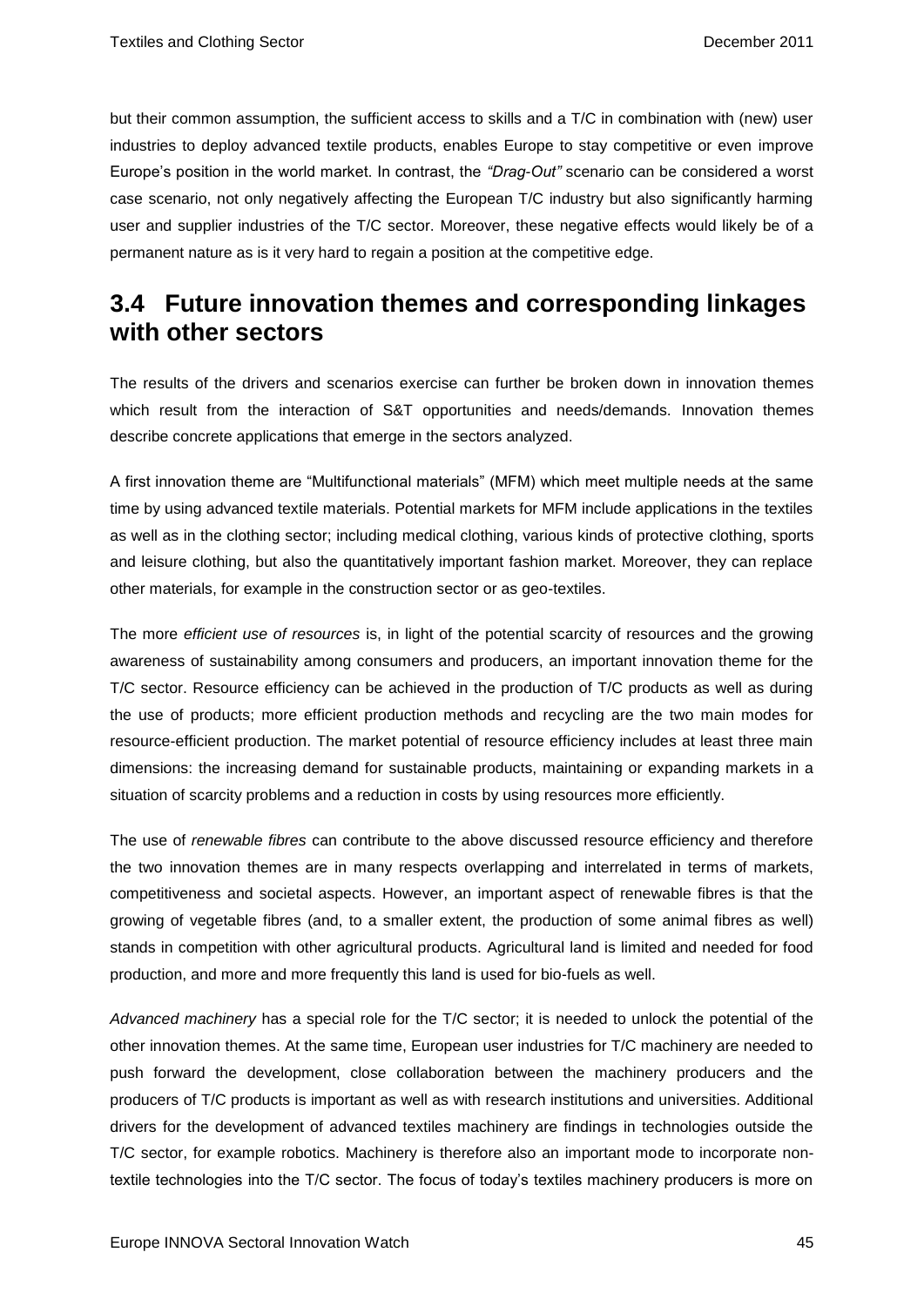but their common assumption, the sufficient access to skills and a T/C in combination with (new) user industries to deploy advanced textile products, enables Europe to stay competitive or even improve Europe's position in the world market. In contrast, the *"Drag-Out"* scenario can be considered a worst case scenario, not only negatively affecting the European T/C industry but also significantly harming user and supplier industries of the T/C sector. Moreover, these negative effects would likely be of a permanent nature as is it very hard to regain a position at the competitive edge.

## 3.4 Future innovation themes and corresponding linkages with other sectors

The results of the drivers and scenarios exercise can further be broken down in innovation themes which result from the interaction of S&T opportunities and needs/demands. Innovation themes describe concrete applications that emerge in the sectors analyzed.

A first innovation theme are "Multifunctional materials" (MFM) which meet multiple needs at the same time by using advanced textile materials. Potential markets for MFM include applications in the textiles as well as in the clothing sector; including medical clothing, various kinds of protective clothing, sports and leisure clothing, but also the quantitatively important fashion market. Moreover, they can replace other materials, for example in the construction sector or as geo-textiles.

The more *efficient use of resources* is, in light of the potential scarcity of resources and the growing awareness of sustainability among consumers and producers, an important innovation theme for the T/C sector. Resource efficiency can be achieved in the production of T/C products as well as during the use of products; more efficient production methods and recycling are the two main modes for resource-efficient production. The market potential of resource efficiency includes at least three main dimensions: the increasing demand for sustainable products, maintaining or expanding markets in a situation of scarcity problems and a reduction in costs by using resources more efficiently.

The use of *renewable fibres* can contribute to the above discussed resource efficiency and therefore the two innovation themes are in many respects overlapping and interrelated in terms of markets, competitiveness and societal aspects. However, an important aspect of renewable fibres is that the growing of vegetable fibres (and, to a smaller extent, the production of some animal fibres as well) stands in competition with other agricultural products. Agricultural land is limited and needed for food production, and more and more frequently this land is used for bio-fuels as well.

*Advanced machinery* has a special role for the T/C sector; it is needed to unlock the potential of the other innovation themes. At the same time, European user industries for T/C machinery are needed to push forward the development, close collaboration between the machinery producers and the producers of T/C products is important as well as with research institutions and universities. Additional drivers for the development of advanced textiles machinery are findings in technologies outside the T/C sector, for example robotics. Machinery is therefore also an important mode to incorporate non-textile technologies into the T/C sector. The focus of today's textiles machinery producers is more on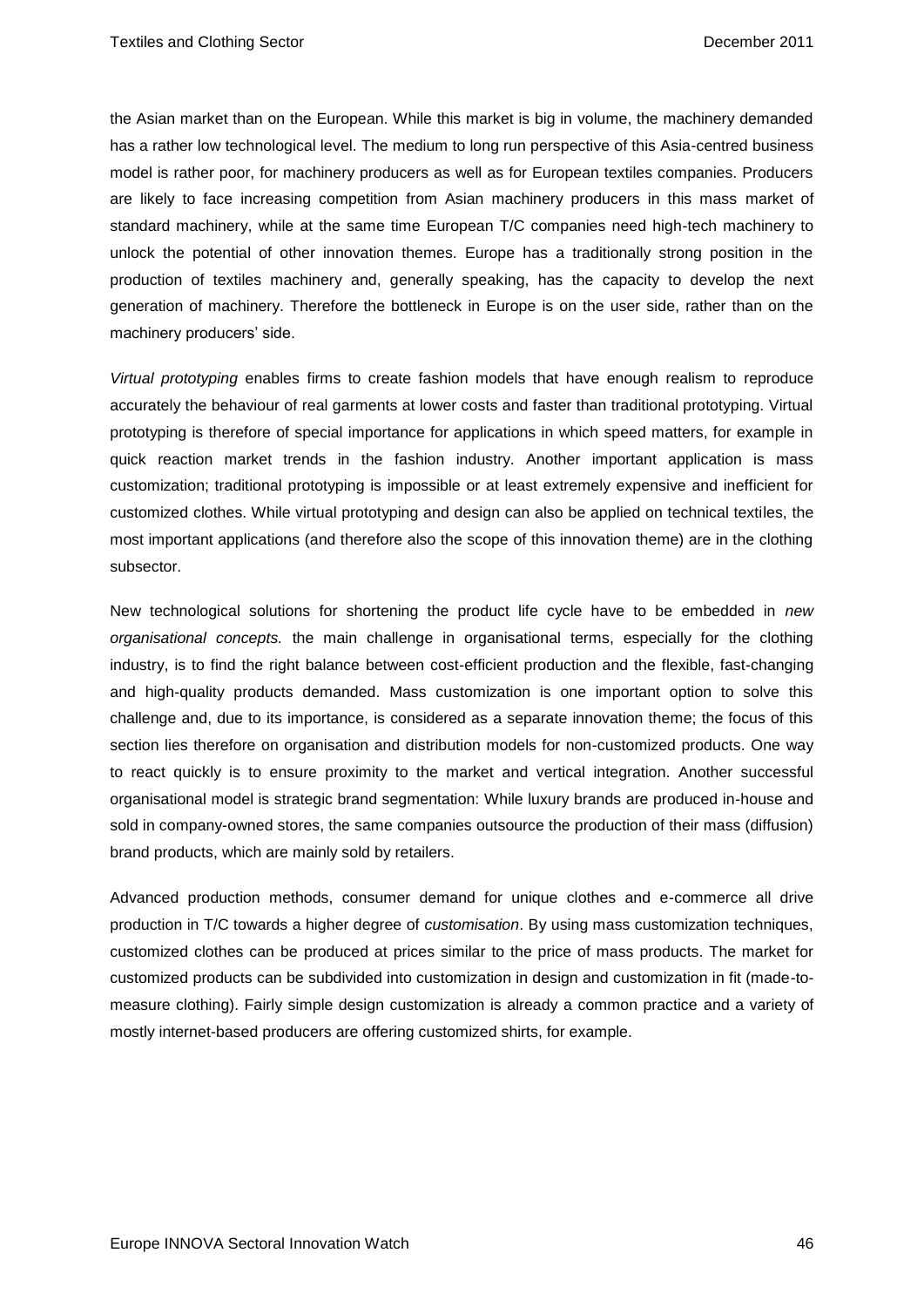the Asian market than on the European. While this market is big in volume, the machinery demanded has a rather low technological level. The medium to long run perspective of this Asia-centred business model is rather poor, for machinery producers as well as for European textiles companies. Producers are likely to face increasing competition from Asian machinery producers in this mass market of standard machinery, while at the same time European T/C companies need high-tech machinery to unlock the potential of other innovation themes. Europe has a traditionally strong position in the production of textiles machinery and, generally speaking, has the capacity to develop the next generation of machinery. Therefore the bottleneck in Europe is on the user side, rather than on the machinery producers' side.

*Virtual prototyping* enables firms to create fashion models that have enough realism to reproduce accurately the behaviour of real garments at lower costs and faster than traditional prototyping. Virtual prototyping is therefore of special importance for applications in which speed matters, for example in quick reaction market trends in the fashion industry. Another important application is mass customization; traditional prototyping is impossible or at least extremely expensive and inefficient for customized clothes. While virtual prototyping and design can also be applied on technical textiles, the most important applications (and therefore also the scope of this innovation theme) are in the clothing subsector.

New technological solutions for shortening the product life cycle have to be embedded in *new organisational concepts.* the main challenge in organisational terms, especially for the clothing industry, is to find the right balance between cost-efficient production and the flexible, fast-changing and high-quality products demanded. Mass customization is one important option to solve this challenge and, due to its importance, is considered as a separate innovation theme; the focus of this section lies therefore on organisation and distribution models for non-customized products. One way to react quickly is to ensure proximity to the market and vertical integration. Another successful organisational model is strategic brand segmentation: While luxury brands are produced in-house and sold in company-owned stores, the same companies outsource the production of their mass (diffusion) brand products, which are mainly sold by retailers.

Advanced production methods, consumer demand for unique clothes and e-commerce all drive production in T/C towards a higher degree of *customisation*. By using mass customization techniques, customized clothes can be produced at prices similar to the price of mass products. The market for customized products can be subdivided into customization in design and customization in fit (made-to-measure clothing). Fairly simple design customization is already a common practice and a variety of mostly internet-based producers are offering customized shirts, for example.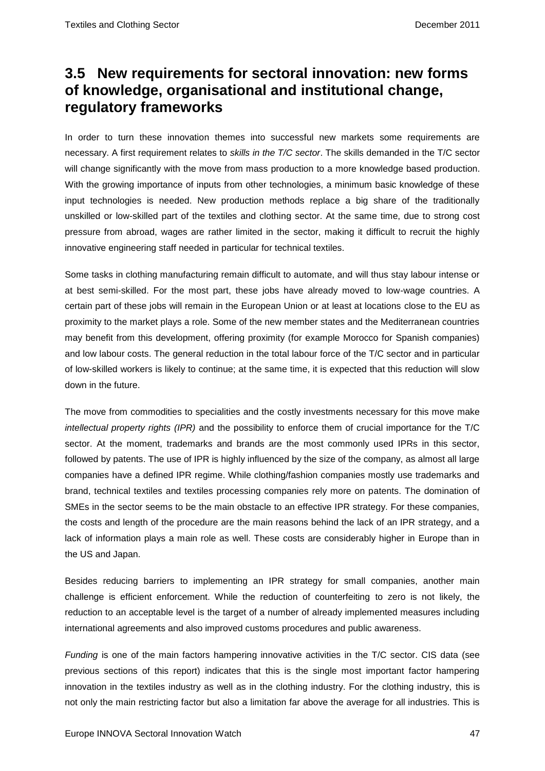## 3.5 New requirements for sectoral innovation: new forms of knowledge, organisational and institutional change, regulatory frameworks

In order to turn these innovation themes into successful new markets some requirements are necessary. A first requirement relates to *skills in the T/C sector*. The skills demanded in the T/C sector will change significantly with the move from mass production to a more knowledge based production. With the growing importance of inputs from other technologies, a minimum basic knowledge of these input technologies is needed. New production methods replace a big share of the traditionally unskilled or low-skilled part of the textiles and clothing sector. At the same time, due to strong cost pressure from abroad, wages are rather limited in the sector, making it difficult to recruit the highly innovative engineering staff needed in particular for technical textiles.

Some tasks in clothing manufacturing remain difficult to automate, and will thus stay labour intense or at best semi-skilled. For the most part, these jobs have already moved to low-wage countries. A certain part of these jobs will remain in the European Union or at least at locations close to the EU as proximity to the market plays a role. Some of the new member states and the Mediterranean countries may benefit from this development, offering proximity (for example Morocco for Spanish companies) and low labour costs. The general reduction in the total labour force of the T/C sector and in particular of low-skilled workers is likely to continue; at the same time, it is expected that this reduction will slow down in the future.

The move from commodities to specialities and the costly investments necessary for this move make *intellectual property rights (IPR)* and the possibility to enforce them of crucial importance for the T/C sector. At the moment, trademarks and brands are the most commonly used IPRs in this sector, followed by patents. The use of IPR is highly influenced by the size of the company, as almost all large companies have a defined IPR regime. While clothing/fashion companies mostly use trademarks and brand, technical textiles and textiles processing companies rely more on patents. The domination of SMEs in the sector seems to be the main obstacle to an effective IPR strategy. For these companies, the costs and length of the procedure are the main reasons behind the lack of an IPR strategy, and a lack of information plays a main role as well. These costs are considerably higher in Europe than in the US and Japan.

Besides reducing barriers to implementing an IPR strategy for small companies, another main challenge is efficient enforcement. While the reduction of counterfeiting to zero is not likely, the reduction to an acceptable level is the target of a number of already implemented measures including international agreements and also improved customs procedures and public awareness.

*Funding* is one of the main factors hampering innovative activities in the T/C sector. CIS data (see previous sections of this report) indicates that this is the single most important factor hampering innovation in the textiles industry as well as in the clothing industry. For the clothing industry, this is not only the main restricting factor but also a limitation far above the average for all industries. This is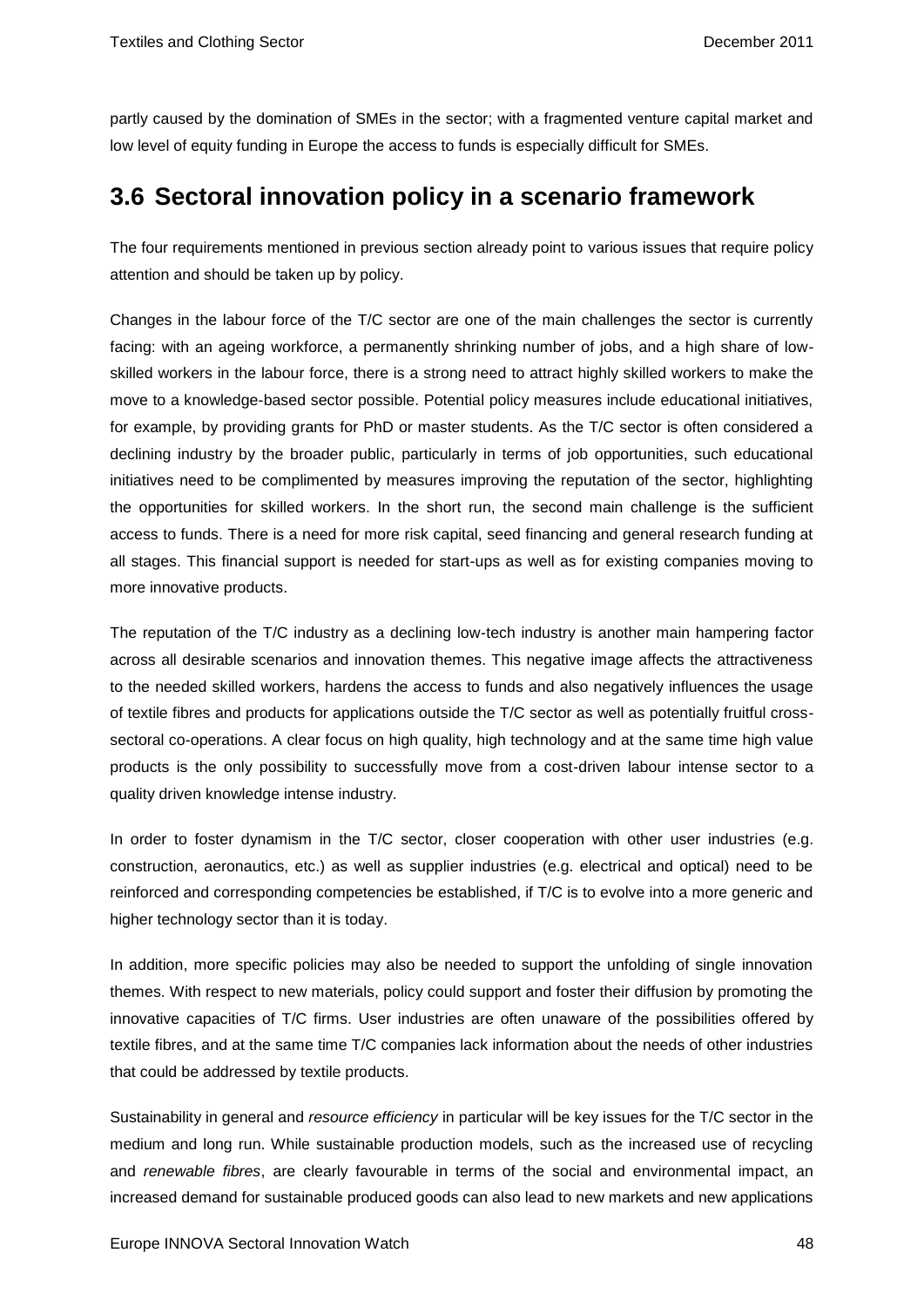partly caused by the domination of SMEs in the sector; with a fragmented venture capital market and low level of equity funding in Europe the access to funds is especially difficult for SMEs.

## 3.6 Sectoral innovation policy in a scenario framework

The four requirements mentioned in previous section already point to various issues that require policy attention and should be taken up by policy.

Changes in the labour force of the T/C sector are one of the main challenges the sector is currently facing: with an ageing workforce, a permanently shrinking number of jobs, and a high share of low-skilled workers in the labour force, there is a strong need to attract highly skilled workers to make the move to a knowledge-based sector possible. Potential policy measures include educational initiatives, for example, by providing grants for PhD or master students. As the T/C sector is often considered a declining industry by the broader public, particularly in terms of job opportunities, such educational initiatives need to be complimented by measures improving the reputation of the sector, highlighting the opportunities for skilled workers. In the short run, the second main challenge is the sufficient access to funds. There is a need for more risk capital, seed financing and general research funding at all stages. This financial support is needed for start-ups as well as for existing companies moving to more innovative products.

The reputation of the T/C industry as a declining low-tech industry is another main hampering factor across all desirable scenarios and innovation themes. This negative image affects the attractiveness to the needed skilled workers, hardens the access to funds and also negatively influences the usage of textile fibres and products for applications outside the T/C sector as well as potentially fruitful cross-sectoral co-operations. A clear focus on high quality, high technology and at the same time high value products is the only possibility to successfully move from a cost-driven labour intense sector to a quality driven knowledge intense industry.

In order to foster dynamism in the T/C sector, closer cooperation with other user industries (e.g. construction, aeronautics, etc.) as well as supplier industries (e.g. electrical and optical) need to be reinforced and corresponding competencies be established, if T/C is to evolve into a more generic and higher technology sector than it is today.

In addition, more specific policies may also be needed to support the unfolding of single innovation themes. With respect to new materials, policy could support and foster their diffusion by promoting the innovative capacities of T/C firms. User industries are often unaware of the possibilities offered by textile fibres, and at the same time T/C companies lack information about the needs of other industries that could be addressed by textile products.

Sustainability in general and *resource efficiency* in particular will be key issues for the T/C sector in the medium and long run. While sustainable production models, such as the increased use of recycling and *renewable fibres*, are clearly favourable in terms of the social and environmental impact, an increased demand for sustainable produced goods can also lead to new markets and new applications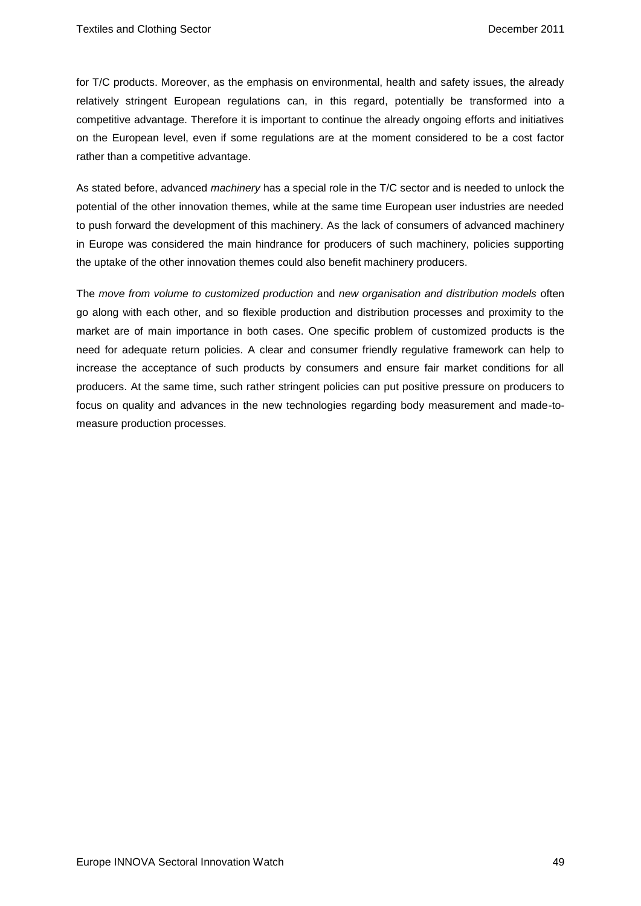for T/C products. Moreover, as the emphasis on environmental, health and safety issues, the already relatively stringent European regulations can, in this regard, potentially be transformed into a competitive advantage. Therefore it is important to continue the already ongoing efforts and initiatives on the European level, even if some regulations are at the moment considered to be a cost factor rather than a competitive advantage.

As stated before, advanced *machinery* has a special role in the T/C sector and is needed to unlock the potential of the other innovation themes, while at the same time European user industries are needed to push forward the development of this machinery. As the lack of consumers of advanced machinery in Europe was considered the main hindrance for producers of such machinery, policies supporting the uptake of the other innovation themes could also benefit machinery producers.

The *move from volume to customized production* and *new organisation and distribution models* often go along with each other, and so flexible production and distribution processes and proximity to the market are of main importance in both cases. One specific problem of customized products is the need for adequate return policies. A clear and consumer friendly regulative framework can help to increase the acceptance of such products by consumers and ensure fair market conditions for all producers. At the same time, such rather stringent policies can put positive pressure on producers to focus on quality and advances in the new technologies regarding body measurement and made-to-measure production processes.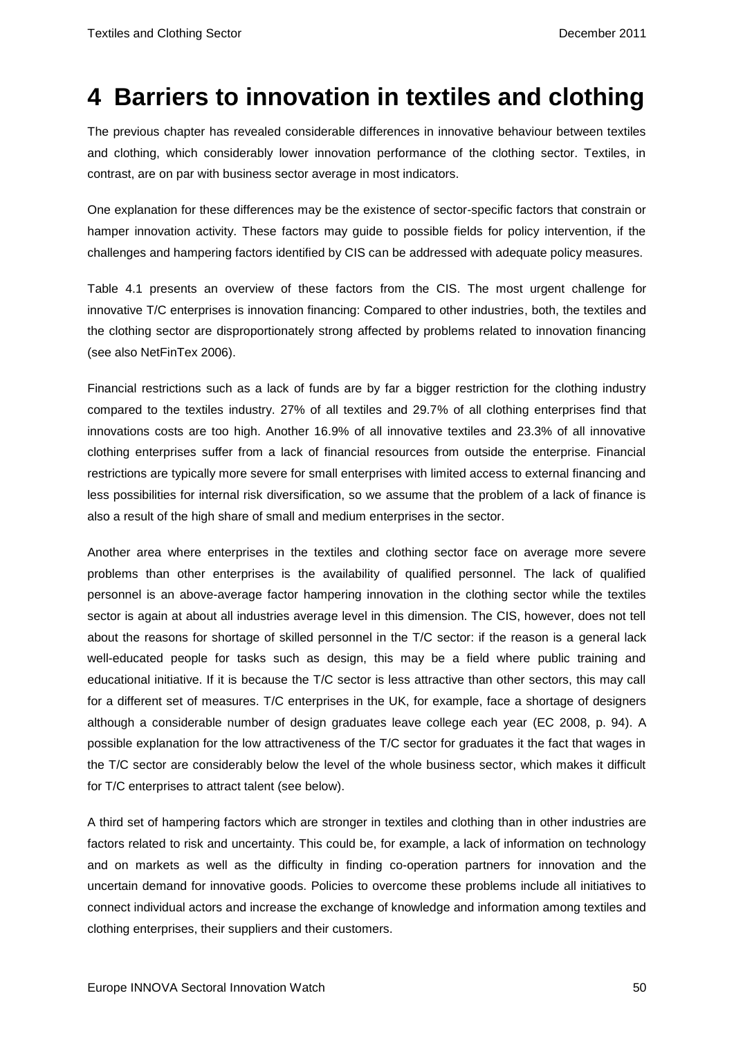# 4 Barriers to innovation in textiles and clothing

The previous chapter has revealed considerable differences in innovative behaviour between textiles and clothing, which considerably lower innovation performance of the clothing sector. Textiles, in contrast, are on par with business sector average in most indicators.

One explanation for these differences may be the existence of sector-specific factors that constrain or hamper innovation activity. These factors may guide to possible fields for policy intervention, if the challenges and hampering factors identified by CIS can be addressed with adequate policy measures.

Table 4.1 presents an overview of these factors from the CIS. The most urgent challenge for innovative T/C enterprises is innovation financing: Compared to other industries, both, the textiles and the clothing sector are disproportionately strong affected by problems related to innovation financing (see also NetFinTex 2006).

Financial restrictions such as a lack of funds are by far a bigger restriction for the clothing industry compared to the textiles industry. 27% of all textiles and 29.7% of all clothing enterprises find that innovations costs are too high. Another 16.9% of all innovative textiles and 23.3% of all innovative clothing enterprises suffer from a lack of financial resources from outside the enterprise. Financial restrictions are typically more severe for small enterprises with limited access to external financing and less possibilities for internal risk diversification, so we assume that the problem of a lack of finance is also a result of the high share of small and medium enterprises in the sector.

Another area where enterprises in the textiles and clothing sector face on average more severe problems than other enterprises is the availability of qualified personnel. The lack of qualified personnel is an above-average factor hampering innovation in the clothing sector while the textiles sector is again at about all industries average level in this dimension. The CIS, however, does not tell about the reasons for shortage of skilled personnel in the T/C sector: if the reason is a general lack well-educated people for tasks such as design, this may be a field where public training and educational initiative. If it is because the T/C sector is less attractive than other sectors, this may call for a different set of measures. T/C enterprises in the UK, for example, face a shortage of designers although a considerable number of design graduates leave college each year (EC 2008, p. 94). A possible explanation for the low attractiveness of the T/C sector for graduates it the fact that wages in the T/C sector are considerably below the level of the whole business sector, which makes it difficult for T/C enterprises to attract talent (see below).

A third set of hampering factors which are stronger in textiles and clothing than in other industries are factors related to risk and uncertainty. This could be, for example, a lack of information on technology and on markets as well as the difficulty in finding co-operation partners for innovation and the uncertain demand for innovative goods. Policies to overcome these problems include all initiatives to connect individual actors and increase the exchange of knowledge and information among textiles and clothing enterprises, their suppliers and their customers.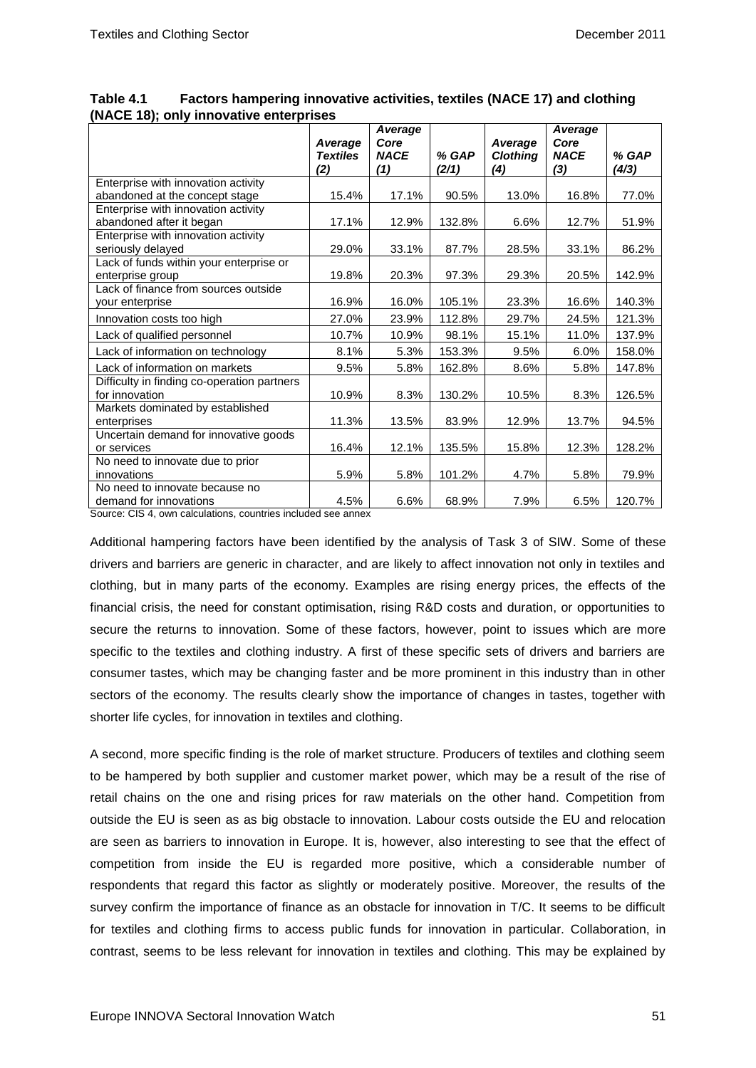**Table 4.1 Factors hampering innovative activities, textiles (NACE 17) and clothing (NACE 18); only innovative enterprises**

| | *Average Textiles (2)* | *Average Core NACE (1)* | *% GAP (2/1)* | *Average Clothing (4)* | *Average Core NACE (3)* | *% GAP (4/3)* |
|---|---|---|---|---|---|---|
| Enterprise with innovation activity abandoned at the concept stage | 15.4% | 17.1% | 90.5% | 13.0% | 16.8% | 77.0% |
| Enterprise with innovation activity abandoned after it began | 17.1% | 12.9% | 132.8% | 6.6% | 12.7% | 51.9% |
| Enterprise with innovation activity seriously delayed | 29.0% | 33.1% | 87.7% | 28.5% | 33.1% | 86.2% |
| Lack of funds within your enterprise or enterprise group | 19.8% | 20.3% | 97.3% | 29.3% | 20.5% | 142.9% |
| Lack of finance from sources outside your enterprise | 16.9% | 16.0% | 105.1% | 23.3% | 16.6% | 140.3% |
| Innovation costs too high | 27.0% | 23.9% | 112.8% | 29.7% | 24.5% | 121.3% |
| Lack of qualified personnel | 10.7% | 10.9% | 98.1% | 15.1% | 11.0% | 137.9% |
| Lack of information on technology | 8.1% | 5.3% | 153.3% | 9.5% | 6.0% | 158.0% |
| Lack of information on markets | 9.5% | 5.8% | 162.8% | 8.6% | 5.8% | 147.8% |
| Difficulty in finding co-operation partners for innovation | 10.9% | 8.3% | 130.2% | 10.5% | 8.3% | 126.5% |
| Markets dominated by established enterprises | 11.3% | 13.5% | 83.9% | 12.9% | 13.7% | 94.5% |
| Uncertain demand for innovative goods or services | 16.4% | 12.1% | 135.5% | 15.8% | 12.3% | 128.2% |
| No need to innovate due to prior innovations | 5.9% | 5.8% | 101.2% | 4.7% | 5.8% | 79.9% |
| No need to innovate because no demand for innovations | 4.5% | 6.6% | 68.9% | 7.9% | 6.5% | 120.7% |

Source: CIS 4, own calculations, countries included see annex

Additional hampering factors have been identified by the analysis of Task 3 of SIW. Some of these drivers and barriers are generic in character, and are likely to affect innovation not only in textiles and clothing, but in many parts of the economy. Examples are rising energy prices, the effects of the financial crisis, the need for constant optimisation, rising R&D costs and duration, or opportunities to secure the returns to innovation. Some of these factors, however, point to issues which are more specific to the textiles and clothing industry. A first of these specific sets of drivers and barriers are consumer tastes, which may be changing faster and be more prominent in this industry than in other sectors of the economy. The results clearly show the importance of changes in tastes, together with shorter life cycles, for innovation in textiles and clothing.

A second, more specific finding is the role of market structure. Producers of textiles and clothing seem to be hampered by both supplier and customer market power, which may be a result of the rise of retail chains on the one and rising prices for raw materials on the other hand. Competition from outside the EU is seen as as big obstacle to innovation. Labour costs outside the EU and relocation are seen as barriers to innovation in Europe. It is, however, also interesting to see that the effect of competition from inside the EU is regarded more positive, which a considerable number of respondents that regard this factor as slightly or moderately positive. Moreover, the results of the survey confirm the importance of finance as an obstacle for innovation in T/C. It seems to be difficult for textiles and clothing firms to access public funds for innovation in particular. Collaboration, in contrast, seems to be less relevant for innovation in textiles and clothing. This may be explained by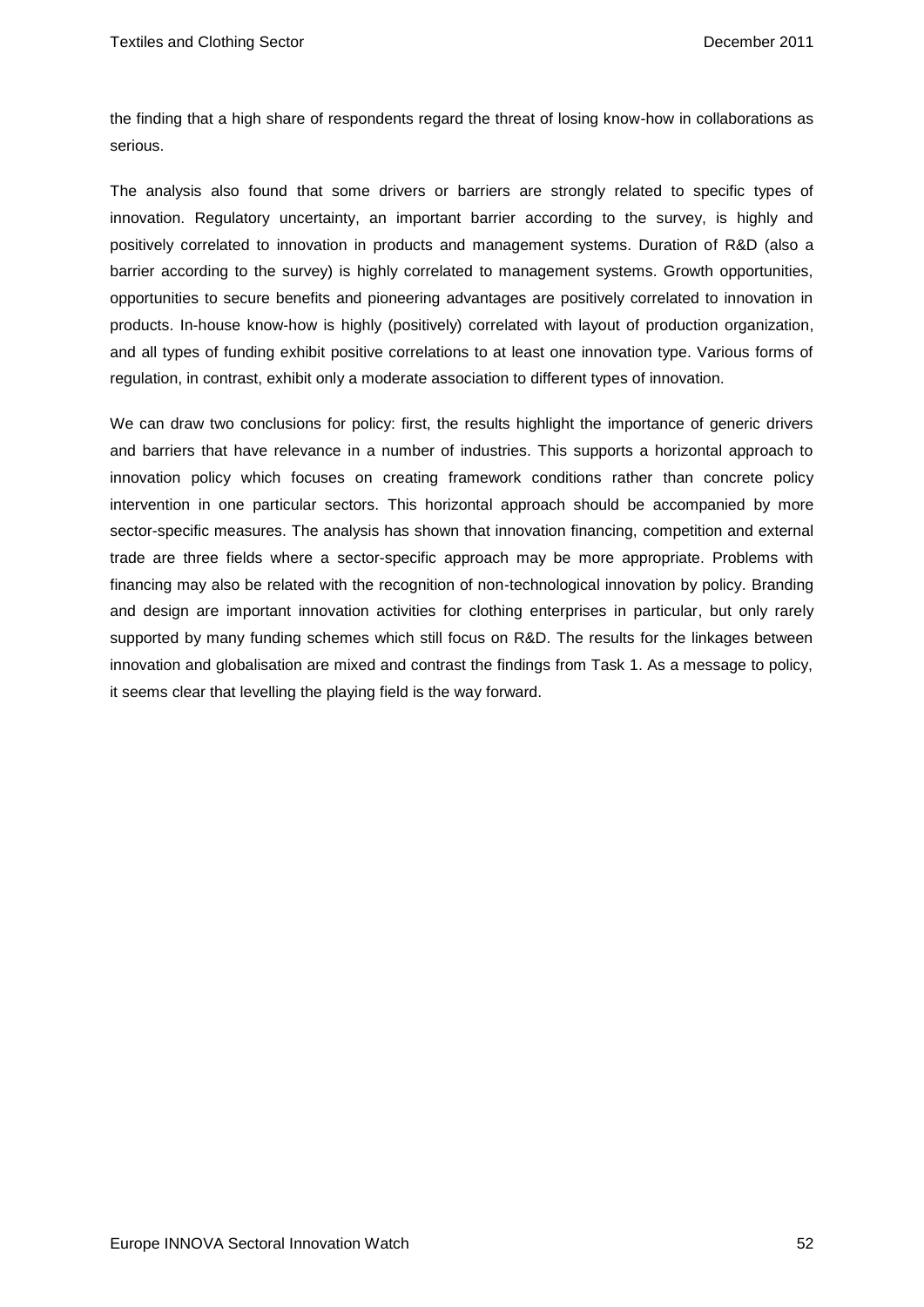the finding that a high share of respondents regard the threat of losing know-how in collaborations as serious.

The analysis also found that some drivers or barriers are strongly related to specific types of innovation. Regulatory uncertainty, an important barrier according to the survey, is highly and positively correlated to innovation in products and management systems. Duration of R&D (also a barrier according to the survey) is highly correlated to management systems. Growth opportunities, opportunities to secure benefits and pioneering advantages are positively correlated to innovation in products. In-house know-how is highly (positively) correlated with layout of production organization, and all types of funding exhibit positive correlations to at least one innovation type. Various forms of regulation, in contrast, exhibit only a moderate association to different types of innovation.

We can draw two conclusions for policy: first, the results highlight the importance of generic drivers and barriers that have relevance in a number of industries. This supports a horizontal approach to innovation policy which focuses on creating framework conditions rather than concrete policy intervention in one particular sectors. This horizontal approach should be accompanied by more sector-specific measures. The analysis has shown that innovation financing, competition and external trade are three fields where a sector-specific approach may be more appropriate. Problems with financing may also be related with the recognition of non-technological innovation by policy. Branding and design are important innovation activities for clothing enterprises in particular, but only rarely supported by many funding schemes which still focus on R&D. The results for the linkages between innovation and globalisation are mixed and contrast the findings from Task 1. As a message to policy, it seems clear that levelling the playing field is the way forward.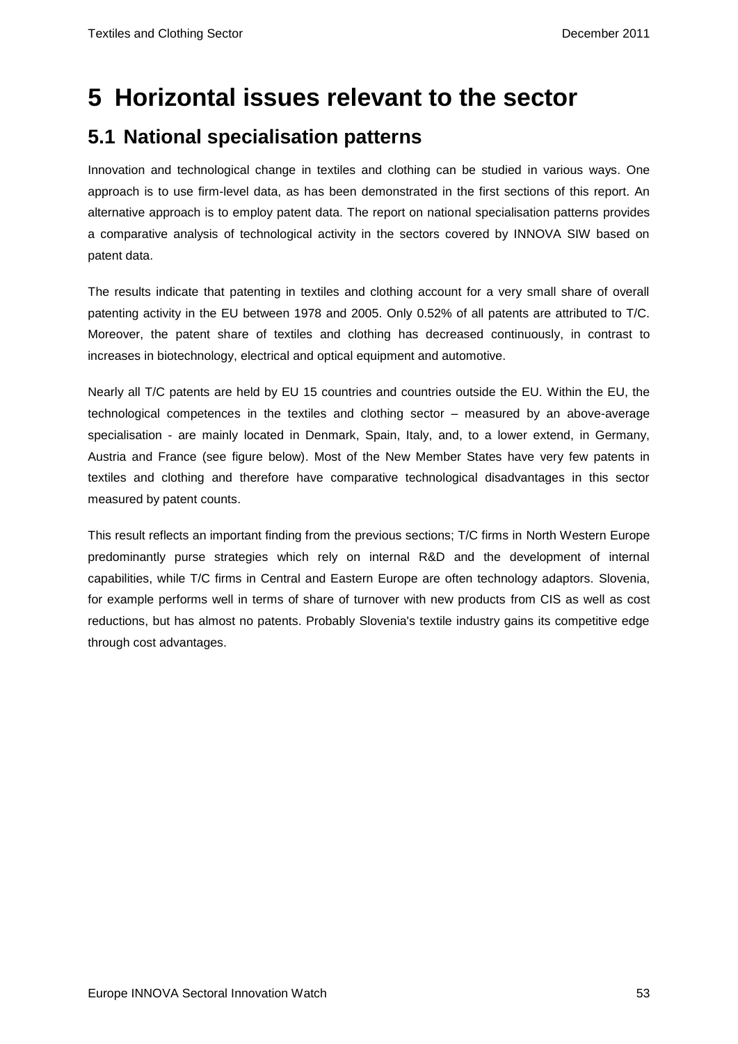# 5 Horizontal issues relevant to the sector

## 5.1 National specialisation patterns

Innovation and technological change in textiles and clothing can be studied in various ways. One approach is to use firm-level data, as has been demonstrated in the first sections of this report. An alternative approach is to employ patent data. The report on national specialisation patterns provides a comparative analysis of technological activity in the sectors covered by INNOVA SIW based on patent data.

The results indicate that patenting in textiles and clothing account for a very small share of overall patenting activity in the EU between 1978 and 2005. Only 0.52% of all patents are attributed to T/C. Moreover, the patent share of textiles and clothing has decreased continuously, in contrast to increases in biotechnology, electrical and optical equipment and automotive.

Nearly all T/C patents are held by EU 15 countries and countries outside the EU. Within the EU, the technological competences in the textiles and clothing sector – measured by an above-average specialisation - are mainly located in Denmark, Spain, Italy, and, to a lower extend, in Germany, Austria and France (see figure below). Most of the New Member States have very few patents in textiles and clothing and therefore have comparative technological disadvantages in this sector measured by patent counts.

This result reflects an important finding from the previous sections; T/C firms in North Western Europe predominantly purse strategies which rely on internal R&D and the development of internal capabilities, while T/C firms in Central and Eastern Europe are often technology adaptors. Slovenia, for example performs well in terms of share of turnover with new products from CIS as well as cost reductions, but has almost no patents. Probably Slovenia's textile industry gains its competitive edge through cost advantages.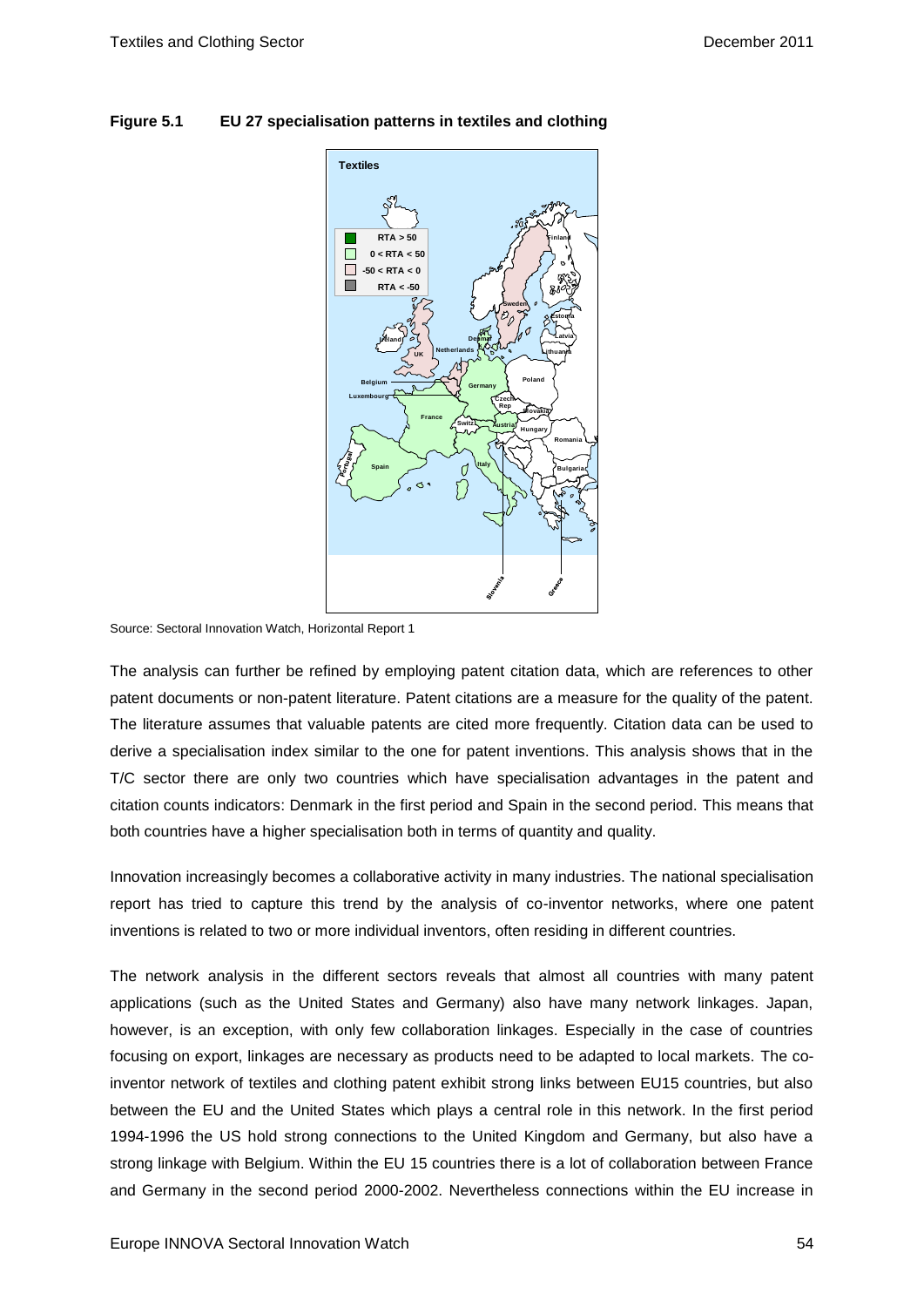**Figure 5.1 EU 27 specialisation patterns in textiles and clothing**

Source: Sectoral Innovation Watch, Horizontal Report 1

The analysis can further be refined by employing patent citation data, which are references to other patent documents or non-patent literature. Patent citations are a measure for the quality of the patent. The literature assumes that valuable patents are cited more frequently. Citation data can be used to derive a specialisation index similar to the one for patent inventions. This analysis shows that in the T/C sector there are only two countries which have specialisation advantages in the patent and citation counts indicators: Denmark in the first period and Spain in the second period. This means that both countries have a higher specialisation both in terms of quantity and quality.

Innovation increasingly becomes a collaborative activity in many industries. The national specialisation report has tried to capture this trend by the analysis of co-inventor networks, where one patent inventions is related to two or more individual inventors, often residing in different countries.

The network analysis in the different sectors reveals that almost all countries with many patent applications (such as the United States and Germany) also have many network linkages. Japan, however, is an exception, with only few collaboration linkages. Especially in the case of countries focusing on export, linkages are necessary as products need to be adapted to local markets. The co-inventor network of textiles and clothing patent exhibit strong links between EU15 countries, but also between the EU and the United States which plays a central role in this network. In the first period 1994-1996 the US hold strong connections to the United Kingdom and Germany, but also have a strong linkage with Belgium. Within the EU 15 countries there is a lot of collaboration between France and Germany in the second period 2000-2002. Nevertheless connections within the EU increase in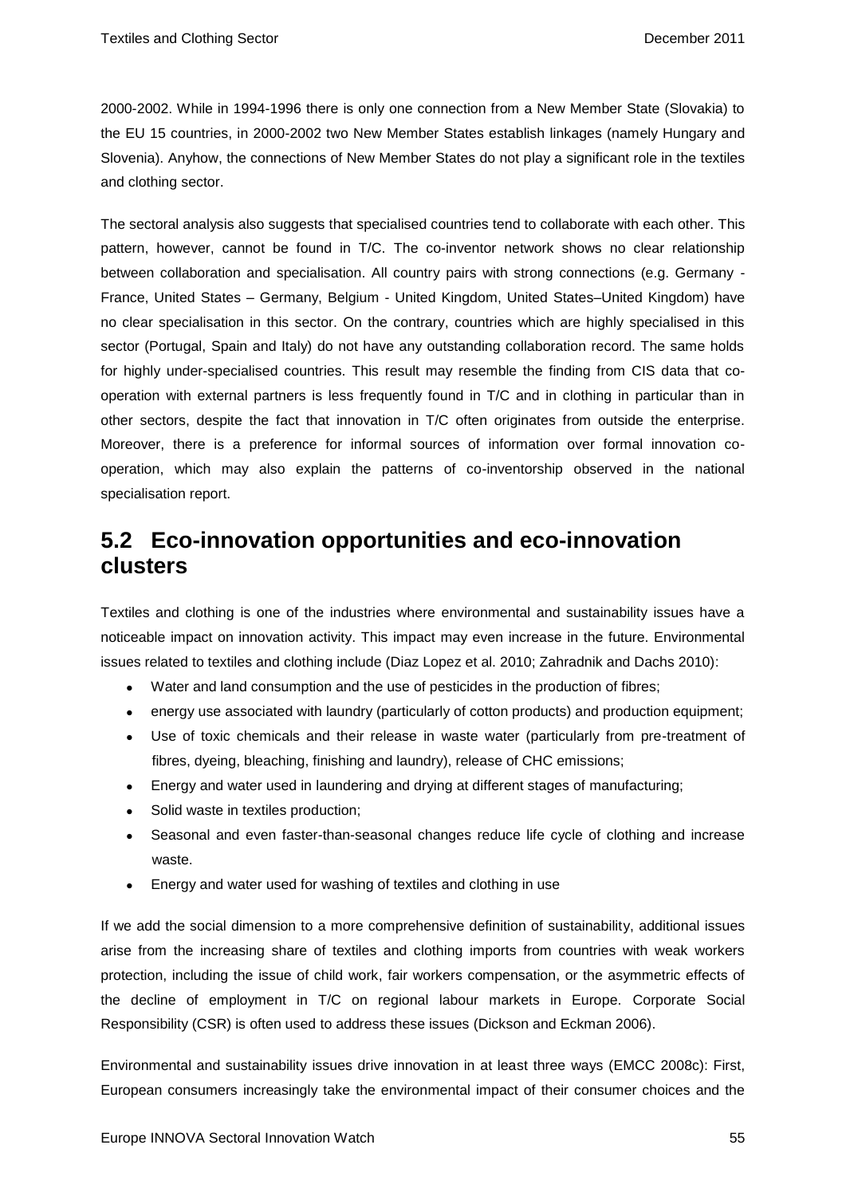2000-2002. While in 1994-1996 there is only one connection from a New Member State (Slovakia) to the EU 15 countries, in 2000-2002 two New Member States establish linkages (namely Hungary and Slovenia). Anyhow, the connections of New Member States do not play a significant role in the textiles and clothing sector.

The sectoral analysis also suggests that specialised countries tend to collaborate with each other. This pattern, however, cannot be found in T/C. The co-inventor network shows no clear relationship between collaboration and specialisation. All country pairs with strong connections (e.g. Germany - France, United States – Germany, Belgium - United Kingdom, United States–United Kingdom) have no clear specialisation in this sector. On the contrary, countries which are highly specialised in this sector (Portugal, Spain and Italy) do not have any outstanding collaboration record. The same holds for highly under-specialised countries. This result may resemble the finding from CIS data that co-operation with external partners is less frequently found in T/C and in clothing in particular than in other sectors, despite the fact that innovation in T/C often originates from outside the enterprise. Moreover, there is a preference for informal sources of information over formal innovation co-operation, which may also explain the patterns of co-inventorship observed in the national specialisation report.

## 5.2 Eco-innovation opportunities and eco-innovation clusters

Textiles and clothing is one of the industries where environmental and sustainability issues have a noticeable impact on innovation activity. This impact may even increase in the future. Environmental issues related to textiles and clothing include (Diaz Lopez et al. 2010; Zahradnik and Dachs 2010):

- Water and land consumption and the use of pesticides in the production of fibres;
- energy use associated with laundry (particularly of cotton products) and production equipment;
- Use of toxic chemicals and their release in waste water (particularly from pre-treatment of fibres, dyeing, bleaching, finishing and laundry), release of CHC emissions;
- Energy and water used in laundering and drying at different stages of manufacturing;
- Solid waste in textiles production;
- Seasonal and even faster-than-seasonal changes reduce life cycle of clothing and increase waste.
- Energy and water used for washing of textiles and clothing in use

If we add the social dimension to a more comprehensive definition of sustainability, additional issues arise from the increasing share of textiles and clothing imports from countries with weak workers protection, including the issue of child work, fair workers compensation, or the asymmetric effects of the decline of employment in T/C on regional labour markets in Europe. Corporate Social Responsibility (CSR) is often used to address these issues (Dickson and Eckman 2006).

Environmental and sustainability issues drive innovation in at least three ways (EMCC 2008c): First, European consumers increasingly take the environmental impact of their consumer choices and the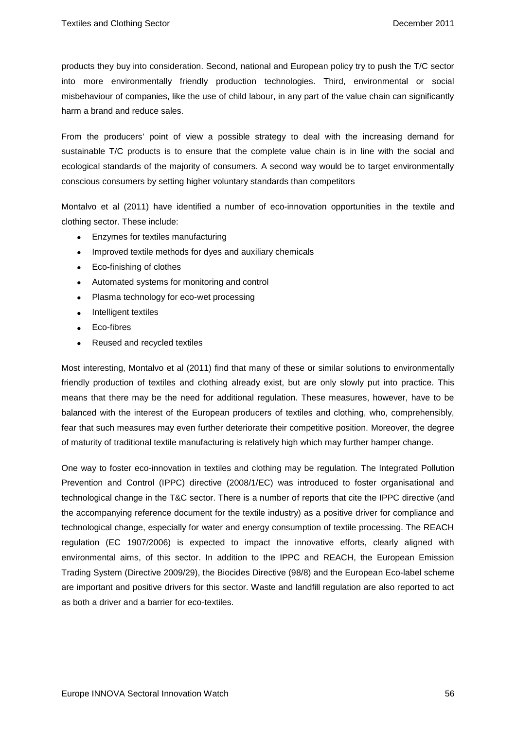products they buy into consideration. Second, national and European policy try to push the T/C sector into more environmentally friendly production technologies. Third, environmental or social misbehaviour of companies, like the use of child labour, in any part of the value chain can significantly harm a brand and reduce sales.

From the producers' point of view a possible strategy to deal with the increasing demand for sustainable T/C products is to ensure that the complete value chain is in line with the social and ecological standards of the majority of consumers. A second way would be to target environmentally conscious consumers by setting higher voluntary standards than competitors

Montalvo et al (2011) have identified a number of eco-innovation opportunities in the textile and clothing sector. These include:

- Enzymes for textiles manufacturing
- Improved textile methods for dyes and auxiliary chemicals
- Eco-finishing of clothes
- Automated systems for monitoring and control
- Plasma technology for eco-wet processing
- Intelligent textiles
- Eco-fibres
- Reused and recycled textiles

Most interesting, Montalvo et al (2011) find that many of these or similar solutions to environmentally friendly production of textiles and clothing already exist, but are only slowly put into practice. This means that there may be the need for additional regulation. These measures, however, have to be balanced with the interest of the European producers of textiles and clothing, who, comprehensibly, fear that such measures may even further deteriorate their competitive position. Moreover, the degree of maturity of traditional textile manufacturing is relatively high which may further hamper change.

One way to foster eco-innovation in textiles and clothing may be regulation. The Integrated Pollution Prevention and Control (IPPC) directive (2008/1/EC) was introduced to foster organisational and technological change in the T&C sector. There is a number of reports that cite the IPPC directive (and the accompanying reference document for the textile industry) as a positive driver for compliance and technological change, especially for water and energy consumption of textile processing. The REACH regulation (EC 1907/2006) is expected to impact the innovative efforts, clearly aligned with environmental aims, of this sector. In addition to the IPPC and REACH, the European Emission Trading System (Directive 2009/29), the Biocides Directive (98/8) and the European Eco-label scheme are important and positive drivers for this sector. Waste and landfill regulation are also reported to act as both a driver and a barrier for eco-textiles.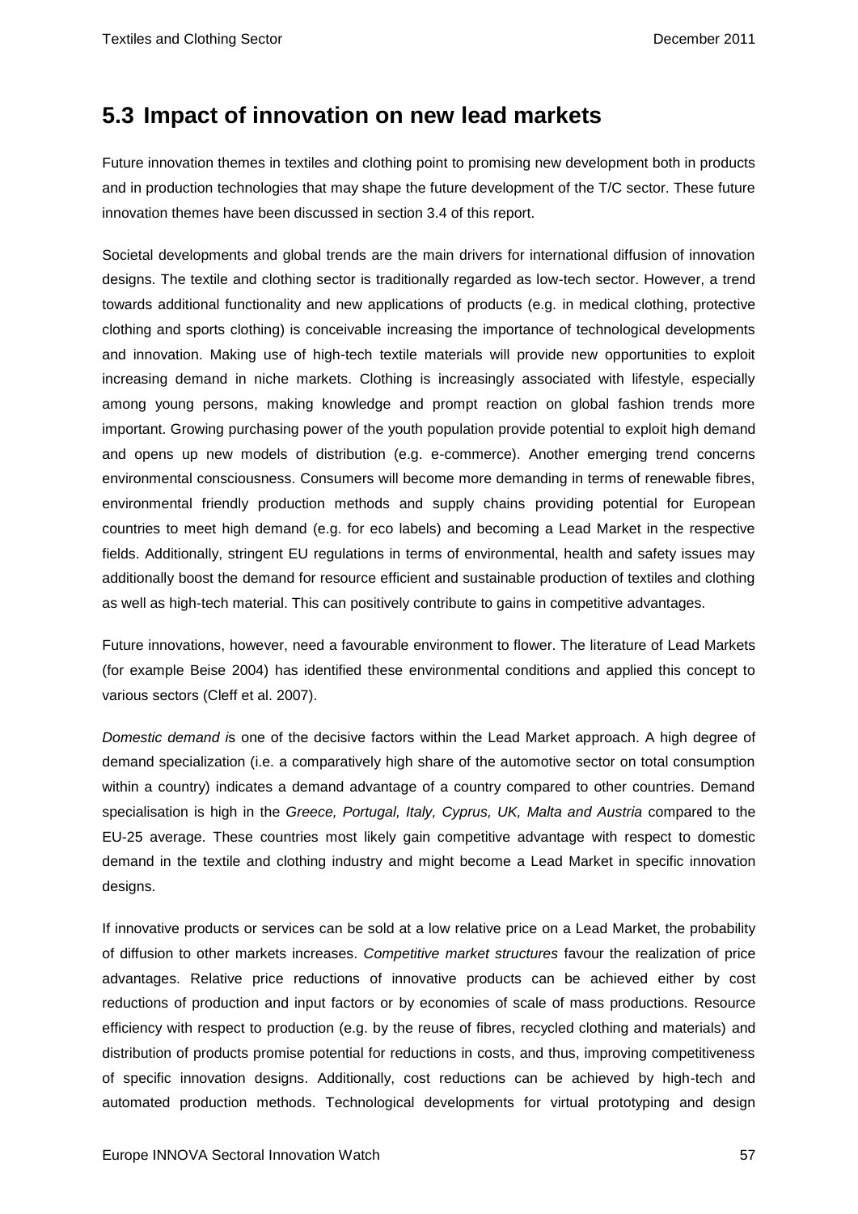## 5.3 Impact of innovation on new lead markets

Future innovation themes in textiles and clothing point to promising new development both in products and in production technologies that may shape the future development of the T/C sector. These future innovation themes have been discussed in section 3.4 of this report.

Societal developments and global trends are the main drivers for international diffusion of innovation designs. The textile and clothing sector is traditionally regarded as low-tech sector. However, a trend towards additional functionality and new applications of products (e.g. in medical clothing, protective clothing and sports clothing) is conceivable increasing the importance of technological developments and innovation. Making use of high-tech textile materials will provide new opportunities to exploit increasing demand in niche markets. Clothing is increasingly associated with lifestyle, especially among young persons, making knowledge and prompt reaction on global fashion trends more important. Growing purchasing power of the youth population provide potential to exploit high demand and opens up new models of distribution (e.g. e-commerce). Another emerging trend concerns environmental consciousness. Consumers will become more demanding in terms of renewable fibres, environmental friendly production methods and supply chains providing potential for European countries to meet high demand (e.g. for eco labels) and becoming a Lead Market in the respective fields. Additionally, stringent EU regulations in terms of environmental, health and safety issues may additionally boost the demand for resource efficient and sustainable production of textiles and clothing as well as high-tech material. This can positively contribute to gains in competitive advantages.

Future innovations, however, need a favourable environment to flower. The literature of Lead Markets (for example Beise 2004) has identified these environmental conditions and applied this concept to various sectors (Cleff et al. 2007).

*Domestic demand i*s one of the decisive factors within the Lead Market approach. A high degree of demand specialization (i.e. a comparatively high share of the automotive sector on total consumption within a country) indicates a demand advantage of a country compared to other countries. Demand specialisation is high in the *Greece, Portugal, Italy, Cyprus, UK, Malta and Austria* compared to the EU-25 average. These countries most likely gain competitive advantage with respect to domestic demand in the textile and clothing industry and might become a Lead Market in specific innovation designs.

If innovative products or services can be sold at a low relative price on a Lead Market, the probability of diffusion to other markets increases. *Competitive market structures* favour the realization of price advantages. Relative price reductions of innovative products can be achieved either by cost reductions of production and input factors or by economies of scale of mass productions. Resource efficiency with respect to production (e.g. by the reuse of fibres, recycled clothing and materials) and distribution of products promise potential for reductions in costs, and thus, improving competitiveness of specific innovation designs. Additionally, cost reductions can be achieved by high-tech and automated production methods. Technological developments for virtual prototyping and design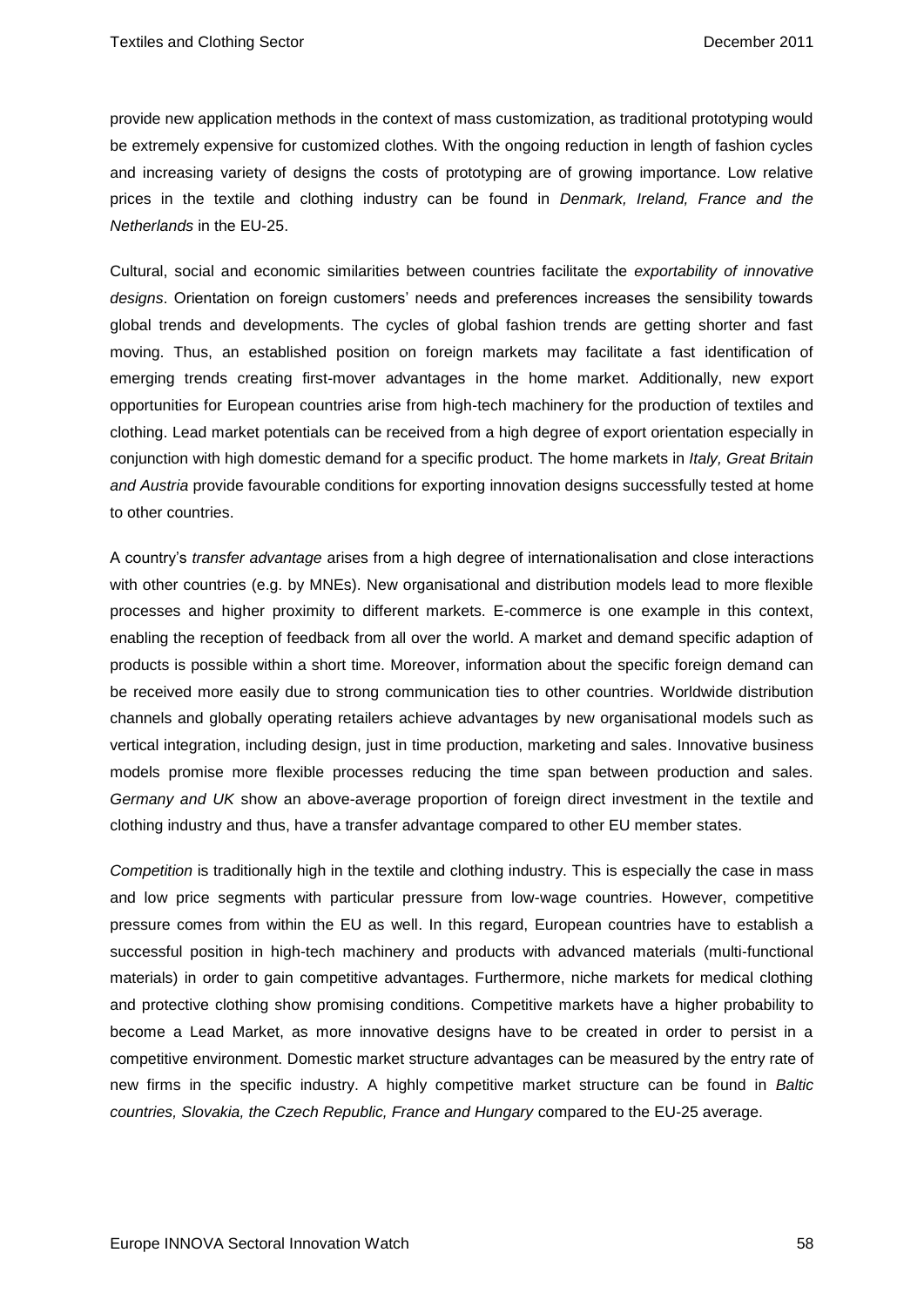provide new application methods in the context of mass customization, as traditional prototyping would be extremely expensive for customized clothes. With the ongoing reduction in length of fashion cycles and increasing variety of designs the costs of prototyping are of growing importance. Low relative prices in the textile and clothing industry can be found in *Denmark, Ireland, France and the Netherlands* in the EU-25.

Cultural, social and economic similarities between countries facilitate the *exportability of innovative designs*. Orientation on foreign customers' needs and preferences increases the sensibility towards global trends and developments. The cycles of global fashion trends are getting shorter and fast moving. Thus, an established position on foreign markets may facilitate a fast identification of emerging trends creating first-mover advantages in the home market. Additionally, new export opportunities for European countries arise from high-tech machinery for the production of textiles and clothing. Lead market potentials can be received from a high degree of export orientation especially in conjunction with high domestic demand for a specific product. The home markets in *Italy, Great Britain and Austria* provide favourable conditions for exporting innovation designs successfully tested at home to other countries.

A country's *transfer advantage* arises from a high degree of internationalisation and close interactions with other countries (e.g. by MNEs). New organisational and distribution models lead to more flexible processes and higher proximity to different markets. E-commerce is one example in this context, enabling the reception of feedback from all over the world. A market and demand specific adaption of products is possible within a short time. Moreover, information about the specific foreign demand can be received more easily due to strong communication ties to other countries. Worldwide distribution channels and globally operating retailers achieve advantages by new organisational models such as vertical integration, including design, just in time production, marketing and sales. Innovative business models promise more flexible processes reducing the time span between production and sales. *Germany and UK* show an above-average proportion of foreign direct investment in the textile and clothing industry and thus, have a transfer advantage compared to other EU member states.

*Competition* is traditionally high in the textile and clothing industry. This is especially the case in mass and low price segments with particular pressure from low-wage countries. However, competitive pressure comes from within the EU as well. In this regard, European countries have to establish a successful position in high-tech machinery and products with advanced materials (multi-functional materials) in order to gain competitive advantages. Furthermore, niche markets for medical clothing and protective clothing show promising conditions. Competitive markets have a higher probability to become a Lead Market, as more innovative designs have to be created in order to persist in a competitive environment. Domestic market structure advantages can be measured by the entry rate of new firms in the specific industry. A highly competitive market structure can be found in *Baltic countries, Slovakia, the Czech Republic, France and Hungary* compared to the EU-25 average.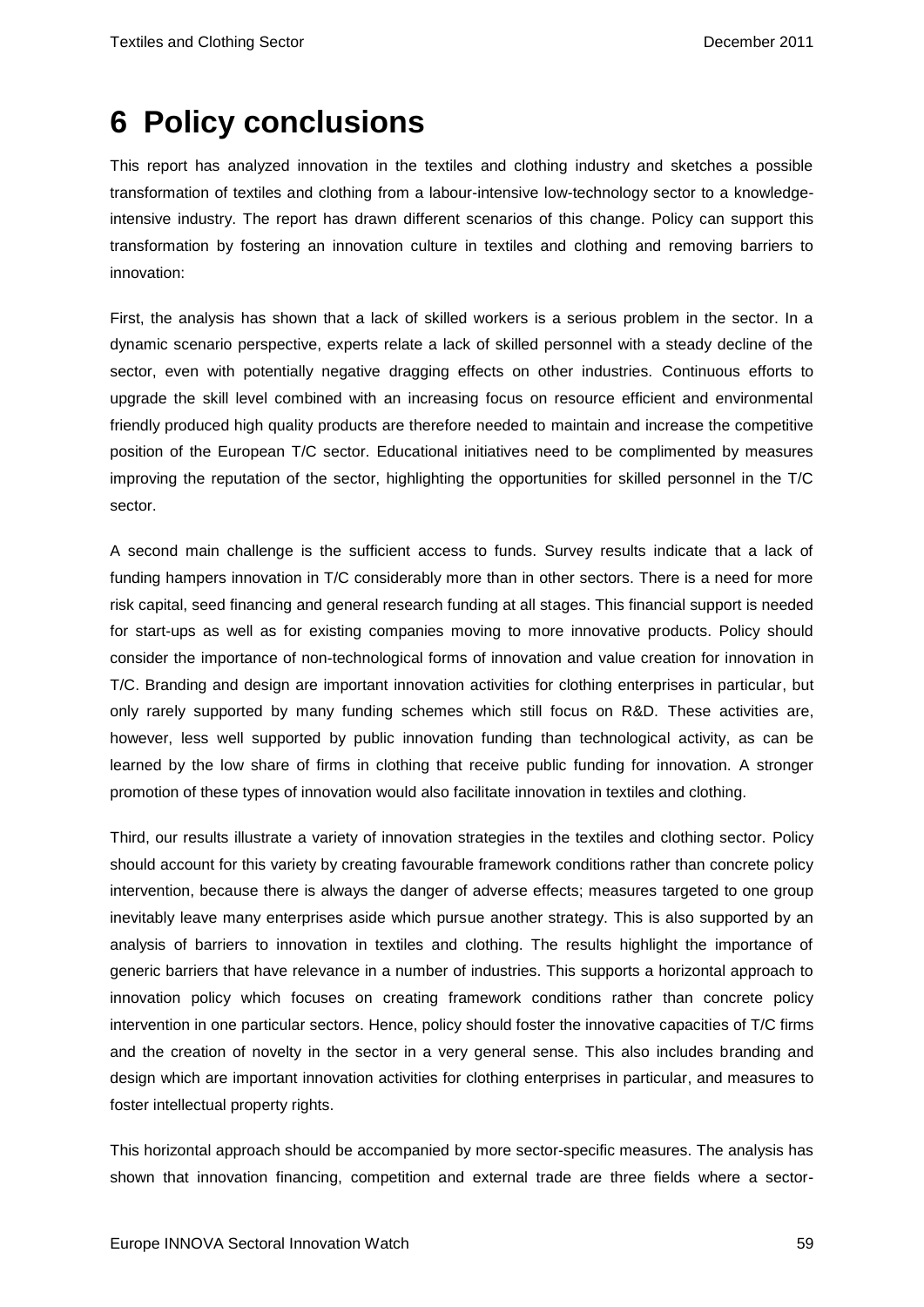# 6 Policy conclusions

This report has analyzed innovation in the textiles and clothing industry and sketches a possible transformation of textiles and clothing from a labour-intensive low-technology sector to a knowledge-intensive industry. The report has drawn different scenarios of this change. Policy can support this transformation by fostering an innovation culture in textiles and clothing and removing barriers to innovation:

First, the analysis has shown that a lack of skilled workers is a serious problem in the sector. In a dynamic scenario perspective, experts relate a lack of skilled personnel with a steady decline of the sector, even with potentially negative dragging effects on other industries. Continuous efforts to upgrade the skill level combined with an increasing focus on resource efficient and environmental friendly produced high quality products are therefore needed to maintain and increase the competitive position of the European T/C sector. Educational initiatives need to be complimented by measures improving the reputation of the sector, highlighting the opportunities for skilled personnel in the T/C sector.

A second main challenge is the sufficient access to funds. Survey results indicate that a lack of funding hampers innovation in T/C considerably more than in other sectors. There is a need for more risk capital, seed financing and general research funding at all stages. This financial support is needed for start-ups as well as for existing companies moving to more innovative products. Policy should consider the importance of non-technological forms of innovation and value creation for innovation in T/C. Branding and design are important innovation activities for clothing enterprises in particular, but only rarely supported by many funding schemes which still focus on R&D. These activities are, however, less well supported by public innovation funding than technological activity, as can be learned by the low share of firms in clothing that receive public funding for innovation. A stronger promotion of these types of innovation would also facilitate innovation in textiles and clothing.

Third, our results illustrate a variety of innovation strategies in the textiles and clothing sector. Policy should account for this variety by creating favourable framework conditions rather than concrete policy intervention, because there is always the danger of adverse effects; measures targeted to one group inevitably leave many enterprises aside which pursue another strategy. This is also supported by an analysis of barriers to innovation in textiles and clothing. The results highlight the importance of generic barriers that have relevance in a number of industries. This supports a horizontal approach to innovation policy which focuses on creating framework conditions rather than concrete policy intervention in one particular sectors. Hence, policy should foster the innovative capacities of T/C firms and the creation of novelty in the sector in a very general sense. This also includes branding and design which are important innovation activities for clothing enterprises in particular, and measures to foster intellectual property rights.

This horizontal approach should be accompanied by more sector-specific measures. The analysis has shown that innovation financing, competition and external trade are three fields where a sector-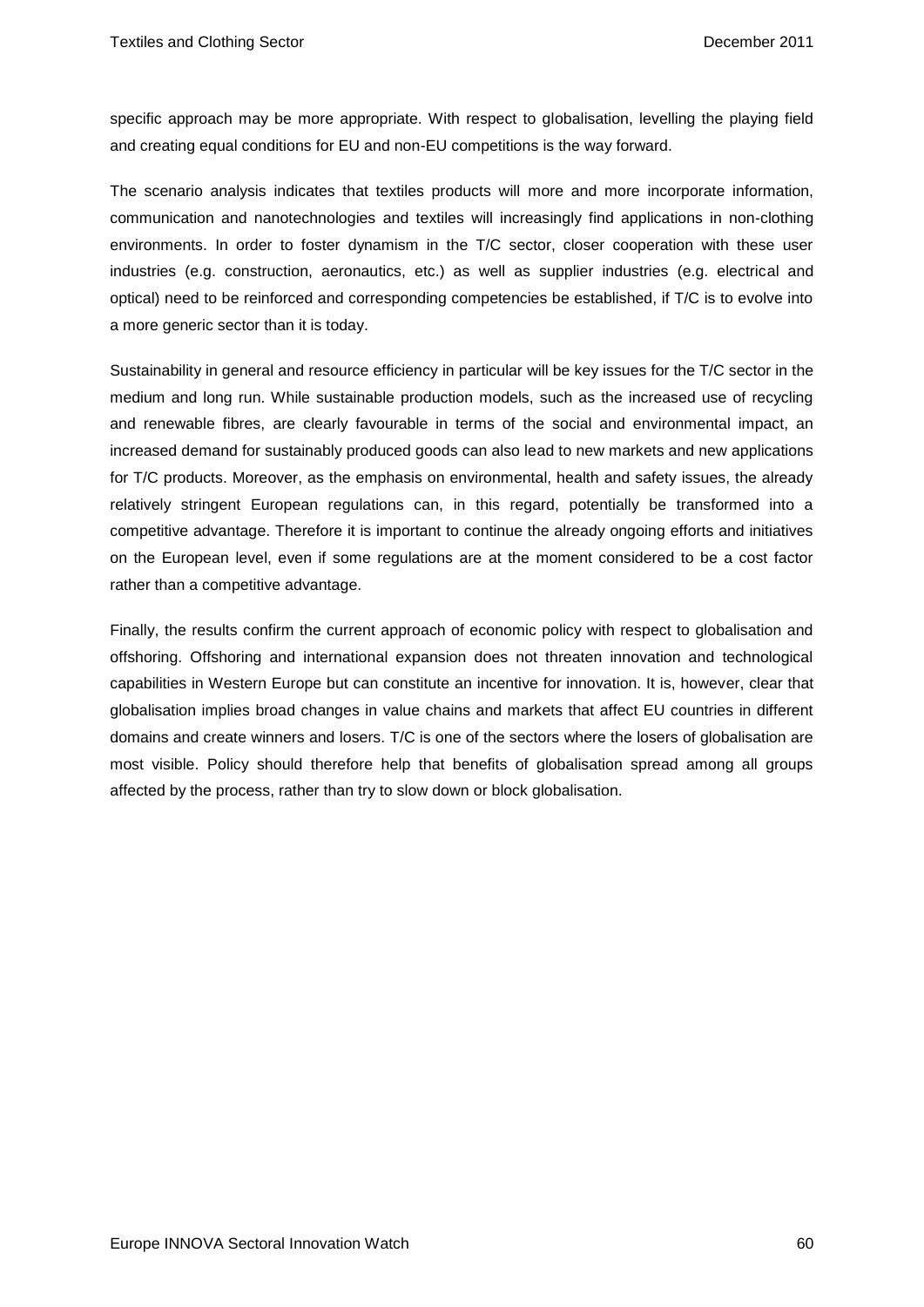specific approach may be more appropriate. With respect to globalisation, levelling the playing field and creating equal conditions for EU and non-EU competitions is the way forward.

The scenario analysis indicates that textiles products will more and more incorporate information, communication and nanotechnologies and textiles will increasingly find applications in non-clothing environments. In order to foster dynamism in the T/C sector, closer cooperation with these user industries (e.g. construction, aeronautics, etc.) as well as supplier industries (e.g. electrical and optical) need to be reinforced and corresponding competencies be established, if T/C is to evolve into a more generic sector than it is today.

Sustainability in general and resource efficiency in particular will be key issues for the T/C sector in the medium and long run. While sustainable production models, such as the increased use of recycling and renewable fibres, are clearly favourable in terms of the social and environmental impact, an increased demand for sustainably produced goods can also lead to new markets and new applications for T/C products. Moreover, as the emphasis on environmental, health and safety issues, the already relatively stringent European regulations can, in this regard, potentially be transformed into a competitive advantage. Therefore it is important to continue the already ongoing efforts and initiatives on the European level, even if some regulations are at the moment considered to be a cost factor rather than a competitive advantage.

Finally, the results confirm the current approach of economic policy with respect to globalisation and offshoring. Offshoring and international expansion does not threaten innovation and technological capabilities in Western Europe but can constitute an incentive for innovation. It is, however, clear that globalisation implies broad changes in value chains and markets that affect EU countries in different domains and create winners and losers. T/C is one of the sectors where the losers of globalisation are most visible. Policy should therefore help that benefits of globalisation spread among all groups affected by the process, rather than try to slow down or block globalisation.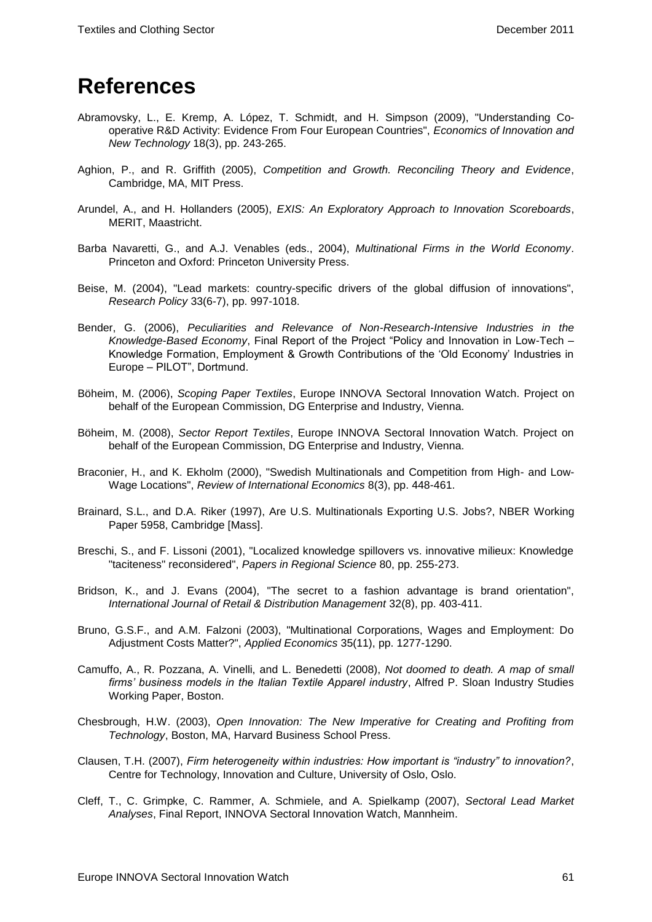# References

Abramovsky, L., E. Kremp, A. López, T. Schmidt, and H. Simpson (2009), "Understanding Co-operative R&D Activity: Evidence From Four European Countries", *Economics of Innovation and New Technology* 18(3), pp. 243-265.

Aghion, P., and R. Griffith (2005), *Competition and Growth. Reconciling Theory and Evidence*, Cambridge, MA, MIT Press.

Arundel, A., and H. Hollanders (2005), *EXIS: An Exploratory Approach to Innovation Scoreboards*, MERIT, Maastricht.

Barba Navaretti, G., and A.J. Venables (eds., 2004), *Multinational Firms in the World Economy*. Princeton and Oxford: Princeton University Press.

Beise, M. (2004), "Lead markets: country-specific drivers of the global diffusion of innovations", *Research Policy* 33(6-7), pp. 997-1018.

Bender, G. (2006), *Peculiarities and Relevance of Non-Research-Intensive Industries in the Knowledge-Based Economy*, Final Report of the Project "Policy and Innovation in Low-Tech – Knowledge Formation, Employment & Growth Contributions of the 'Old Economy' Industries in Europe – PILOT", Dortmund.

Böheim, M. (2006), *Scoping Paper Textiles*, Europe INNOVA Sectoral Innovation Watch. Project on behalf of the European Commission, DG Enterprise and Industry, Vienna.

Böheim, M. (2008), *Sector Report Textiles*, Europe INNOVA Sectoral Innovation Watch. Project on behalf of the European Commission, DG Enterprise and Industry, Vienna.

Braconier, H., and K. Ekholm (2000), "Swedish Multinationals and Competition from High- and Low-Wage Locations", *Review of International Economics* 8(3), pp. 448-461.

Brainard, S.L., and D.A. Riker (1997), Are U.S. Multinationals Exporting U.S. Jobs?, NBER Working Paper 5958, Cambridge [Mass].

Breschi, S., and F. Lissoni (2001), "Localized knowledge spillovers vs. innovative milieux: Knowledge "taciteness" reconsidered", *Papers in Regional Science* 80, pp. 255-273.

Bridson, K., and J. Evans (2004), "The secret to a fashion advantage is brand orientation", *International Journal of Retail & Distribution Management* 32(8), pp. 403-411.

Bruno, G.S.F., and A.M. Falzoni (2003), "Multinational Corporations, Wages and Employment: Do Adjustment Costs Matter?", *Applied Economics* 35(11), pp. 1277-1290.

Camuffo, A., R. Pozzana, A. Vinelli, and L. Benedetti (2008), *Not doomed to death. A map of small firms' business models in the Italian Textile Apparel industry*, Alfred P. Sloan Industry Studies Working Paper, Boston.

Chesbrough, H.W. (2003), *Open Innovation: The New Imperative for Creating and Profiting from Technology*, Boston, MA, Harvard Business School Press.

Clausen, T.H. (2007), *Firm heterogeneity within industries: How important is "industry" to innovation?*, Centre for Technology, Innovation and Culture, University of Oslo, Oslo.

Cleff, T., C. Grimpke, C. Rammer, A. Schmiele, and A. Spielkamp (2007), *Sectoral Lead Market Analyses*, Final Report, INNOVA Sectoral Innovation Watch, Mannheim.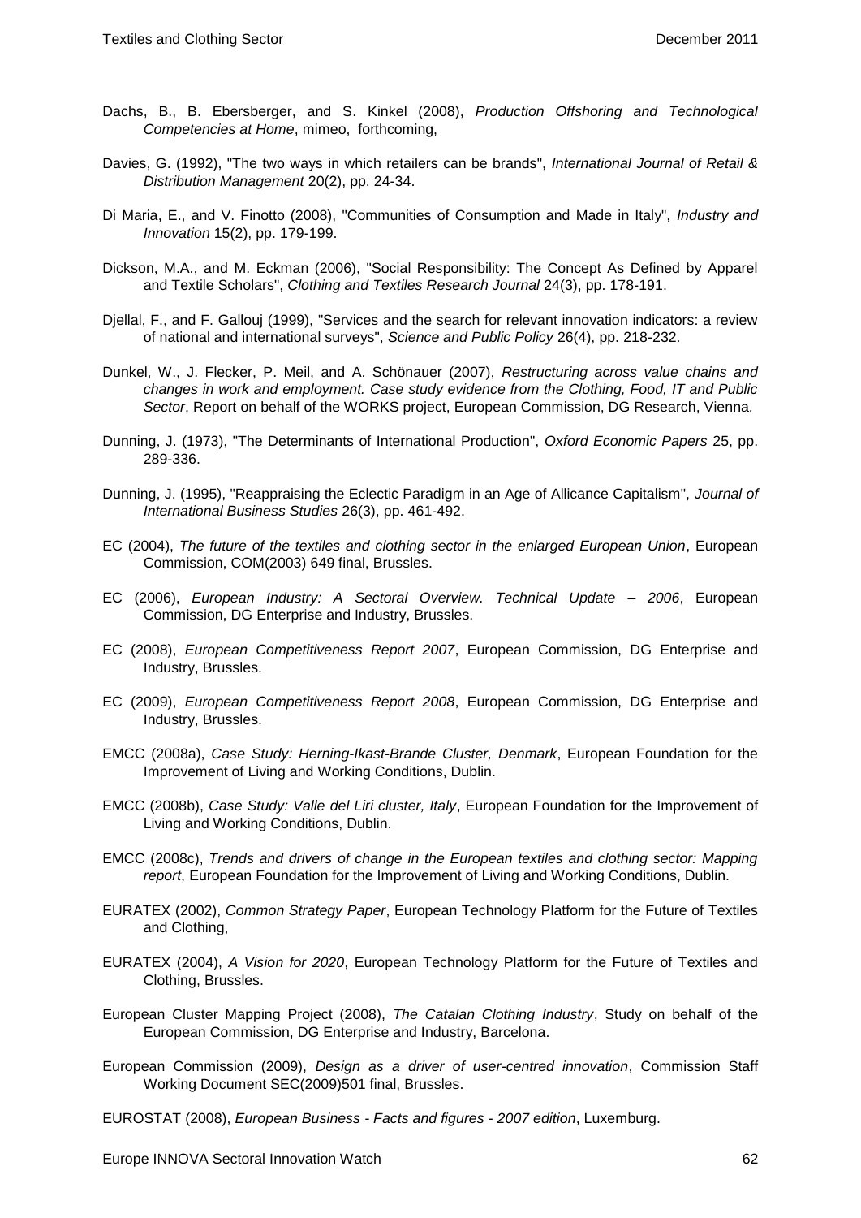Dachs, B., B. Ebersberger, and S. Kinkel (2008), *Production Offshoring and Technological Competencies at Home*, mimeo, forthcoming,

Davies, G. (1992), "The two ways in which retailers can be brands", *International Journal of Retail & Distribution Management* 20(2), pp. 24-34.

Di Maria, E., and V. Finotto (2008), "Communities of Consumption and Made in Italy", *Industry and Innovation* 15(2), pp. 179-199.

Dickson, M.A., and M. Eckman (2006), "Social Responsibility: The Concept As Defined by Apparel and Textile Scholars", *Clothing and Textiles Research Journal* 24(3), pp. 178-191.

Djellal, F., and F. Gallouj (1999), "Services and the search for relevant innovation indicators: a review of national and international surveys", *Science and Public Policy* 26(4), pp. 218-232.

Dunkel, W., J. Flecker, P. Meil, and A. Schönauer (2007), *Restructuring across value chains and changes in work and employment. Case study evidence from the Clothing, Food, IT and Public Sector*, Report on behalf of the WORKS project, European Commission, DG Research, Vienna.

Dunning, J. (1973), "The Determinants of International Production", *Oxford Economic Papers* 25, pp. 289-336.

Dunning, J. (1995), "Reappraising the Eclectic Paradigm in an Age of Allicance Capitalism", *Journal of International Business Studies* 26(3), pp. 461-492.

EC (2004), *The future of the textiles and clothing sector in the enlarged European Union*, European Commission, COM(2003) 649 final, Brussles.

EC (2006), *European Industry: A Sectoral Overview. Technical Update – 2006*, European Commission, DG Enterprise and Industry, Brussles.

EC (2008), *European Competitiveness Report 2007*, European Commission, DG Enterprise and Industry, Brussles.

EC (2009), *European Competitiveness Report 2008*, European Commission, DG Enterprise and Industry, Brussles.

EMCC (2008a), *Case Study: Herning-Ikast-Brande Cluster, Denmark*, European Foundation for the Improvement of Living and Working Conditions, Dublin.

EMCC (2008b), *Case Study: Valle del Liri cluster, Italy*, European Foundation for the Improvement of Living and Working Conditions, Dublin.

EMCC (2008c), *Trends and drivers of change in the European textiles and clothing sector: Mapping report*, European Foundation for the Improvement of Living and Working Conditions, Dublin.

EURATEX (2002), *Common Strategy Paper*, European Technology Platform for the Future of Textiles and Clothing,

EURATEX (2004), *A Vision for 2020*, European Technology Platform for the Future of Textiles and Clothing, Brussles.

European Cluster Mapping Project (2008), *The Catalan Clothing Industry*, Study on behalf of the European Commission, DG Enterprise and Industry, Barcelona.

European Commission (2009), *Design as a driver of user-centred innovation*, Commission Staff Working Document SEC(2009)501 final, Brussles.

EUROSTAT (2008), *European Business - Facts and figures - 2007 edition*, Luxemburg.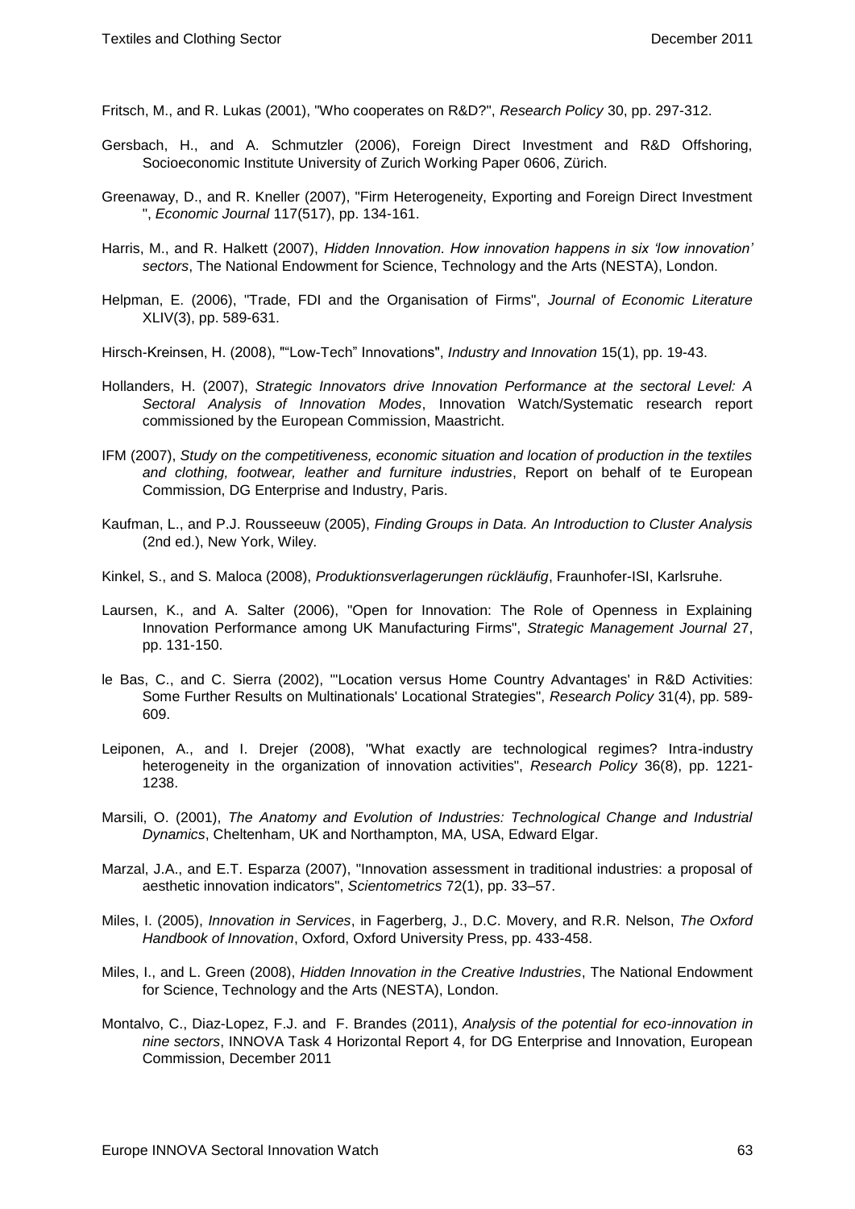Fritsch, M., and R. Lukas (2001), "Who cooperates on R&D?", *Research Policy* 30, pp. 297-312.

Gersbach, H., and A. Schmutzler (2006), Foreign Direct Investment and R&D Offshoring, Socioeconomic Institute University of Zurich Working Paper 0606, Zürich.

Greenaway, D., and R. Kneller (2007), "Firm Heterogeneity, Exporting and Foreign Direct Investment ", *Economic Journal* 117(517), pp. 134-161.

Harris, M., and R. Halkett (2007), *Hidden Innovation. How innovation happens in six 'low innovation' sectors*, The National Endowment for Science, Technology and the Arts (NESTA), London.

Helpman, E. (2006), "Trade, FDI and the Organisation of Firms", *Journal of Economic Literature* XLIV(3), pp. 589-631.

Hirsch-Kreinsen, H. (2008), ""Low-Tech" Innovations", *Industry and Innovation* 15(1), pp. 19-43.

Hollanders, H. (2007), *Strategic Innovators drive Innovation Performance at the sectoral Level: A Sectoral Analysis of Innovation Modes*, Innovation Watch/Systematic research report commissioned by the European Commission, Maastricht.

IFM (2007), *Study on the competitiveness, economic situation and location of production in the textiles and clothing, footwear, leather and furniture industries*, Report on behalf of te European Commission, DG Enterprise and Industry, Paris.

Kaufman, L., and P.J. Rousseeuw (2005), *Finding Groups in Data. An Introduction to Cluster Analysis* (2nd ed.), New York, Wiley.

Kinkel, S., and S. Maloca (2008), *Produktionsverlagerungen rückläufig*, Fraunhofer-ISI, Karlsruhe.

Laursen, K., and A. Salter (2006), "Open for Innovation: The Role of Openness in Explaining Innovation Performance among UK Manufacturing Firms", *Strategic Management Journal* 27, pp. 131-150.

le Bas, C., and C. Sierra (2002), "'Location versus Home Country Advantages' in R&D Activities: Some Further Results on Multinationals' Locational Strategies", *Research Policy* 31(4), pp. 589-609.

Leiponen, A., and I. Drejer (2008), "What exactly are technological regimes? Intra-industry heterogeneity in the organization of innovation activities", *Research Policy* 36(8), pp. 1221-1238.

Marsili, O. (2001), *The Anatomy and Evolution of Industries: Technological Change and Industrial Dynamics*, Cheltenham, UK and Northampton, MA, USA, Edward Elgar.

Marzal, J.A., and E.T. Esparza (2007), "Innovation assessment in traditional industries: a proposal of aesthetic innovation indicators", *Scientometrics* 72(1), pp. 33–57.

Miles, I. (2005), *Innovation in Services*, in Fagerberg, J., D.C. Movery, and R.R. Nelson, *The Oxford Handbook of Innovation*, Oxford, Oxford University Press, pp. 433-458.

Miles, I., and L. Green (2008), *Hidden Innovation in the Creative Industries*, The National Endowment for Science, Technology and the Arts (NESTA), London.

Montalvo, C., Diaz-Lopez, F.J. and F. Brandes (2011), *Analysis of the potential for eco-innovation in nine sectors*, INNOVA Task 4 Horizontal Report 4, for DG Enterprise and Innovation, European Commission, December 2011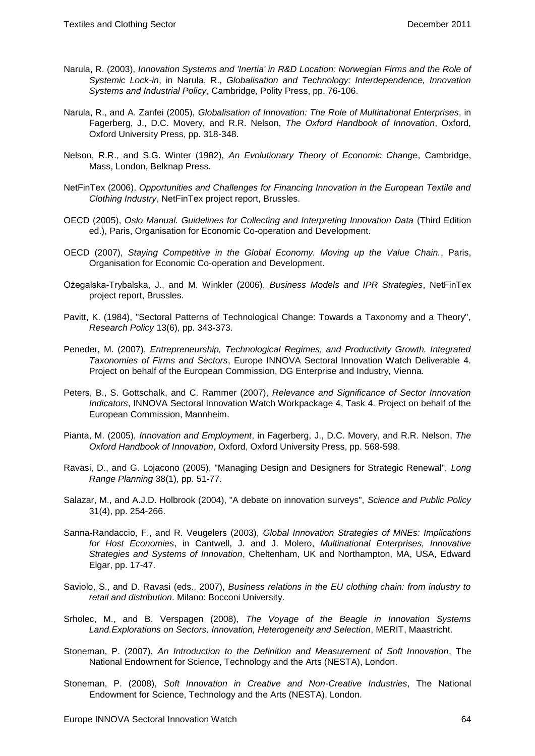Narula, R. (2003), *Innovation Systems and 'Inertia' in R&D Location: Norwegian Firms and the Role of Systemic Lock-in*, in Narula, R., *Globalisation and Technology: Interdependence, Innovation Systems and Industrial Policy*, Cambridge, Polity Press, pp. 76-106.

Narula, R., and A. Zanfei (2005), *Globalisation of Innovation: The Role of Multinational Enterprises*, in Fagerberg, J., D.C. Movery, and R.R. Nelson, *The Oxford Handbook of Innovation*, Oxford, Oxford University Press, pp. 318-348.

Nelson, R.R., and S.G. Winter (1982), *An Evolutionary Theory of Economic Change*, Cambridge, Mass, London, Belknap Press.

NetFinTex (2006), *Opportunities and Challenges for Financing Innovation in the European Textile and Clothing Industry*, NetFinTex project report, Brussles.

OECD (2005), *Oslo Manual. Guidelines for Collecting and Interpreting Innovation Data* (Third Edition ed.), Paris, Organisation for Economic Co-operation and Development.

OECD (2007), *Staying Competitive in the Global Economy. Moving up the Value Chain.*, Paris, Organisation for Economic Co-operation and Development.

Ożegalska-Trybalska, J., and M. Winkler (2006), *Business Models and IPR Strategies*, NetFinTex project report, Brussles.

Pavitt, K. (1984), "Sectoral Patterns of Technological Change: Towards a Taxonomy and a Theory", *Research Policy* 13(6), pp. 343-373.

Peneder, M. (2007), *Entrepreneurship, Technological Regimes, and Productivity Growth. Integrated Taxonomies of Firms and Sectors*, Europe INNOVA Sectoral Innovation Watch Deliverable 4. Project on behalf of the European Commission, DG Enterprise and Industry, Vienna.

Peters, B., S. Gottschalk, and C. Rammer (2007), *Relevance and Significance of Sector Innovation Indicators*, INNOVA Sectoral Innovation Watch Workpackage 4, Task 4. Project on behalf of the European Commission, Mannheim.

Pianta, M. (2005), *Innovation and Employment*, in Fagerberg, J., D.C. Movery, and R.R. Nelson, *The Oxford Handbook of Innovation*, Oxford, Oxford University Press, pp. 568-598.

Ravasi, D., and G. Lojacono (2005), "Managing Design and Designers for Strategic Renewal", *Long Range Planning* 38(1), pp. 51-77.

Salazar, M., and A.J.D. Holbrook (2004), "A debate on innovation surveys", *Science and Public Policy* 31(4), pp. 254-266.

Sanna-Randaccio, F., and R. Veugelers (2003), *Global Innovation Strategies of MNEs: Implications for Host Economies*, in Cantwell, J. and J. Molero, *Multinational Enterprises, Innovative Strategies and Systems of Innovation*, Cheltenham, UK and Northampton, MA, USA, Edward Elgar, pp. 17-47.

Saviolo, S., and D. Ravasi (eds., 2007), *Business relations in the EU clothing chain: from industry to retail and distribution*. Milano: Bocconi University.

Srholec, M., and B. Verspagen (2008), *The Voyage of the Beagle in Innovation Systems Land.Explorations on Sectors, Innovation, Heterogeneity and Selection*, MERIT, Maastricht.

Stoneman, P. (2007), *An Introduction to the Definition and Measurement of Soft Innovation*, The National Endowment for Science, Technology and the Arts (NESTA), London.

Stoneman, P. (2008), *Soft Innovation in Creative and Non-Creative Industries*, The National Endowment for Science, Technology and the Arts (NESTA), London.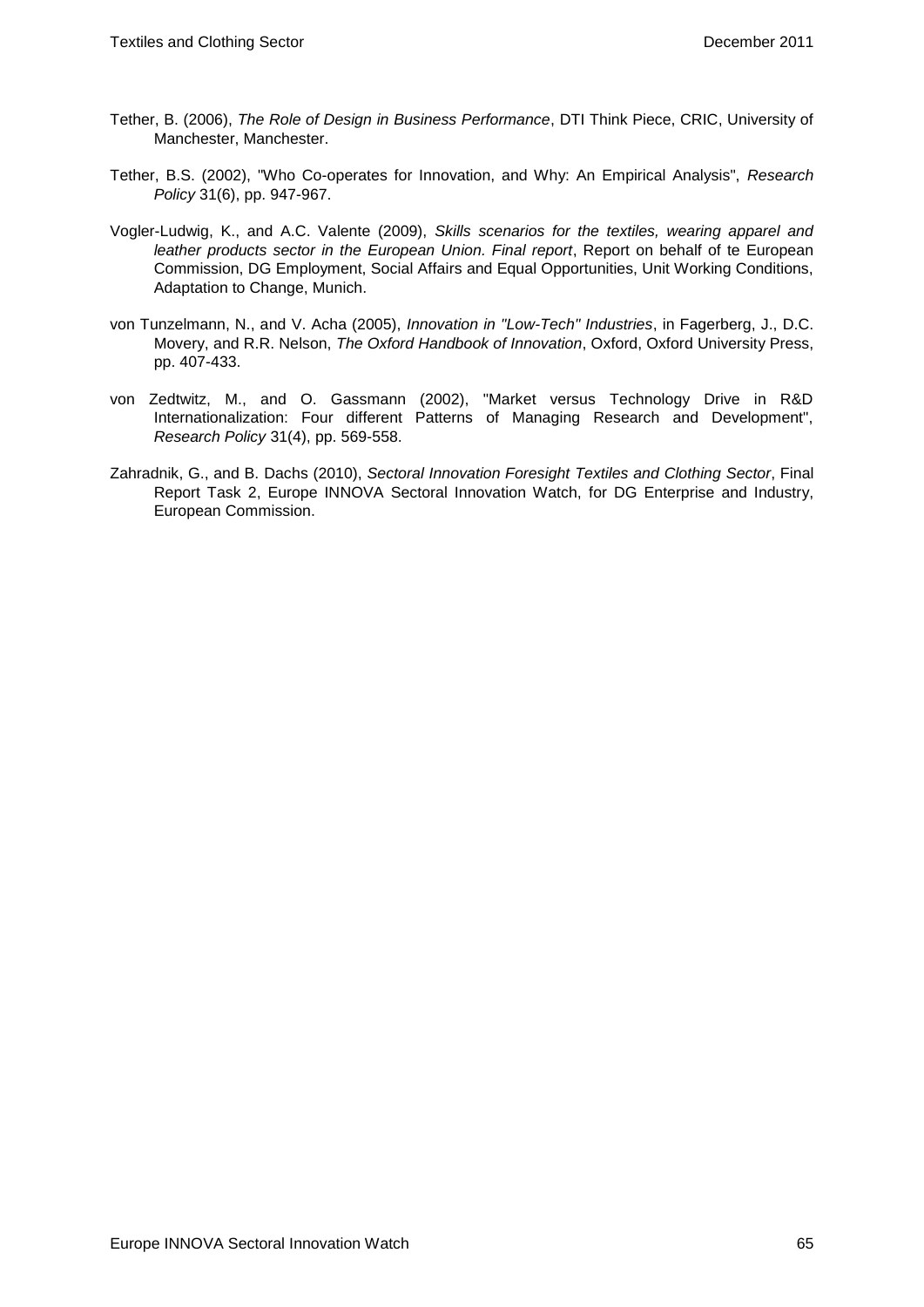Tether, B. (2006), *The Role of Design in Business Performance*, DTI Think Piece, CRIC, University of Manchester, Manchester.

Tether, B.S. (2002), "Who Co-operates for Innovation, and Why: An Empirical Analysis", *Research Policy* 31(6), pp. 947-967.

Vogler-Ludwig, K., and A.C. Valente (2009), *Skills scenarios for the textiles, wearing apparel and leather products sector in the European Union. Final report*, Report on behalf of te European Commission, DG Employment, Social Affairs and Equal Opportunities, Unit Working Conditions, Adaptation to Change, Munich.

von Tunzelmann, N., and V. Acha (2005), *Innovation in "Low-Tech" Industries*, in Fagerberg, J., D.C. Movery, and R.R. Nelson, *The Oxford Handbook of Innovation*, Oxford, Oxford University Press, pp. 407-433.

von Zedtwitz, M., and O. Gassmann (2002), "Market versus Technology Drive in R&D Internationalization: Four different Patterns of Managing Research and Development", *Research Policy* 31(4), pp. 569-558.

Zahradnik, G., and B. Dachs (2010), *Sectoral Innovation Foresight Textiles and Clothing Sector*, Final Report Task 2, Europe INNOVA Sectoral Innovation Watch, for DG Enterprise and Industry, European Commission.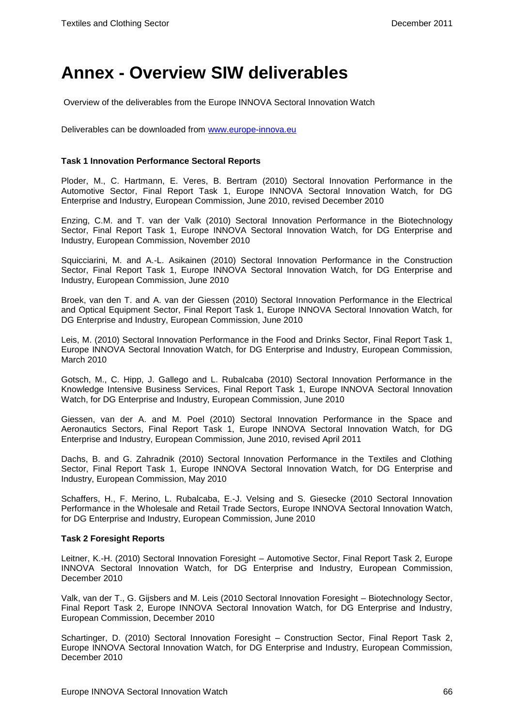# Annex - Overview SIW deliverables

Overview of the deliverables from the Europe INNOVA Sectoral Innovation Watch

Deliverables can be downloaded from [www.europe-innova.eu](www.europe-innova.eu)

**Task 1 Innovation Performance Sectoral Reports**

Ploder, M., C. Hartmann, E. Veres, B. Bertram (2010) Sectoral Innovation Performance in the Automotive Sector, Final Report Task 1, Europe INNOVA Sectoral Innovation Watch, for DG Enterprise and Industry, European Commission, June 2010, revised December 2010

Enzing, C.M. and T. van der Valk (2010) Sectoral Innovation Performance in the Biotechnology Sector, Final Report Task 1, Europe INNOVA Sectoral Innovation Watch, for DG Enterprise and Industry, European Commission, November 2010

Squicciarini, M. and A.-L. Asikainen (2010) Sectoral Innovation Performance in the Construction Sector, Final Report Task 1, Europe INNOVA Sectoral Innovation Watch, for DG Enterprise and Industry, European Commission, June 2010

Broek, van den T. and A. van der Giessen (2010) Sectoral Innovation Performance in the Electrical and Optical Equipment Sector, Final Report Task 1, Europe INNOVA Sectoral Innovation Watch, for DG Enterprise and Industry, European Commission, June 2010

Leis, M. (2010) Sectoral Innovation Performance in the Food and Drinks Sector, Final Report Task 1, Europe INNOVA Sectoral Innovation Watch, for DG Enterprise and Industry, European Commission, March 2010

Gotsch, M., C. Hipp, J. Gallego and L. Rubalcaba (2010) Sectoral Innovation Performance in the Knowledge Intensive Business Services, Final Report Task 1, Europe INNOVA Sectoral Innovation Watch, for DG Enterprise and Industry, European Commission, June 2010

Giessen, van der A. and M. Poel (2010) Sectoral Innovation Performance in the Space and Aeronautics Sectors, Final Report Task 1, Europe INNOVA Sectoral Innovation Watch, for DG Enterprise and Industry, European Commission, June 2010, revised April 2011

Dachs, B. and G. Zahradnik (2010) Sectoral Innovation Performance in the Textiles and Clothing Sector, Final Report Task 1, Europe INNOVA Sectoral Innovation Watch, for DG Enterprise and Industry, European Commission, May 2010

Schaffers, H., F. Merino, L. Rubalcaba, E.-J. Velsing and S. Giesecke (2010 Sectoral Innovation Performance in the Wholesale and Retail Trade Sectors, Europe INNOVA Sectoral Innovation Watch, for DG Enterprise and Industry, European Commission, June 2010

**Task 2 Foresight Reports**

Leitner, K.-H. (2010) Sectoral Innovation Foresight – Automotive Sector, Final Report Task 2, Europe INNOVA Sectoral Innovation Watch, for DG Enterprise and Industry, European Commission, December 2010

Valk, van der T., G. Gijsbers and M. Leis (2010 Sectoral Innovation Foresight – Biotechnology Sector, Final Report Task 2, Europe INNOVA Sectoral Innovation Watch, for DG Enterprise and Industry, European Commission, December 2010

Schartinger, D. (2010) Sectoral Innovation Foresight – Construction Sector, Final Report Task 2, Europe INNOVA Sectoral Innovation Watch, for DG Enterprise and Industry, European Commission, December 2010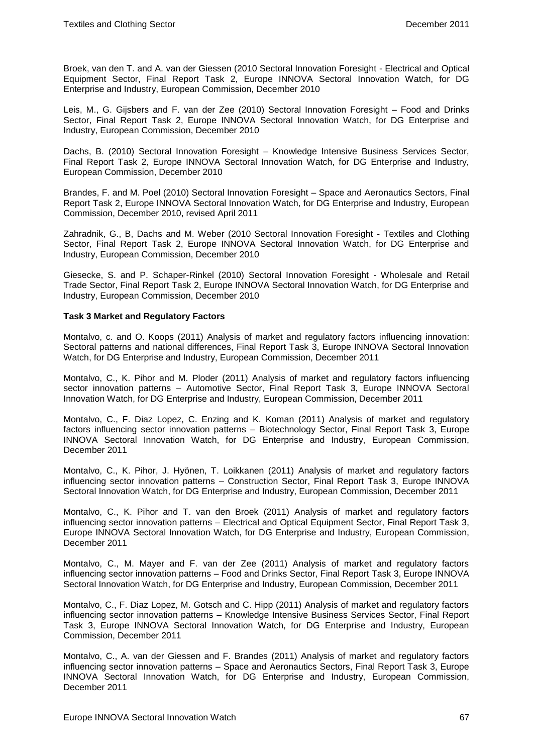Broek, van den T. and A. van der Giessen (2010 Sectoral Innovation Foresight - Electrical and Optical Equipment Sector, Final Report Task 2, Europe INNOVA Sectoral Innovation Watch, for DG Enterprise and Industry, European Commission, December 2010

Leis, M., G. Gijsbers and F. van der Zee (2010) Sectoral Innovation Foresight – Food and Drinks Sector, Final Report Task 2, Europe INNOVA Sectoral Innovation Watch, for DG Enterprise and Industry, European Commission, December 2010

Dachs, B. (2010) Sectoral Innovation Foresight – Knowledge Intensive Business Services Sector, Final Report Task 2, Europe INNOVA Sectoral Innovation Watch, for DG Enterprise and Industry, European Commission, December 2010

Brandes, F. and M. Poel (2010) Sectoral Innovation Foresight – Space and Aeronautics Sectors, Final Report Task 2, Europe INNOVA Sectoral Innovation Watch, for DG Enterprise and Industry, European Commission, December 2010, revised April 2011

Zahradnik, G., B, Dachs and M. Weber (2010 Sectoral Innovation Foresight - Textiles and Clothing Sector, Final Report Task 2, Europe INNOVA Sectoral Innovation Watch, for DG Enterprise and Industry, European Commission, December 2010

Giesecke, S. and P. Schaper-Rinkel (2010) Sectoral Innovation Foresight - Wholesale and Retail Trade Sector, Final Report Task 2, Europe INNOVA Sectoral Innovation Watch, for DG Enterprise and Industry, European Commission, December 2010

**Task 3 Market and Regulatory Factors**

Montalvo, c. and O. Koops (2011) Analysis of market and regulatory factors influencing innovation: Sectoral patterns and national differences, Final Report Task 3, Europe INNOVA Sectoral Innovation Watch, for DG Enterprise and Industry, European Commission, December 2011

Montalvo, C., K. Pihor and M. Ploder (2011) Analysis of market and regulatory factors influencing sector innovation patterns – Automotive Sector, Final Report Task 3, Europe INNOVA Sectoral Innovation Watch, for DG Enterprise and Industry, European Commission, December 2011

Montalvo, C., F. Diaz Lopez, C. Enzing and K. Koman (2011) Analysis of market and regulatory factors influencing sector innovation patterns – Biotechnology Sector, Final Report Task 3, Europe INNOVA Sectoral Innovation Watch, for DG Enterprise and Industry, European Commission, December 2011

Montalvo, C., K. Pihor, J. Hyönen, T. Loikkanen (2011) Analysis of market and regulatory factors influencing sector innovation patterns – Construction Sector, Final Report Task 3, Europe INNOVA Sectoral Innovation Watch, for DG Enterprise and Industry, European Commission, December 2011

Montalvo, C., K. Pihor and T. van den Broek (2011) Analysis of market and regulatory factors influencing sector innovation patterns – Electrical and Optical Equipment Sector, Final Report Task 3, Europe INNOVA Sectoral Innovation Watch, for DG Enterprise and Industry, European Commission, December 2011

Montalvo, C., M. Mayer and F. van der Zee (2011) Analysis of market and regulatory factors influencing sector innovation patterns – Food and Drinks Sector, Final Report Task 3, Europe INNOVA Sectoral Innovation Watch, for DG Enterprise and Industry, European Commission, December 2011

Montalvo, C., F. Diaz Lopez, M. Gotsch and C. Hipp (2011) Analysis of market and regulatory factors influencing sector innovation patterns – Knowledge Intensive Business Services Sector, Final Report Task 3, Europe INNOVA Sectoral Innovation Watch, for DG Enterprise and Industry, European Commission, December 2011

Montalvo, C., A. van der Giessen and F. Brandes (2011) Analysis of market and regulatory factors influencing sector innovation patterns – Space and Aeronautics Sectors, Final Report Task 3, Europe INNOVA Sectoral Innovation Watch, for DG Enterprise and Industry, European Commission, December 2011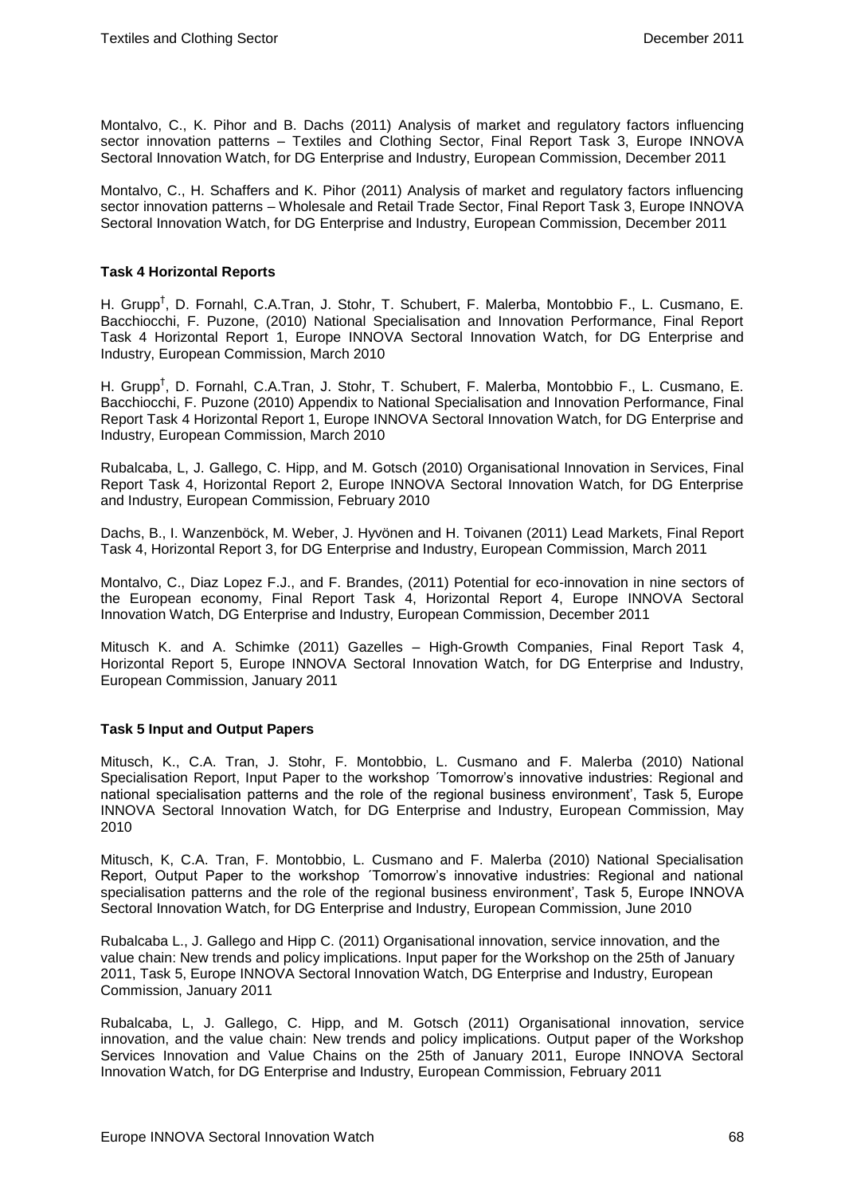Montalvo, C., K. Pihor and B. Dachs (2011) Analysis of market and regulatory factors influencing sector innovation patterns – Textiles and Clothing Sector, Final Report Task 3, Europe INNOVA Sectoral Innovation Watch, for DG Enterprise and Industry, European Commission, December 2011

Montalvo, C., H. Schaffers and K. Pihor (2011) Analysis of market and regulatory factors influencing sector innovation patterns – Wholesale and Retail Trade Sector, Final Report Task 3, Europe INNOVA Sectoral Innovation Watch, for DG Enterprise and Industry, European Commission, December 2011

**Task 4 Horizontal Reports**

H. Grupp[†], D. Fornahl, C.A.Tran, J. Stohr, T. Schubert, F. Malerba, Montobbio F., L. Cusmano, E. Bacchiocchi, F. Puzone, (2010) National Specialisation and Innovation Performance, Final Report Task 4 Horizontal Report 1, Europe INNOVA Sectoral Innovation Watch, for DG Enterprise and Industry, European Commission, March 2010

H. Grupp[†], D. Fornahl, C.A.Tran, J. Stohr, T. Schubert, F. Malerba, Montobbio F., L. Cusmano, E. Bacchiocchi, F. Puzone (2010) Appendix to National Specialisation and Innovation Performance, Final Report Task 4 Horizontal Report 1, Europe INNOVA Sectoral Innovation Watch, for DG Enterprise and Industry, European Commission, March 2010

Rubalcaba, L, J. Gallego, C. Hipp, and M. Gotsch (2010) Organisational Innovation in Services, Final Report Task 4, Horizontal Report 2, Europe INNOVA Sectoral Innovation Watch, for DG Enterprise and Industry, European Commission, February 2010

Dachs, B., I. Wanzenböck, M. Weber, J. Hyvönen and H. Toivanen (2011) Lead Markets, Final Report Task 4, Horizontal Report 3, for DG Enterprise and Industry, European Commission, March 2011

Montalvo, C., Diaz Lopez F.J., and F. Brandes, (2011) Potential for eco-innovation in nine sectors of the European economy, Final Report Task 4, Horizontal Report 4, Europe INNOVA Sectoral Innovation Watch, DG Enterprise and Industry, European Commission, December 2011

Mitusch K. and A. Schimke (2011) Gazelles – High-Growth Companies, Final Report Task 4, Horizontal Report 5, Europe INNOVA Sectoral Innovation Watch, for DG Enterprise and Industry, European Commission, January 2011

**Task 5 Input and Output Papers**

Mitusch, K., C.A. Tran, J. Stohr, F. Montobbio, L. Cusmano and F. Malerba (2010) National Specialisation Report, Input Paper to the workshop ´Tomorrow's innovative industries: Regional and national specialisation patterns and the role of the regional business environment', Task 5, Europe INNOVA Sectoral Innovation Watch, for DG Enterprise and Industry, European Commission, May 2010

Mitusch, K, C.A. Tran, F. Montobbio, L. Cusmano and F. Malerba (2010) National Specialisation Report, Output Paper to the workshop ´Tomorrow's innovative industries: Regional and national specialisation patterns and the role of the regional business environment', Task 5, Europe INNOVA Sectoral Innovation Watch, for DG Enterprise and Industry, European Commission, June 2010

Rubalcaba L., J. Gallego and Hipp C. (2011) Organisational innovation, service innovation, and the value chain: New trends and policy implications. Input paper for the Workshop on the 25th of January 2011, Task 5, Europe INNOVA Sectoral Innovation Watch, DG Enterprise and Industry, European Commission, January 2011

Rubalcaba, L, J. Gallego, C. Hipp, and M. Gotsch (2011) Organisational innovation, service innovation, and the value chain: New trends and policy implications. Output paper of the Workshop Services Innovation and Value Chains on the 25th of January 2011, Europe INNOVA Sectoral Innovation Watch, for DG Enterprise and Industry, European Commission, February 2011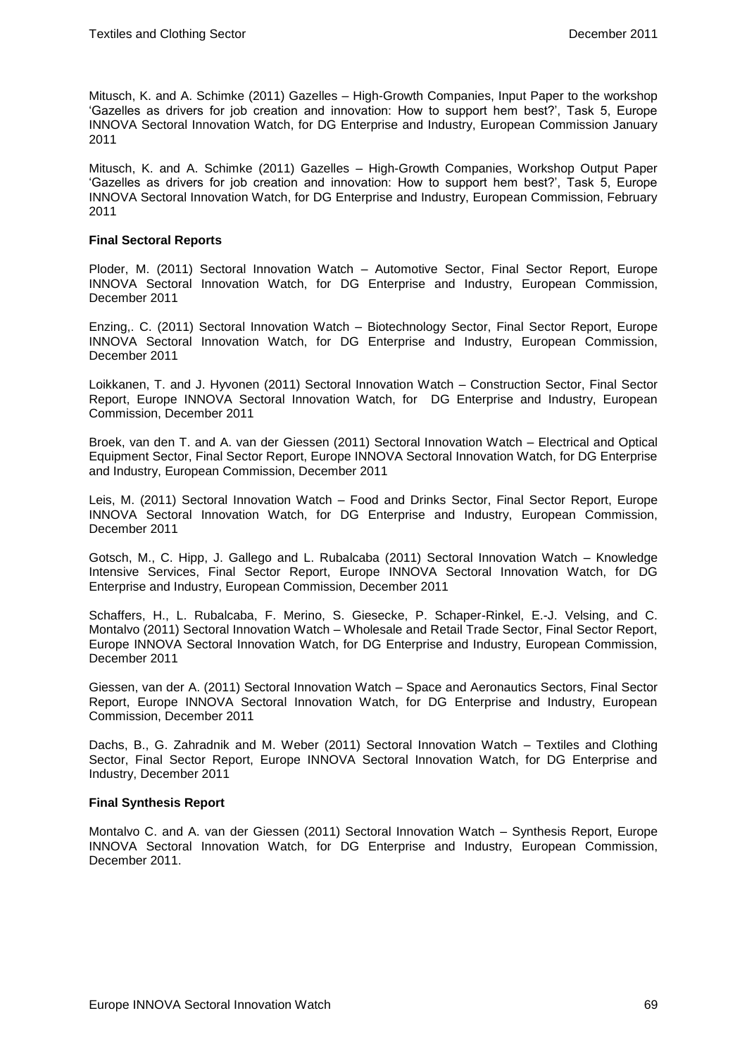Mitusch, K. and A. Schimke (2011) Gazelles – High-Growth Companies, Input Paper to the workshop 'Gazelles as drivers for job creation and innovation: How to support hem best?', Task 5, Europe INNOVA Sectoral Innovation Watch, for DG Enterprise and Industry, European Commission January 2011

Mitusch, K. and A. Schimke (2011) Gazelles – High-Growth Companies, Workshop Output Paper 'Gazelles as drivers for job creation and innovation: How to support hem best?', Task 5, Europe INNOVA Sectoral Innovation Watch, for DG Enterprise and Industry, European Commission, February 2011

**Final Sectoral Reports**

Ploder, M. (2011) Sectoral Innovation Watch – Automotive Sector, Final Sector Report, Europe INNOVA Sectoral Innovation Watch, for DG Enterprise and Industry, European Commission, December 2011

Enzing,. C. (2011) Sectoral Innovation Watch – Biotechnology Sector, Final Sector Report, Europe INNOVA Sectoral Innovation Watch, for DG Enterprise and Industry, European Commission, December 2011

Loikkanen, T. and J. Hyvonen (2011) Sectoral Innovation Watch – Construction Sector, Final Sector Report, Europe INNOVA Sectoral Innovation Watch, for DG Enterprise and Industry, European Commission, December 2011

Broek, van den T. and A. van der Giessen (2011) Sectoral Innovation Watch – Electrical and Optical Equipment Sector, Final Sector Report, Europe INNOVA Sectoral Innovation Watch, for DG Enterprise and Industry, European Commission, December 2011

Leis, M. (2011) Sectoral Innovation Watch – Food and Drinks Sector, Final Sector Report, Europe INNOVA Sectoral Innovation Watch, for DG Enterprise and Industry, European Commission, December 2011

Gotsch, M., C. Hipp, J. Gallego and L. Rubalcaba (2011) Sectoral Innovation Watch – Knowledge Intensive Services, Final Sector Report, Europe INNOVA Sectoral Innovation Watch, for DG Enterprise and Industry, European Commission, December 2011

Schaffers, H., L. Rubalcaba, F. Merino, S. Giesecke, P. Schaper-Rinkel, E.-J. Velsing, and C. Montalvo (2011) Sectoral Innovation Watch – Wholesale and Retail Trade Sector, Final Sector Report, Europe INNOVA Sectoral Innovation Watch, for DG Enterprise and Industry, European Commission, December 2011

Giessen, van der A. (2011) Sectoral Innovation Watch – Space and Aeronautics Sectors, Final Sector Report, Europe INNOVA Sectoral Innovation Watch, for DG Enterprise and Industry, European Commission, December 2011

Dachs, B., G. Zahradnik and M. Weber (2011) Sectoral Innovation Watch – Textiles and Clothing Sector, Final Sector Report, Europe INNOVA Sectoral Innovation Watch, for DG Enterprise and Industry, December 2011

**Final Synthesis Report**

Montalvo C. and A. van der Giessen (2011) Sectoral Innovation Watch – Synthesis Report, Europe INNOVA Sectoral Innovation Watch, for DG Enterprise and Industry, European Commission, December 2011.